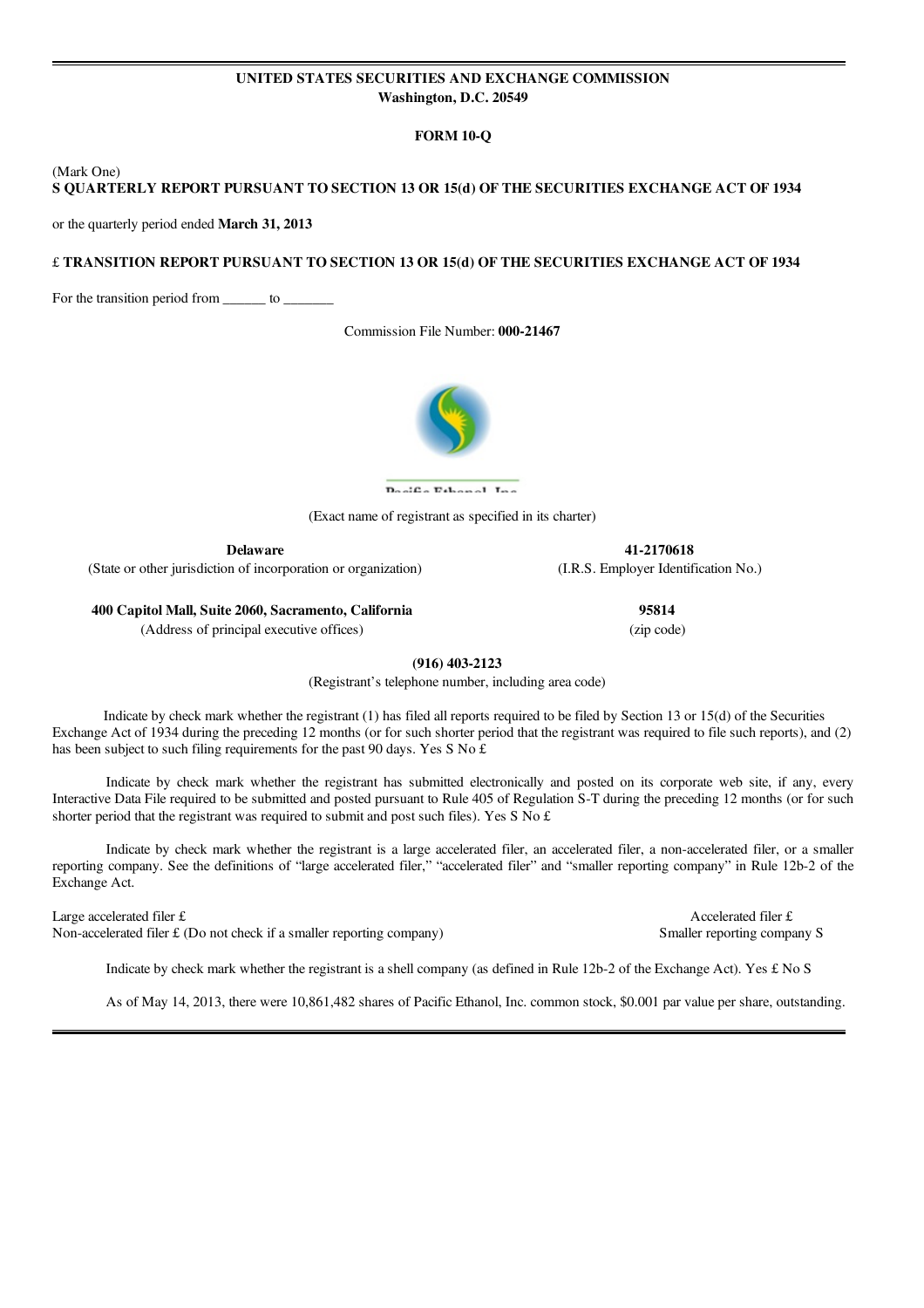# UNITED STATES SECURITIES AND EXCHANGE COMMISSION
**Washington, D.C. 20549**

**FORM 10-Q**

(Mark One)

**S QUARTERLY REPORT PURSUANT TO SECTION 13 OR 15(d) OF THE SECURITIES EXCHANGE ACT OF 1934**

or the quarterly period ended **March 31, 2013**

£ **TRANSITION REPORT PURSUANT TO SECTION 13 OR 15(d) OF THE SECURITIES EXCHANGE ACT OF 1934**

For the transition period from ______ to _______

Commission File Number: **000-21467**

Pacific Ethanol, Inc.

(Exact name of registrant as specified in its charter)

| **Delaware** | **41-2170618** |
|---|---|
| (State or other jurisdiction of incorporation or organization) | (I.R.S. Employer Identification No.) |
| **400 Capitol Mall, Suite 2060, Sacramento, California** | **95814** |
| (Address of principal executive offices) | (zip code) |

**(916) 403-2123**
(Registrant's telephone number, including area code)

Indicate by check mark whether the registrant (1) has filed all reports required to be filed by Section 13 or 15(d) of the Securities Exchange Act of 1934 during the preceding 12 months (or for such shorter period that the registrant was required to file such reports), and (2) has been subject to such filing requirements for the past 90 days. Yes S No £

Indicate by check mark whether the registrant has submitted electronically and posted on its corporate web site, if any, every Interactive Data File required to be submitted and posted pursuant to Rule 405 of Regulation S-T during the preceding 12 months (or for such shorter period that the registrant was required to submit and post such files). Yes S No £

Indicate by check mark whether the registrant is a large accelerated filer, an accelerated filer, a non-accelerated filer, or a smaller reporting company. See the definitions of "large accelerated filer," "accelerated filer" and "smaller reporting company" in Rule 12b-2 of the Exchange Act.

| | |
|---|---|
| Large accelerated filer £ | Accelerated filer £ |
| Non-accelerated filer £ (Do not check if a smaller reporting company) | Smaller reporting company S |

Indicate by check mark whether the registrant is a shell company (as defined in Rule 12b-2 of the Exchange Act). Yes £ No S

As of May 14, 2013, there were 10,861,482 shares of Pacific Ethanol, Inc. common stock, $0.001 par value per share, outstanding.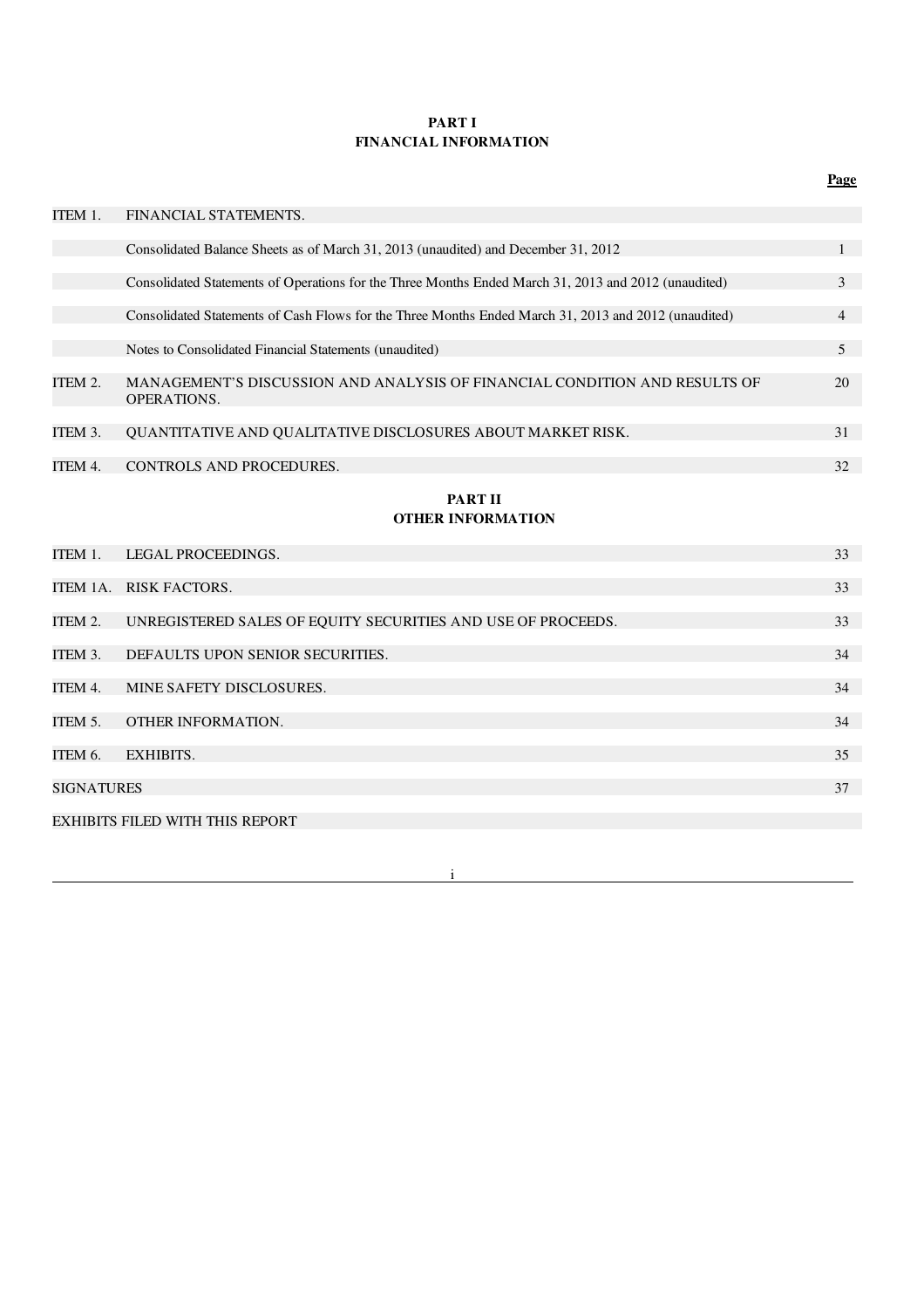## PART I
## FINANCIAL INFORMATION

| | | Page |
|---|---|---|
| ITEM 1. | FINANCIAL STATEMENTS. | |
| | Consolidated Balance Sheets as of March 31, 2013 (unaudited) and December 31, 2012 | 1 |
| | Consolidated Statements of Operations for the Three Months Ended March 31, 2013 and 2012 (unaudited) | 3 |
| | Consolidated Statements of Cash Flows for the Three Months Ended March 31, 2013 and 2012 (unaudited) | 4 |
| | Notes to Consolidated Financial Statements (unaudited) | 5 |
| ITEM 2. | MANAGEMENT'S DISCUSSION AND ANALYSIS OF FINANCIAL CONDITION AND RESULTS OF OPERATIONS. | 20 |
| ITEM 3. | QUANTITATIVE AND QUALITATIVE DISCLOSURES ABOUT MARKET RISK. | 31 |
| ITEM 4. | CONTROLS AND PROCEDURES. | 32 |

## PART II
## OTHER INFORMATION

| | | |
|---|---|---|
| ITEM 1. | LEGAL PROCEEDINGS. | 33 |
| ITEM 1A. | RISK FACTORS. | 33 |
| ITEM 2. | UNREGISTERED SALES OF EQUITY SECURITIES AND USE OF PROCEEDS. | 33 |
| ITEM 3. | DEFAULTS UPON SENIOR SECURITIES. | 34 |
| ITEM 4. | MINE SAFETY DISCLOSURES. | 34 |
| ITEM 5. | OTHER INFORMATION. | 34 |
| ITEM 6. | EXHIBITS. | 35 |
| SIGNATURES | | 37 |
| EXHIBITS FILED WITH THIS REPORT | | |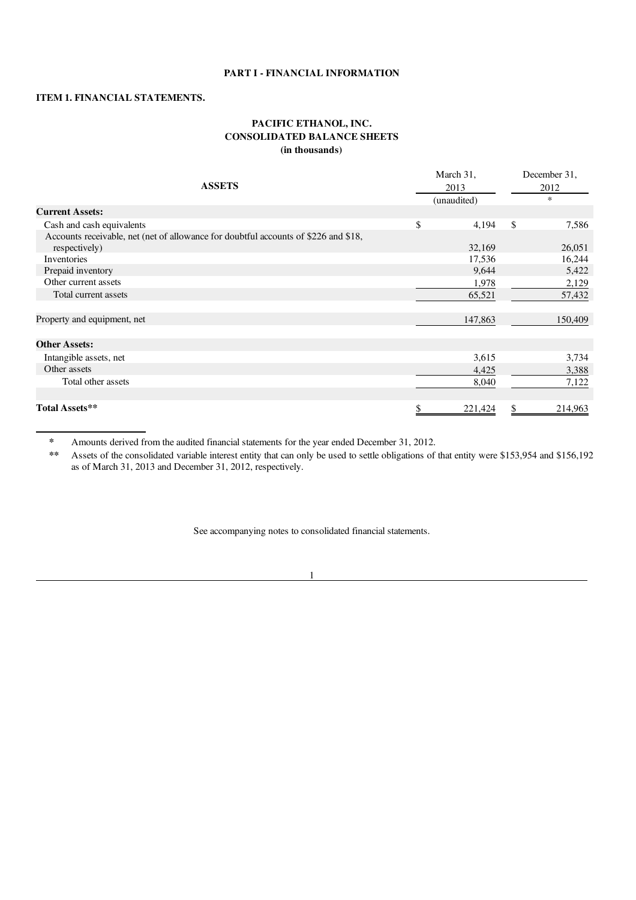**PART I - FINANCIAL INFORMATION**

**ITEM 1. FINANCIAL STATEMENTS.**

**PACIFIC ETHANOL, INC.**
**CONSOLIDATED BALANCE SHEETS**
**(in thousands)**

| ASSETS | March 31, 2013 (unaudited) | December 31, 2012 * |
|---|---|---|
| **Current Assets:** | | |
| Cash and cash equivalents | $ 4,194 | $ 7,586 |
| Accounts receivable, net (net of allowance for doubtful accounts of $226 and $18, respectively) | 32,169 | 26,051 |
| Inventories | 17,536 | 16,244 |
| Prepaid inventory | 9,644 | 5,422 |
| Other current assets | 1,978 | 2,129 |
| Total current assets | 65,521 | 57,432 |
| | | |
| Property and equipment, net | 147,863 | 150,409 |
| | | |
| **Other Assets:** | | |
| Intangible assets, net | 3,615 | 3,734 |
| Other assets | 4,425 | 3,388 |
| Total other assets | 8,040 | 7,122 |
| | | |
| **Total Assets**** | $ 221,424 | $ 214,963 |

\* Amounts derived from the audited financial statements for the year ended December 31, 2012.

** Assets of the consolidated variable interest entity that can only be used to settle obligations of that entity were $153,954 and $156,192 as of March 31, 2013 and December 31, 2012, respectively.

See accompanying notes to consolidated financial statements.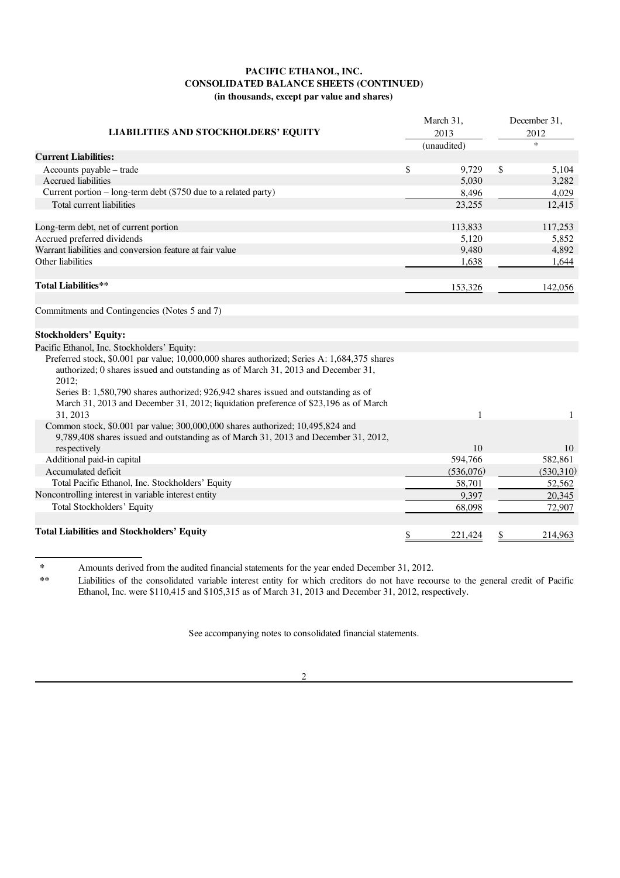# PACIFIC ETHANOL, INC.
## CONSOLIDATED BALANCE SHEETS (CONTINUED)
### (in thousands, except par value and shares)

| LIABILITIES AND STOCKHOLDERS' EQUITY | March 31, 2013 (unaudited) | December 31, 2012 * |
|---|---|---|
| **Current Liabilities:** | | |
| Accounts payable – trade | $ 9,729 | $ 5,104 |
| Accrued liabilities | 5,030 | 3,282 |
| Current portion – long-term debt ($750 due to a related party) | 8,496 | 4,029 |
| Total current liabilities | 23,255 | 12,415 |
| | | |
| Long-term debt, net of current portion | 113,833 | 117,253 |
| Accrued preferred dividends | 5,120 | 5,852 |
| Warrant liabilities and conversion feature at fair value | 9,480 | 4,892 |
| Other liabilities | 1,638 | 1,644 |
| | | |
| **Total Liabilities**** | 153,326 | 142,056 |
| | | |
| Commitments and Contingencies (Notes 5 and 7) | | |
| | | |
| **Stockholders' Equity:** | | |
| Pacific Ethanol, Inc. Stockholders' Equity: | | |
| Preferred stock, $0.001 par value; 10,000,000 shares authorized; Series A: 1,684,375 shares authorized; 0 shares issued and outstanding as of March 31, 2013 and December 31, 2012; Series B: 1,580,790 shares authorized; 926,942 shares issued and outstanding as of March 31, 2013 and December 31, 2012; liquidation preference of $23,196 as of March 31, 2013 | 1 | 1 |
| Common stock, $0.001 par value; 300,000,000 shares authorized; 10,495,824 and 9,789,408 shares issued and outstanding as of March 31, 2013 and December 31, 2012, respectively | 10 | 10 |
| Additional paid-in capital | 594,766 | 582,861 |
| Accumulated deficit | (536,076) | (530,310) |
| Total Pacific Ethanol, Inc. Stockholders' Equity | 58,701 | 52,562 |
| Noncontrolling interest in variable interest entity | 9,397 | 20,345 |
| Total Stockholders' Equity | 68,098 | 72,907 |
| | | |
| **Total Liabilities and Stockholders' Equity** | $ 221,424 | $ 214,963 |

---

\* Amounts derived from the audited financial statements for the year ended December 31, 2012.

\** Liabilities of the consolidated variable interest entity for which creditors do not have recourse to the general credit of Pacific Ethanol, Inc. were $110,415 and $105,315 as of March 31, 2013 and December 31, 2012, respectively.

See accompanying notes to consolidated financial statements.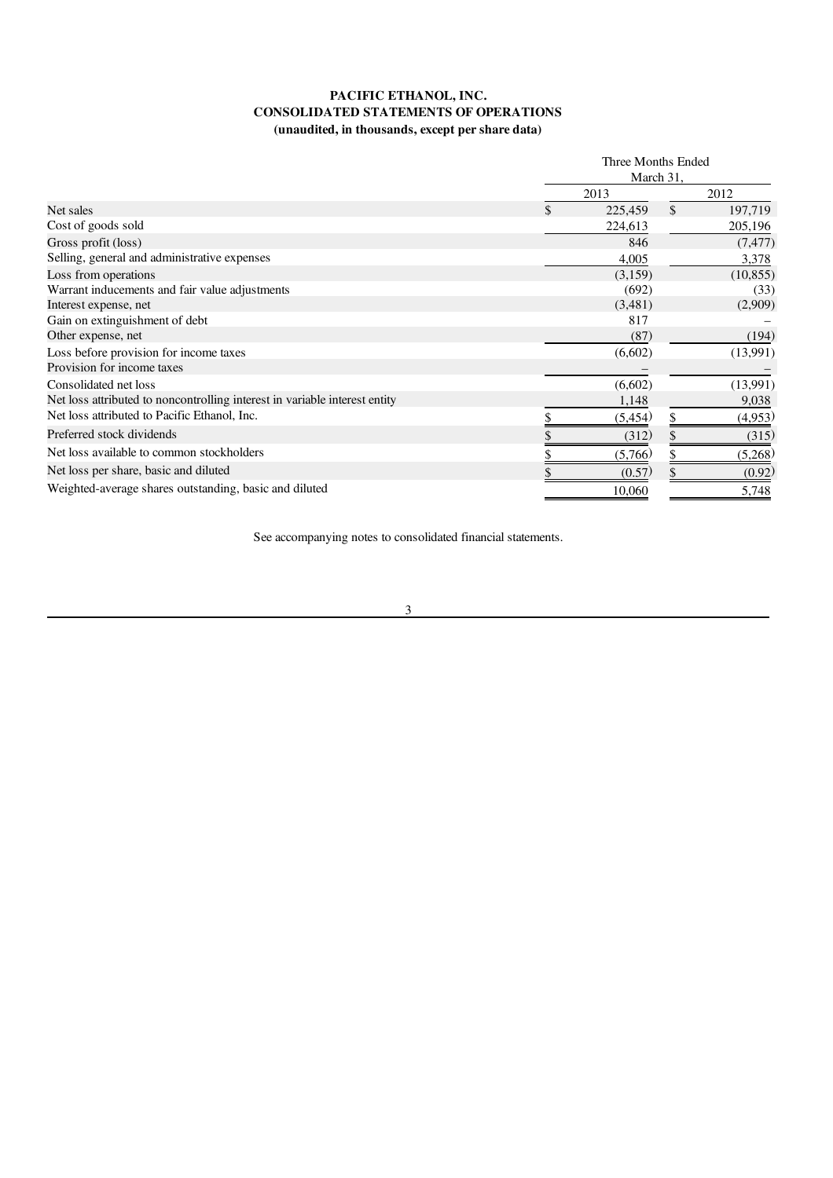**PACIFIC ETHANOL, INC.**
**CONSOLIDATED STATEMENTS OF OPERATIONS**
**(unaudited, in thousands, except per share data)**

| | Three Months Ended March 31, | |
|---|---|---|
| | 2013 | 2012 |
| Net sales | $ 225,459 | $ 197,719 |
| Cost of goods sold | 224,613 | 205,196 |
| Gross profit (loss) | 846 | (7,477) |
| Selling, general and administrative expenses | 4,005 | 3,378 |
| Loss from operations | (3,159) | (10,855) |
| Warrant inducements and fair value adjustments | (692) | (33) |
| Interest expense, net | (3,481) | (2,909) |
| Gain on extinguishment of debt | 817 | – |
| Other expense, net | (87) | (194) |
| Loss before provision for income taxes | (6,602) | (13,991) |
| Provision for income taxes | – | – |
| Consolidated net loss | (6,602) | (13,991) |
| Net loss attributed to noncontrolling interest in variable interest entity | 1,148 | 9,038 |
| Net loss attributed to Pacific Ethanol, Inc. | $ (5,454) | $ (4,953) |
| Preferred stock dividends | $ (312) | $ (315) |
| Net loss available to common stockholders | $ (5,766) | $ (5,268) |
| Net loss per share, basic and diluted | $ (0.57) | $ (0.92) |
| Weighted-average shares outstanding, basic and diluted | 10,060 | 5,748 |

See accompanying notes to consolidated financial statements.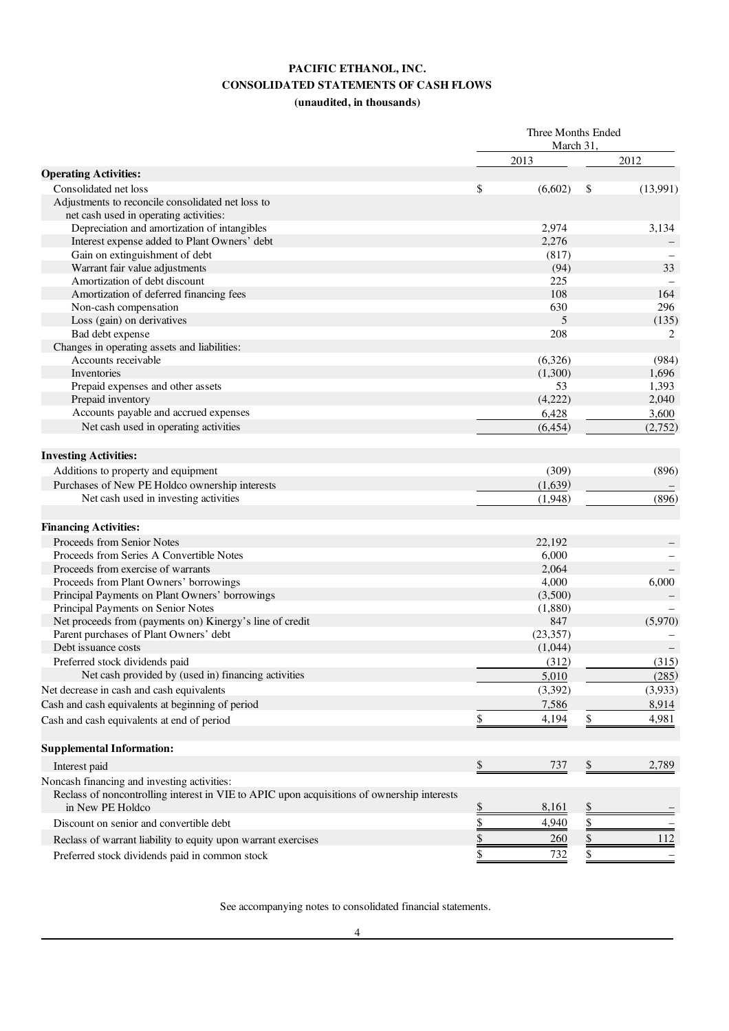**PACIFIC ETHANOL, INC.**
**CONSOLIDATED STATEMENTS OF CASH FLOWS**
**(unaudited, in thousands)**

| | Three Months Ended March 31, | |
|---|---|---|
| | 2013 | 2012 |
| **Operating Activities:** | | |
| Consolidated net loss | $ (6,602) | $ (13,991) |
| Adjustments to reconcile consolidated net loss to net cash used in operating activities: | | |
| Depreciation and amortization of intangibles | 2,974 | 3,134 |
| Interest expense added to Plant Owners' debt | 2,276 | – |
| Gain on extinguishment of debt | (817) | – |
| Warrant fair value adjustments | (94) | 33 |
| Amortization of debt discount | 225 | – |
| Amortization of deferred financing fees | 108 | 164 |
| Non-cash compensation | 630 | 296 |
| Loss (gain) on derivatives | 5 | (135) |
| Bad debt expense | 208 | 2 |
| Changes in operating assets and liabilities: | | |
| Accounts receivable | (6,326) | (984) |
| Inventories | (1,300) | 1,696 |
| Prepaid expenses and other assets | 53 | 1,393 |
| Prepaid inventory | (4,222) | 2,040 |
| Accounts payable and accrued expenses | 6,428 | 3,600 |
| Net cash used in operating activities | (6,454) | (2,752) |
| **Investing Activities:** | | |
| Additions to property and equipment | (309) | (896) |
| Purchases of New PE Holdco ownership interests | (1,639) | – |
| Net cash used in investing activities | (1,948) | (896) |
| **Financing Activities:** | | |
| Proceeds from Senior Notes | 22,192 | – |
| Proceeds from Series A Convertible Notes | 6,000 | – |
| Proceeds from exercise of warrants | 2,064 | – |
| Proceeds from Plant Owners' borrowings | 4,000 | 6,000 |
| Principal Payments on Plant Owners' borrowings | (3,500) | – |
| Principal Payments on Senior Notes | (1,880) | – |
| Net proceeds from (payments on) Kinergy's line of credit | 847 | (5,970) |
| Parent purchases of Plant Owners' debt | (23,357) | – |
| Debt issuance costs | (1,044) | – |
| Preferred stock dividends paid | (312) | (315) |
| Net cash provided by (used in) financing activities | 5,010 | (285) |
| Net decrease in cash and cash equivalents | (3,392) | (3,933) |
| Cash and cash equivalents at beginning of period | 7,586 | 8,914 |
| Cash and cash equivalents at end of period | $ 4,194 | $ 4,981 |
| **Supplemental Information:** | | |
| Interest paid | $ 737 | $ 2,789 |
| Noncash financing and investing activities: | | |
| Reclass of noncontrolling interest in VIE to APIC upon acquisitions of ownership interests in New PE Holdco | $ 8,161 | $ – |
| Discount on senior and convertible debt | $ 4,940 | $ – |
| Reclass of warrant liability to equity upon warrant exercises | $ 260 | $ 112 |
| Preferred stock dividends paid in common stock | $ 732 | $ – |

See accompanying notes to consolidated financial statements.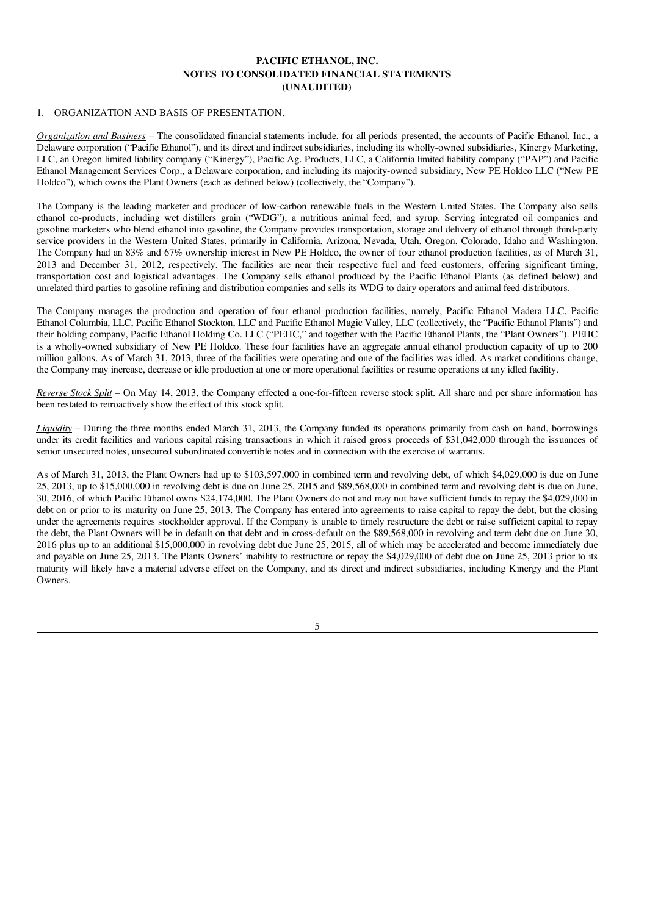**PACIFIC ETHANOL, INC.**
**NOTES TO CONSOLIDATED FINANCIAL STATEMENTS**
**(UNAUDITED)**

1. ORGANIZATION AND BASIS OF PRESENTATION.

*Organization and Business* – The consolidated financial statements include, for all periods presented, the accounts of Pacific Ethanol, Inc., a Delaware corporation ("Pacific Ethanol"), and its direct and indirect subsidiaries, including its wholly-owned subsidiaries, Kinergy Marketing, LLC, an Oregon limited liability company ("Kinergy"), Pacific Ag. Products, LLC, a California limited liability company ("PAP") and Pacific Ethanol Management Services Corp., a Delaware corporation, and including its majority-owned subsidiary, New PE Holdco LLC ("New PE Holdco"), which owns the Plant Owners (each as defined below) (collectively, the "Company").

The Company is the leading marketer and producer of low-carbon renewable fuels in the Western United States. The Company also sells ethanol co-products, including wet distillers grain ("WDG"), a nutritious animal feed, and syrup. Serving integrated oil companies and gasoline marketers who blend ethanol into gasoline, the Company provides transportation, storage and delivery of ethanol through third-party service providers in the Western United States, primarily in California, Arizona, Nevada, Utah, Oregon, Colorado, Idaho and Washington. The Company had an 83% and 67% ownership interest in New PE Holdco, the owner of four ethanol production facilities, as of March 31, 2013 and December 31, 2012, respectively. The facilities are near their respective fuel and feed customers, offering significant timing, transportation cost and logistical advantages. The Company sells ethanol produced by the Pacific Ethanol Plants (as defined below) and unrelated third parties to gasoline refining and distribution companies and sells its WDG to dairy operators and animal feed distributors.

The Company manages the production and operation of four ethanol production facilities, namely, Pacific Ethanol Madera LLC, Pacific Ethanol Columbia, LLC, Pacific Ethanol Stockton, LLC and Pacific Ethanol Magic Valley, LLC (collectively, the "Pacific Ethanol Plants") and their holding company, Pacific Ethanol Holding Co. LLC ("PEHC," and together with the Pacific Ethanol Plants, the "Plant Owners"). PEHC is a wholly-owned subsidiary of New PE Holdco. These four facilities have an aggregate annual ethanol production capacity of up to 200 million gallons. As of March 31, 2013, three of the facilities were operating and one of the facilities was idled. As market conditions change, the Company may increase, decrease or idle production at one or more operational facilities or resume operations at any idled facility.

*Reverse Stock Split* – On May 14, 2013, the Company effected a one-for-fifteen reverse stock split. All share and per share information has been restated to retroactively show the effect of this stock split.

*Liquidity* – During the three months ended March 31, 2013, the Company funded its operations primarily from cash on hand, borrowings under its credit facilities and various capital raising transactions in which it raised gross proceeds of $31,042,000 through the issuances of senior unsecured notes, unsecured subordinated convertible notes and in connection with the exercise of warrants.

As of March 31, 2013, the Plant Owners had up to $103,597,000 in combined term and revolving debt, of which $4,029,000 is due on June 25, 2013, up to $15,000,000 in revolving debt is due on June 25, 2015 and $89,568,000 in combined term and revolving debt is due on June, 30, 2016, of which Pacific Ethanol owns $24,174,000. The Plant Owners do not and may not have sufficient funds to repay the $4,029,000 in debt on or prior to its maturity on June 25, 2013. The Company has entered into agreements to raise capital to repay the debt, but the closing under the agreements requires stockholder approval. If the Company is unable to timely restructure the debt or raise sufficient capital to repay the debt, the Plant Owners will be in default on that debt and in cross-default on the $89,568,000 in revolving and term debt due on June 30, 2016 plus up to an additional $15,000,000 in revolving debt due June 25, 2015, all of which may be accelerated and become immediately due and payable on June 25, 2013. The Plants Owners' inability to restructure or repay the $4,029,000 of debt due on June 25, 2013 prior to its maturity will likely have a material adverse effect on the Company, and its direct and indirect subsidiaries, including Kinergy and the Plant Owners.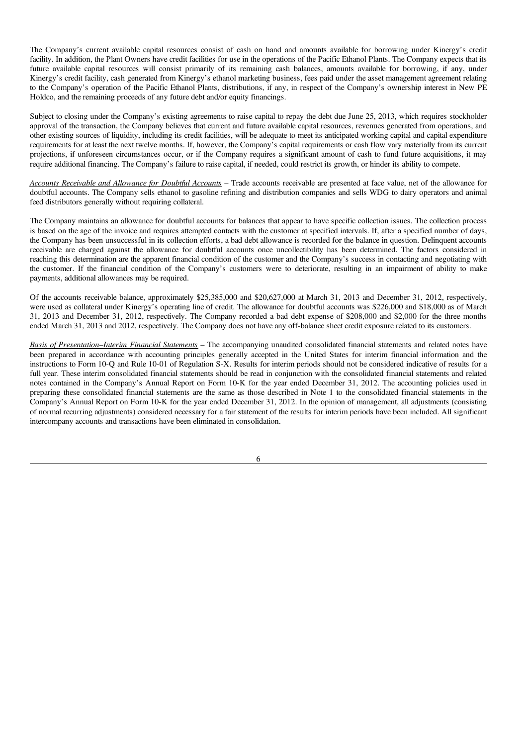The Company's current available capital resources consist of cash on hand and amounts available for borrowing under Kinergy's credit facility. In addition, the Plant Owners have credit facilities for use in the operations of the Pacific Ethanol Plants. The Company expects that its future available capital resources will consist primarily of its remaining cash balances, amounts available for borrowing, if any, under Kinergy's credit facility, cash generated from Kinergy's ethanol marketing business, fees paid under the asset management agreement relating to the Company's operation of the Pacific Ethanol Plants, distributions, if any, in respect of the Company's ownership interest in New PE Holdco, and the remaining proceeds of any future debt and/or equity financings.

Subject to closing under the Company's existing agreements to raise capital to repay the debt due June 25, 2013, which requires stockholder approval of the transaction, the Company believes that current and future available capital resources, revenues generated from operations, and other existing sources of liquidity, including its credit facilities, will be adequate to meet its anticipated working capital and capital expenditure requirements for at least the next twelve months. If, however, the Company's capital requirements or cash flow vary materially from its current projections, if unforeseen circumstances occur, or if the Company requires a significant amount of cash to fund future acquisitions, it may require additional financing. The Company's failure to raise capital, if needed, could restrict its growth, or hinder its ability to compete.

*Accounts Receivable and Allowance for Doubtful Accounts* – Trade accounts receivable are presented at face value, net of the allowance for doubtful accounts. The Company sells ethanol to gasoline refining and distribution companies and sells WDG to dairy operators and animal feed distributors generally without requiring collateral.

The Company maintains an allowance for doubtful accounts for balances that appear to have specific collection issues. The collection process is based on the age of the invoice and requires attempted contacts with the customer at specified intervals. If, after a specified number of days, the Company has been unsuccessful in its collection efforts, a bad debt allowance is recorded for the balance in question. Delinquent accounts receivable are charged against the allowance for doubtful accounts once uncollectibility has been determined. The factors considered in reaching this determination are the apparent financial condition of the customer and the Company's success in contacting and negotiating with the customer. If the financial condition of the Company's customers were to deteriorate, resulting in an impairment of ability to make payments, additional allowances may be required.

Of the accounts receivable balance, approximately $25,385,000 and $20,627,000 at March 31, 2013 and December 31, 2012, respectively, were used as collateral under Kinergy's operating line of credit. The allowance for doubtful accounts was $226,000 and $18,000 as of March 31, 2013 and December 31, 2012, respectively. The Company recorded a bad debt expense of $208,000 and $2,000 for the three months ended March 31, 2013 and 2012, respectively. The Company does not have any off-balance sheet credit exposure related to its customers.

*Basis of Presentation–Interim Financial Statements* – The accompanying unaudited consolidated financial statements and related notes have been prepared in accordance with accounting principles generally accepted in the United States for interim financial information and the instructions to Form 10-Q and Rule 10-01 of Regulation S-X. Results for interim periods should not be considered indicative of results for a full year. These interim consolidated financial statements should be read in conjunction with the consolidated financial statements and related notes contained in the Company's Annual Report on Form 10-K for the year ended December 31, 2012. The accounting policies used in preparing these consolidated financial statements are the same as those described in Note 1 to the consolidated financial statements in the Company's Annual Report on Form 10-K for the year ended December 31, 2012. In the opinion of management, all adjustments (consisting of normal recurring adjustments) considered necessary for a fair statement of the results for interim periods have been included. All significant intercompany accounts and transactions have been eliminated in consolidation.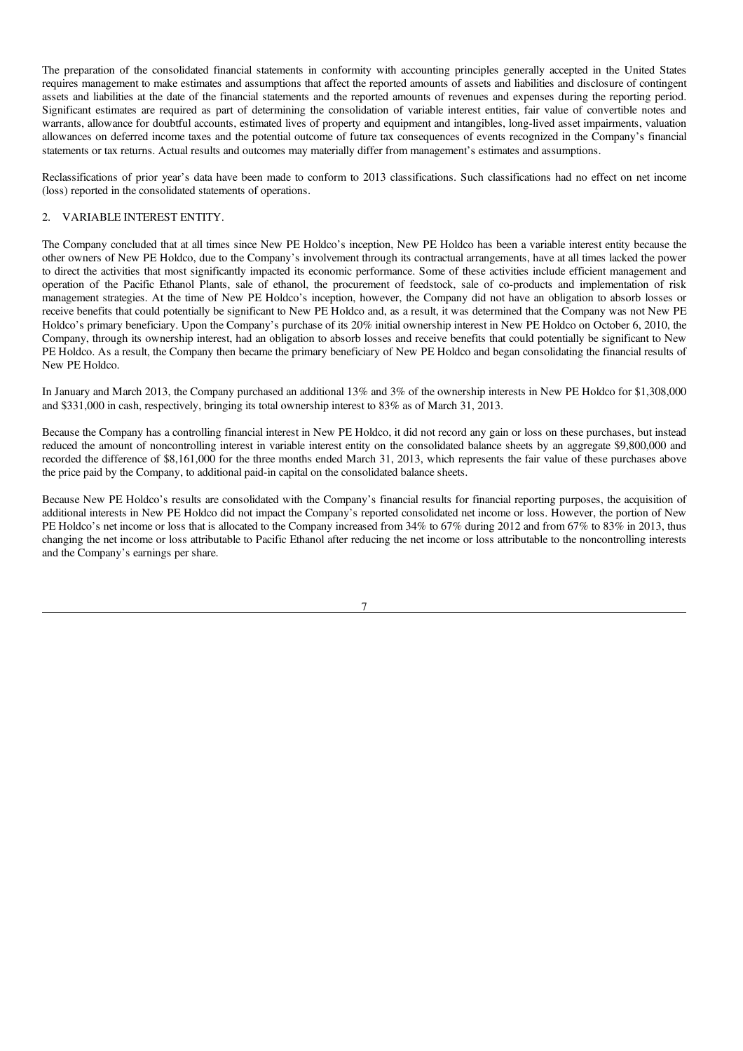The preparation of the consolidated financial statements in conformity with accounting principles generally accepted in the United States requires management to make estimates and assumptions that affect the reported amounts of assets and liabilities and disclosure of contingent assets and liabilities at the date of the financial statements and the reported amounts of revenues and expenses during the reporting period. Significant estimates are required as part of determining the consolidation of variable interest entities, fair value of convertible notes and warrants, allowance for doubtful accounts, estimated lives of property and equipment and intangibles, long-lived asset impairments, valuation allowances on deferred income taxes and the potential outcome of future tax consequences of events recognized in the Company's financial statements or tax returns. Actual results and outcomes may materially differ from management's estimates and assumptions.

Reclassifications of prior year's data have been made to conform to 2013 classifications. Such classifications had no effect on net income (loss) reported in the consolidated statements of operations.

## 2. VARIABLE INTEREST ENTITY.

The Company concluded that at all times since New PE Holdco's inception, New PE Holdco has been a variable interest entity because the other owners of New PE Holdco, due to the Company's involvement through its contractual arrangements, have at all times lacked the power to direct the activities that most significantly impacted its economic performance. Some of these activities include efficient management and operation of the Pacific Ethanol Plants, sale of ethanol, the procurement of feedstock, sale of co-products and implementation of risk management strategies. At the time of New PE Holdco's inception, however, the Company did not have an obligation to absorb losses or receive benefits that could potentially be significant to New PE Holdco and, as a result, it was determined that the Company was not New PE Holdco's primary beneficiary. Upon the Company's purchase of its 20% initial ownership interest in New PE Holdco on October 6, 2010, the Company, through its ownership interest, had an obligation to absorb losses and receive benefits that could potentially be significant to New PE Holdco. As a result, the Company then became the primary beneficiary of New PE Holdco and began consolidating the financial results of New PE Holdco.

In January and March 2013, the Company purchased an additional 13% and 3% of the ownership interests in New PE Holdco for $1,308,000 and $331,000 in cash, respectively, bringing its total ownership interest to 83% as of March 31, 2013.

Because the Company has a controlling financial interest in New PE Holdco, it did not record any gain or loss on these purchases, but instead reduced the amount of noncontrolling interest in variable interest entity on the consolidated balance sheets by an aggregate $9,800,000 and recorded the difference of $8,161,000 for the three months ended March 31, 2013, which represents the fair value of these purchases above the price paid by the Company, to additional paid-in capital on the consolidated balance sheets.

Because New PE Holdco's results are consolidated with the Company's financial results for financial reporting purposes, the acquisition of additional interests in New PE Holdco did not impact the Company's reported consolidated net income or loss. However, the portion of New PE Holdco's net income or loss that is allocated to the Company increased from 34% to 67% during 2012 and from 67% to 83% in 2013, thus changing the net income or loss attributable to Pacific Ethanol after reducing the net income or loss attributable to the noncontrolling interests and the Company's earnings per share.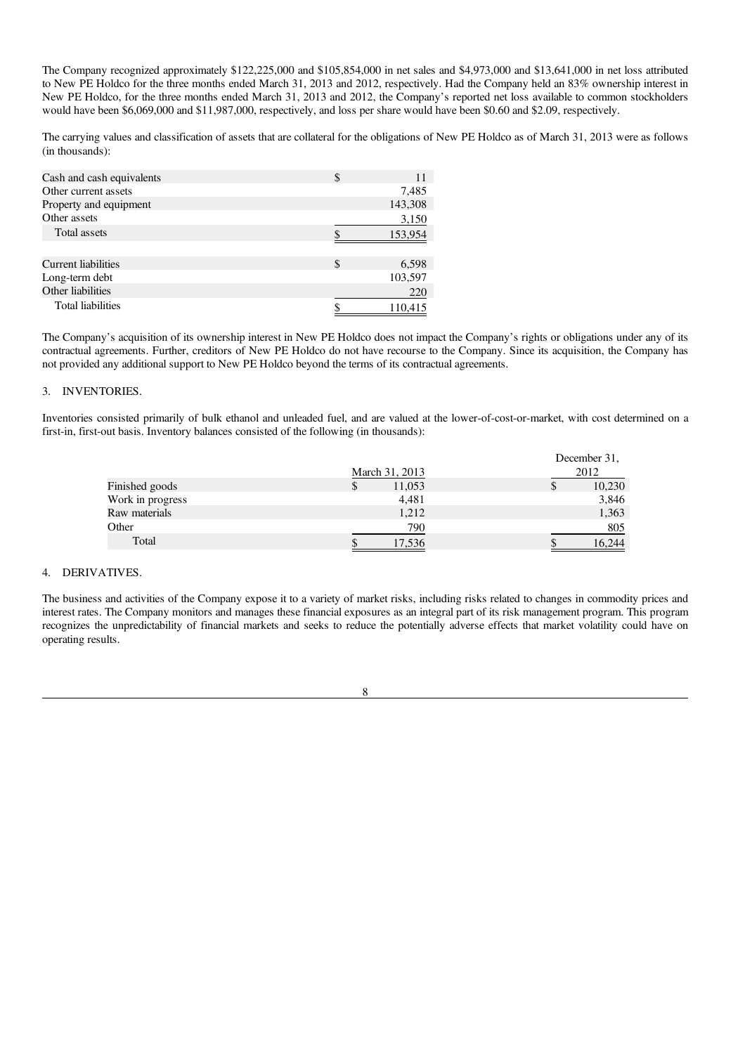The Company recognized approximately $122,225,000 and $105,854,000 in net sales and $4,973,000 and $13,641,000 in net loss attributed to New PE Holdco for the three months ended March 31, 2013 and 2012, respectively. Had the Company held an 83% ownership interest in New PE Holdco, for the three months ended March 31, 2013 and 2012, the Company's reported net loss available to common stockholders would have been $6,069,000 and $11,987,000, respectively, and loss per share would have been $0.60 and $2.09, respectively.

The carrying values and classification of assets that are collateral for the obligations of New PE Holdco as of March 31, 2013 were as follows (in thousands):

| | |
|---|---|
| Cash and cash equivalents | $ 11 |
| Other current assets | 7,485 |
| Property and equipment | 143,308 |
| Other assets | 3,150 |
| Total assets | $ 153,954 |
| | |
| Current liabilities | $ 6,598 |
| Long-term debt | 103,597 |
| Other liabilities | 220 |
| Total liabilities | $ 110,415 |

The Company's acquisition of its ownership interest in New PE Holdco does not impact the Company's rights or obligations under any of its contractual agreements. Further, creditors of New PE Holdco do not have recourse to the Company. Since its acquisition, the Company has not provided any additional support to New PE Holdco beyond the terms of its contractual agreements.

## 3. INVENTORIES.

Inventories consisted primarily of bulk ethanol and unleaded fuel, and are valued at the lower-of-cost-or-market, with cost determined on a first-in, first-out basis. Inventory balances consisted of the following (in thousands):

| | March 31, 2013 | December 31, 2012 |
|---|---|---|
| Finished goods | $ 11,053 | $ 10,230 |
| Work in progress | 4,481 | 3,846 |
| Raw materials | 1,212 | 1,363 |
| Other | 790 | 805 |
| Total | $ 17,536 | $ 16,244 |

## 4. DERIVATIVES.

The business and activities of the Company expose it to a variety of market risks, including risks related to changes in commodity prices and interest rates. The Company monitors and manages these financial exposures as an integral part of its risk management program. This program recognizes the unpredictability of financial markets and seeks to reduce the potentially adverse effects that market volatility could have on operating results.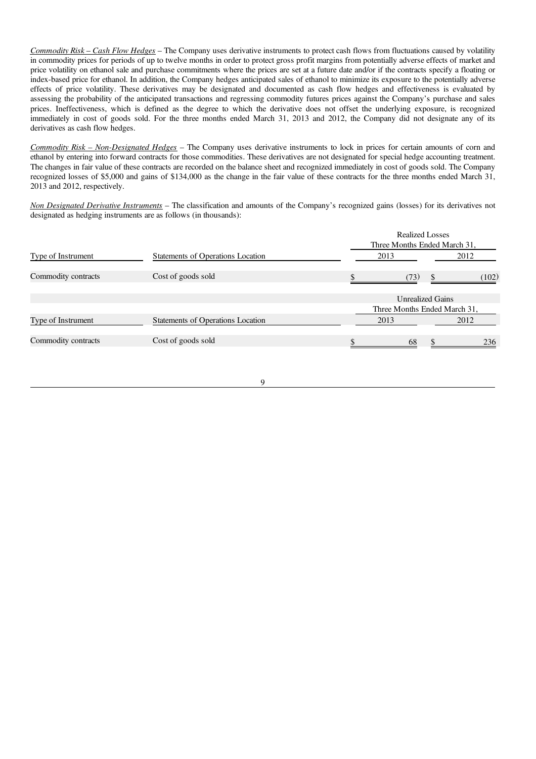*Commodity Risk – Cash Flow Hedges* – The Company uses derivative instruments to protect cash flows from fluctuations caused by volatility in commodity prices for periods of up to twelve months in order to protect gross profit margins from potentially adverse effects of market and price volatility on ethanol sale and purchase commitments where the prices are set at a future date and/or if the contracts specify a floating or index-based price for ethanol. In addition, the Company hedges anticipated sales of ethanol to minimize its exposure to the potentially adverse effects of price volatility. These derivatives may be designated and documented as cash flow hedges and effectiveness is evaluated by assessing the probability of the anticipated transactions and regressing commodity futures prices against the Company's purchase and sales prices. Ineffectiveness, which is defined as the degree to which the derivative does not offset the underlying exposure, is recognized immediately in cost of goods sold. For the three months ended March 31, 2013 and 2012, the Company did not designate any of its derivatives as cash flow hedges.

*Commodity Risk – Non-Designated Hedges* – The Company uses derivative instruments to lock in prices for certain amounts of corn and ethanol by entering into forward contracts for those commodities. These derivatives are not designated for special hedge accounting treatment. The changes in fair value of these contracts are recorded on the balance sheet and recognized immediately in cost of goods sold. The Company recognized losses of $5,000 and gains of $134,000 as the change in the fair value of these contracts for the three months ended March 31, 2013 and 2012, respectively.

*Non Designated Derivative Instruments* – The classification and amounts of the Company's recognized gains (losses) for its derivatives not designated as hedging instruments are as follows (in thousands):

| | | Realized Losses Three Months Ended March 31, | |
|---|---|---|---|
| Type of Instrument | Statements of Operations Location | 2013 | 2012 |
| Commodity contracts | Cost of goods sold | $ (73) | $ (102) |

| | | Unrealized Gains Three Months Ended March 31, | |
|---|---|---|---|
| Type of Instrument | Statements of Operations Location | 2013 | 2012 |
| Commodity contracts | Cost of goods sold | $ 68 | $ 236 |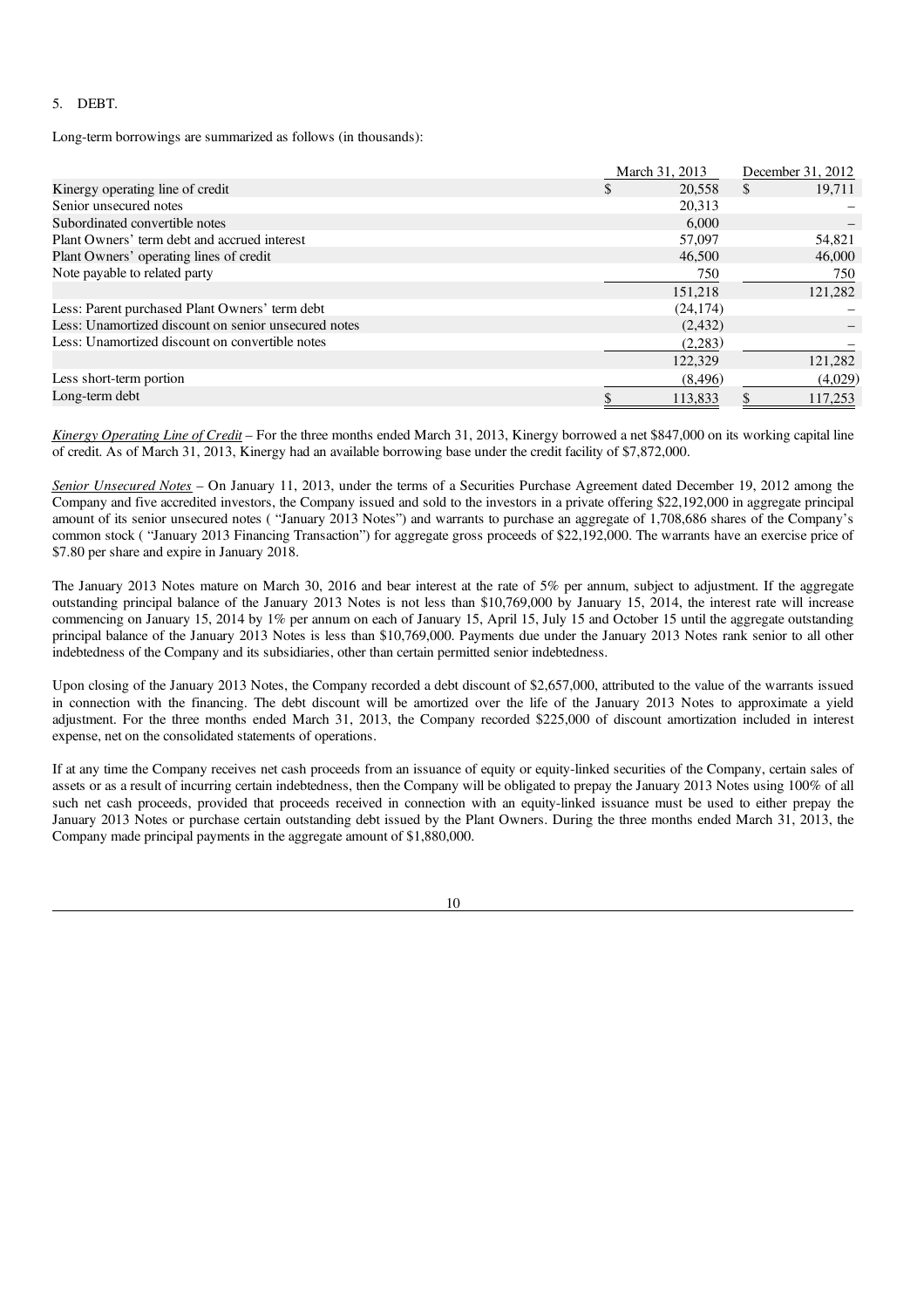5. DEBT.

Long-term borrowings are summarized as follows (in thousands):

| | March 31, 2013 | December 31, 2012 |
|---|---|---|
| Kinergy operating line of credit | $ 20,558 | $ 19,711 |
| Senior unsecured notes | 20,313 | – |
| Subordinated convertible notes | 6,000 | – |
| Plant Owners' term debt and accrued interest | 57,097 | 54,821 |
| Plant Owners' operating lines of credit | 46,500 | 46,000 |
| Note payable to related party | 750 | 750 |
| | 151,218 | 121,282 |
| Less: Parent purchased Plant Owners' term debt | (24,174) | – |
| Less: Unamortized discount on senior unsecured notes | (2,432) | – |
| Less: Unamortized discount on convertible notes | (2,283) | – |
| | 122,329 | 121,282 |
| Less short-term portion | (8,496) | (4,029) |
| Long-term debt | $ 113,833 | $ 117,253 |

*Kinergy Operating Line of Credit* – For the three months ended March 31, 2013, Kinergy borrowed a net $847,000 on its working capital line of credit. As of March 31, 2013, Kinergy had an available borrowing base under the credit facility of $7,872,000.

*Senior Unsecured Notes* – On January 11, 2013, under the terms of a Securities Purchase Agreement dated December 19, 2012 among the Company and five accredited investors, the Company issued and sold to the investors in a private offering $22,192,000 in aggregate principal amount of its senior unsecured notes ( "January 2013 Notes") and warrants to purchase an aggregate of 1,708,686 shares of the Company's common stock ( "January 2013 Financing Transaction") for aggregate gross proceeds of $22,192,000. The warrants have an exercise price of $7.80 per share and expire in January 2018.

The January 2013 Notes mature on March 30, 2016 and bear interest at the rate of 5% per annum, subject to adjustment. If the aggregate outstanding principal balance of the January 2013 Notes is not less than $10,769,000 by January 15, 2014, the interest rate will increase commencing on January 15, 2014 by 1% per annum on each of January 15, April 15, July 15 and October 15 until the aggregate outstanding principal balance of the January 2013 Notes is less than $10,769,000. Payments due under the January 2013 Notes rank senior to all other indebtedness of the Company and its subsidiaries, other than certain permitted senior indebtedness.

Upon closing of the January 2013 Notes, the Company recorded a debt discount of $2,657,000, attributed to the value of the warrants issued in connection with the financing. The debt discount will be amortized over the life of the January 2013 Notes to approximate a yield adjustment. For the three months ended March 31, 2013, the Company recorded $225,000 of discount amortization included in interest expense, net on the consolidated statements of operations.

If at any time the Company receives net cash proceeds from an issuance of equity or equity-linked securities of the Company, certain sales of assets or as a result of incurring certain indebtedness, then the Company will be obligated to prepay the January 2013 Notes using 100% of all such net cash proceeds, provided that proceeds received in connection with an equity-linked issuance must be used to either prepay the January 2013 Notes or purchase certain outstanding debt issued by the Plant Owners. During the three months ended March 31, 2013, the Company made principal payments in the aggregate amount of $1,880,000.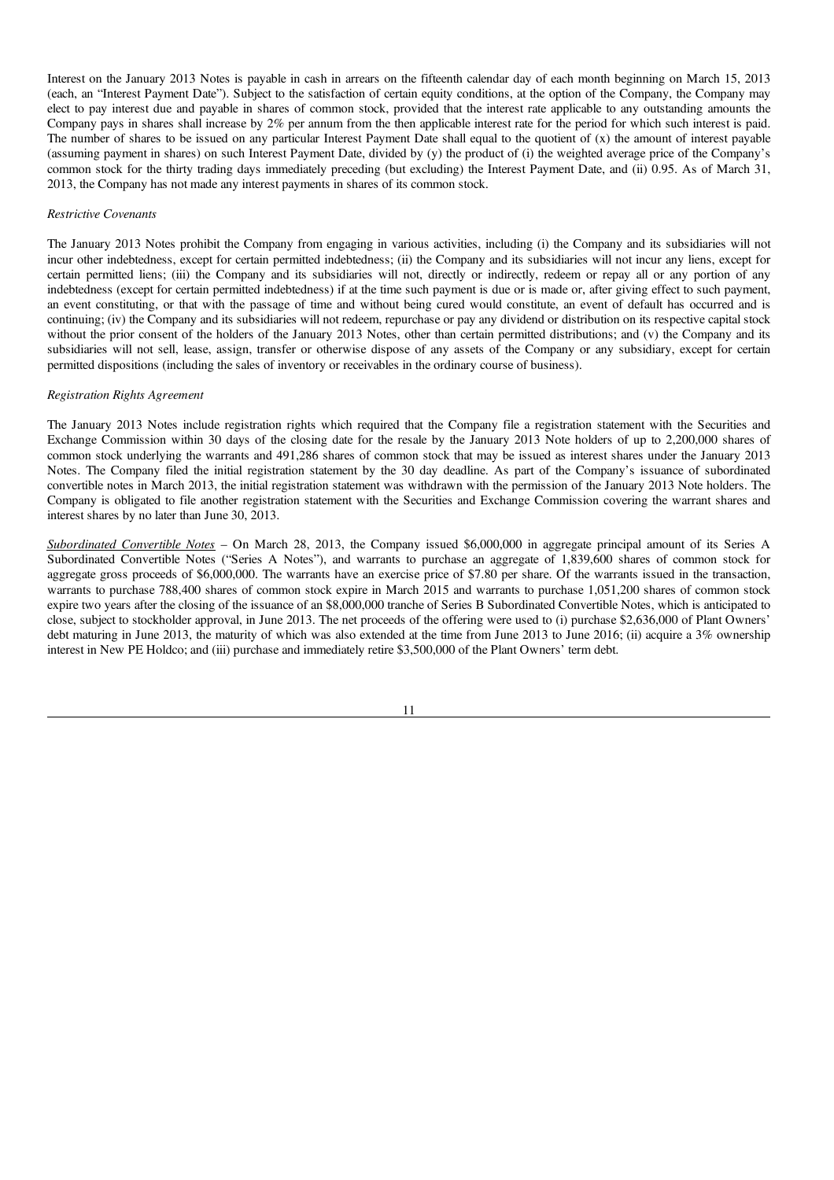Interest on the January 2013 Notes is payable in cash in arrears on the fifteenth calendar day of each month beginning on March 15, 2013 (each, an "Interest Payment Date"). Subject to the satisfaction of certain equity conditions, at the option of the Company, the Company may elect to pay interest due and payable in shares of common stock, provided that the interest rate applicable to any outstanding amounts the Company pays in shares shall increase by 2% per annum from the then applicable interest rate for the period for which such interest is paid. The number of shares to be issued on any particular Interest Payment Date shall equal to the quotient of (x) the amount of interest payable (assuming payment in shares) on such Interest Payment Date, divided by (y) the product of (i) the weighted average price of the Company's common stock for the thirty trading days immediately preceding (but excluding) the Interest Payment Date, and (ii) 0.95. As of March 31, 2013, the Company has not made any interest payments in shares of its common stock.

*Restrictive Covenants*

The January 2013 Notes prohibit the Company from engaging in various activities, including (i) the Company and its subsidiaries will not incur other indebtedness, except for certain permitted indebtedness; (ii) the Company and its subsidiaries will not incur any liens, except for certain permitted liens; (iii) the Company and its subsidiaries will not, directly or indirectly, redeem or repay all or any portion of any indebtedness (except for certain permitted indebtedness) if at the time such payment is due or is made or, after giving effect to such payment, an event constituting, or that with the passage of time and without being cured would constitute, an event of default has occurred and is continuing; (iv) the Company and its subsidiaries will not redeem, repurchase or pay any dividend or distribution on its respective capital stock without the prior consent of the holders of the January 2013 Notes, other than certain permitted distributions; and (v) the Company and its subsidiaries will not sell, lease, assign, transfer or otherwise dispose of any assets of the Company or any subsidiary, except for certain permitted dispositions (including the sales of inventory or receivables in the ordinary course of business).

*Registration Rights Agreement*

The January 2013 Notes include registration rights which required that the Company file a registration statement with the Securities and Exchange Commission within 30 days of the closing date for the resale by the January 2013 Note holders of up to 2,200,000 shares of common stock underlying the warrants and 491,286 shares of common stock that may be issued as interest shares under the January 2013 Notes. The Company filed the initial registration statement by the 30 day deadline. As part of the Company's issuance of subordinated convertible notes in March 2013, the initial registration statement was withdrawn with the permission of the January 2013 Note holders. The Company is obligated to file another registration statement with the Securities and Exchange Commission covering the warrant shares and interest shares by no later than June 30, 2013.

*Subordinated Convertible Notes* – On March 28, 2013, the Company issued $6,000,000 in aggregate principal amount of its Series A Subordinated Convertible Notes ("Series A Notes"), and warrants to purchase an aggregate of 1,839,600 shares of common stock for aggregate gross proceeds of $6,000,000. The warrants have an exercise price of $7.80 per share. Of the warrants issued in the transaction, warrants to purchase 788,400 shares of common stock expire in March 2015 and warrants to purchase 1,051,200 shares of common stock expire two years after the closing of the issuance of an $8,000,000 tranche of Series B Subordinated Convertible Notes, which is anticipated to close, subject to stockholder approval, in June 2013. The net proceeds of the offering were used to (i) purchase $2,636,000 of Plant Owners' debt maturing in June 2013, the maturity of which was also extended at the time from June 2013 to June 2016; (ii) acquire a 3% ownership interest in New PE Holdco; and (iii) purchase and immediately retire $3,500,000 of the Plant Owners' term debt.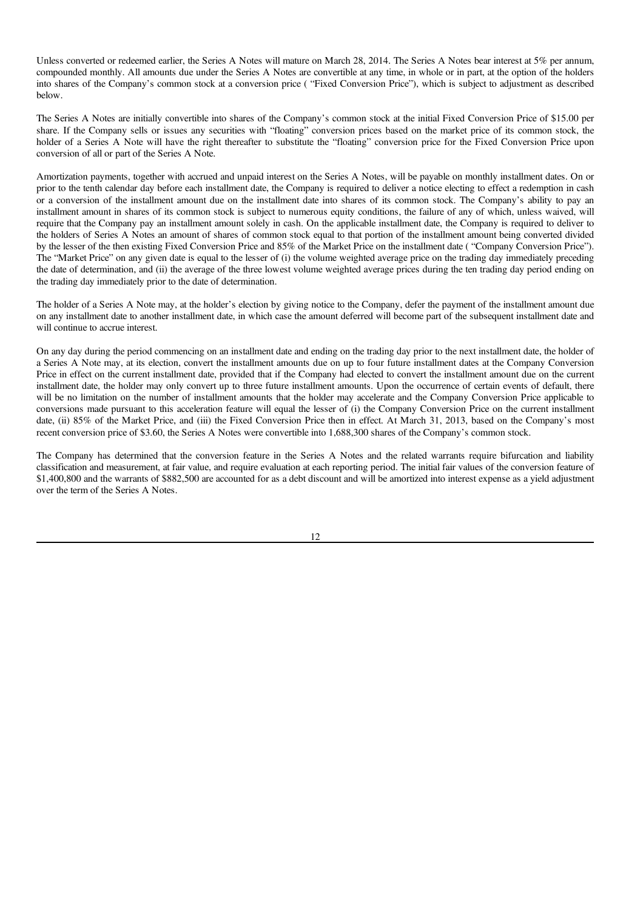Unless converted or redeemed earlier, the Series A Notes will mature on March 28, 2014. The Series A Notes bear interest at 5% per annum, compounded monthly. All amounts due under the Series A Notes are convertible at any time, in whole or in part, at the option of the holders into shares of the Company's common stock at a conversion price ( "Fixed Conversion Price"), which is subject to adjustment as described below.

The Series A Notes are initially convertible into shares of the Company's common stock at the initial Fixed Conversion Price of $15.00 per share. If the Company sells or issues any securities with "floating" conversion prices based on the market price of its common stock, the holder of a Series A Note will have the right thereafter to substitute the "floating" conversion price for the Fixed Conversion Price upon conversion of all or part of the Series A Note.

Amortization payments, together with accrued and unpaid interest on the Series A Notes, will be payable on monthly installment dates. On or prior to the tenth calendar day before each installment date, the Company is required to deliver a notice electing to effect a redemption in cash or a conversion of the installment amount due on the installment date into shares of its common stock. The Company's ability to pay an installment amount in shares of its common stock is subject to numerous equity conditions, the failure of any of which, unless waived, will require that the Company pay an installment amount solely in cash. On the applicable installment date, the Company is required to deliver to the holders of Series A Notes an amount of shares of common stock equal to that portion of the installment amount being converted divided by the lesser of the then existing Fixed Conversion Price and 85% of the Market Price on the installment date ( "Company Conversion Price"). The "Market Price" on any given date is equal to the lesser of (i) the volume weighted average price on the trading day immediately preceding the date of determination, and (ii) the average of the three lowest volume weighted average prices during the ten trading day period ending on the trading day immediately prior to the date of determination.

The holder of a Series A Note may, at the holder's election by giving notice to the Company, defer the payment of the installment amount due on any installment date to another installment date, in which case the amount deferred will become part of the subsequent installment date and will continue to accrue interest.

On any day during the period commencing on an installment date and ending on the trading day prior to the next installment date, the holder of a Series A Note may, at its election, convert the installment amounts due on up to four future installment dates at the Company Conversion Price in effect on the current installment date, provided that if the Company had elected to convert the installment amount due on the current installment date, the holder may only convert up to three future installment amounts. Upon the occurrence of certain events of default, there will be no limitation on the number of installment amounts that the holder may accelerate and the Company Conversion Price applicable to conversions made pursuant to this acceleration feature will equal the lesser of (i) the Company Conversion Price on the current installment date, (ii) 85% of the Market Price, and (iii) the Fixed Conversion Price then in effect. At March 31, 2013, based on the Company's most recent conversion price of $3.60, the Series A Notes were convertible into 1,688,300 shares of the Company's common stock.

The Company has determined that the conversion feature in the Series A Notes and the related warrants require bifurcation and liability classification and measurement, at fair value, and require evaluation at each reporting period. The initial fair values of the conversion feature of $1,400,800 and the warrants of $882,500 are accounted for as a debt discount and will be amortized into interest expense as a yield adjustment over the term of the Series A Notes.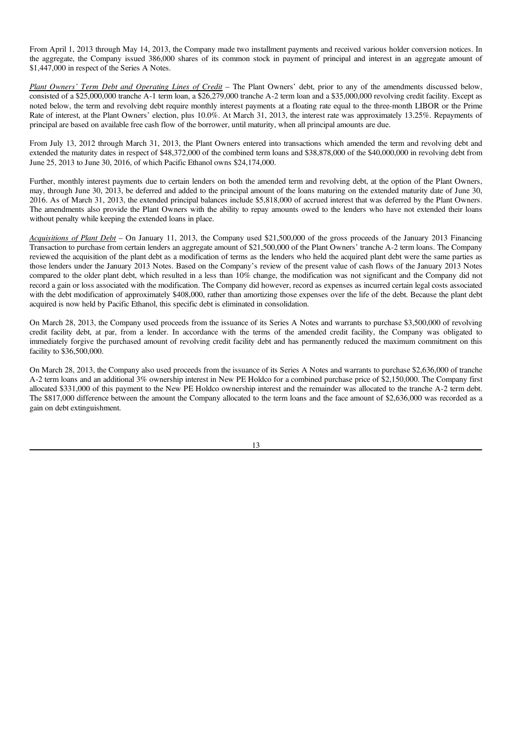From April 1, 2013 through May 14, 2013, the Company made two installment payments and received various holder conversion notices. In the aggregate, the Company issued 386,000 shares of its common stock in payment of principal and interest in an aggregate amount of $1,447,000 in respect of the Series A Notes.

*Plant Owners' Term Debt and Operating Lines of Credit* – The Plant Owners' debt, prior to any of the amendments discussed below, consisted of a $25,000,000 tranche A-1 term loan, a $26,279,000 tranche A-2 term loan and a $35,000,000 revolving credit facility. Except as noted below, the term and revolving debt require monthly interest payments at a floating rate equal to the three-month LIBOR or the Prime Rate of interest, at the Plant Owners' election, plus 10.0%. At March 31, 2013, the interest rate was approximately 13.25%. Repayments of principal are based on available free cash flow of the borrower, until maturity, when all principal amounts are due.

From July 13, 2012 through March 31, 2013, the Plant Owners entered into transactions which amended the term and revolving debt and extended the maturity dates in respect of $48,372,000 of the combined term loans and $38,878,000 of the $40,000,000 in revolving debt from June 25, 2013 to June 30, 2016, of which Pacific Ethanol owns $24,174,000.

Further, monthly interest payments due to certain lenders on both the amended term and revolving debt, at the option of the Plant Owners, may, through June 30, 2013, be deferred and added to the principal amount of the loans maturing on the extended maturity date of June 30, 2016. As of March 31, 2013, the extended principal balances include $5,818,000 of accrued interest that was deferred by the Plant Owners. The amendments also provide the Plant Owners with the ability to repay amounts owed to the lenders who have not extended their loans without penalty while keeping the extended loans in place.

*Acquisitions of Plant Debt* – On January 11, 2013, the Company used $21,500,000 of the gross proceeds of the January 2013 Financing Transaction to purchase from certain lenders an aggregate amount of $21,500,000 of the Plant Owners' tranche A-2 term loans. The Company reviewed the acquisition of the plant debt as a modification of terms as the lenders who held the acquired plant debt were the same parties as those lenders under the January 2013 Notes. Based on the Company's review of the present value of cash flows of the January 2013 Notes compared to the older plant debt, which resulted in a less than 10% change, the modification was not significant and the Company did not record a gain or loss associated with the modification. The Company did however, record as expenses as incurred certain legal costs associated with the debt modification of approximately $408,000, rather than amortizing those expenses over the life of the debt. Because the plant debt acquired is now held by Pacific Ethanol, this specific debt is eliminated in consolidation.

On March 28, 2013, the Company used proceeds from the issuance of its Series A Notes and warrants to purchase $3,500,000 of revolving credit facility debt, at par, from a lender. In accordance with the terms of the amended credit facility, the Company was obligated to immediately forgive the purchased amount of revolving credit facility debt and has permanently reduced the maximum commitment on this facility to $36,500,000.

On March 28, 2013, the Company also used proceeds from the issuance of its Series A Notes and warrants to purchase $2,636,000 of tranche A-2 term loans and an additional 3% ownership interest in New PE Holdco for a combined purchase price of $2,150,000. The Company first allocated $331,000 of this payment to the New PE Holdco ownership interest and the remainder was allocated to the tranche A-2 term debt. The $817,000 difference between the amount the Company allocated to the term loans and the face amount of $2,636,000 was recorded as a gain on debt extinguishment.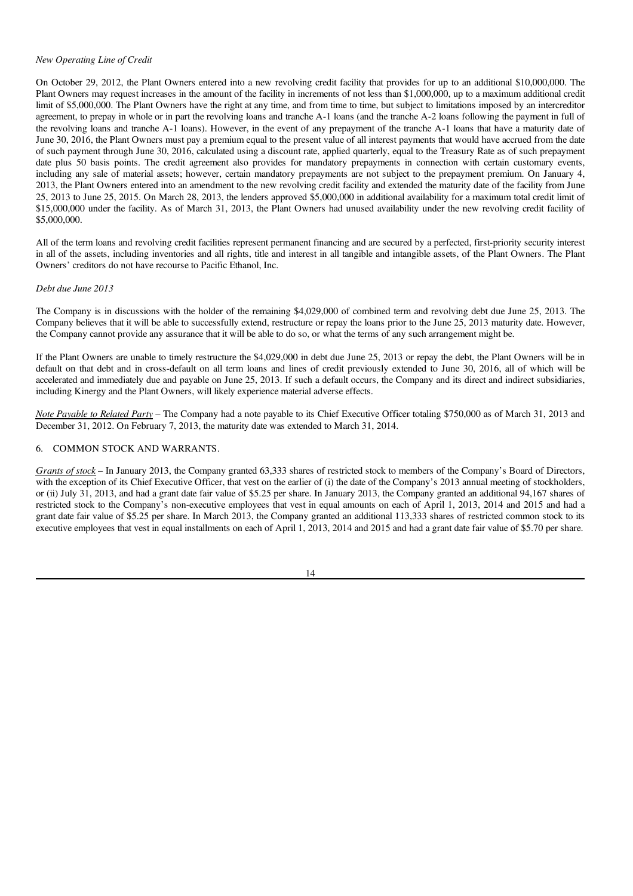*New Operating Line of Credit*

On October 29, 2012, the Plant Owners entered into a new revolving credit facility that provides for up to an additional $10,000,000. The Plant Owners may request increases in the amount of the facility in increments of not less than $1,000,000, up to a maximum additional credit limit of $5,000,000. The Plant Owners have the right at any time, and from time to time, but subject to limitations imposed by an intercreditor agreement, to prepay in whole or in part the revolving loans and tranche A-1 loans (and the tranche A-2 loans following the payment in full of the revolving loans and tranche A-1 loans). However, in the event of any prepayment of the tranche A-1 loans that have a maturity date of June 30, 2016, the Plant Owners must pay a premium equal to the present value of all interest payments that would have accrued from the date of such payment through June 30, 2016, calculated using a discount rate, applied quarterly, equal to the Treasury Rate as of such prepayment date plus 50 basis points. The credit agreement also provides for mandatory prepayments in connection with certain customary events, including any sale of material assets; however, certain mandatory prepayments are not subject to the prepayment premium. On January 4, 2013, the Plant Owners entered into an amendment to the new revolving credit facility and extended the maturity date of the facility from June 25, 2013 to June 25, 2015. On March 28, 2013, the lenders approved $5,000,000 in additional availability for a maximum total credit limit of $15,000,000 under the facility. As of March 31, 2013, the Plant Owners had unused availability under the new revolving credit facility of $5,000,000.

All of the term loans and revolving credit facilities represent permanent financing and are secured by a perfected, first-priority security interest in all of the assets, including inventories and all rights, title and interest in all tangible and intangible assets, of the Plant Owners. The Plant Owners' creditors do not have recourse to Pacific Ethanol, Inc.

*Debt due June 2013*

The Company is in discussions with the holder of the remaining $4,029,000 of combined term and revolving debt due June 25, 2013. The Company believes that it will be able to successfully extend, restructure or repay the loans prior to the June 25, 2013 maturity date. However, the Company cannot provide any assurance that it will be able to do so, or what the terms of any such arrangement might be.

If the Plant Owners are unable to timely restructure the $4,029,000 in debt due June 25, 2013 or repay the debt, the Plant Owners will be in default on that debt and in cross-default on all term loans and lines of credit previously extended to June 30, 2016, all of which will be accelerated and immediately due and payable on June 25, 2013. If such a default occurs, the Company and its direct and indirect subsidiaries, including Kinergy and the Plant Owners, will likely experience material adverse effects.

*Note Payable to Related Party* – The Company had a note payable to its Chief Executive Officer totaling $750,000 as of March 31, 2013 and December 31, 2012. On February 7, 2013, the maturity date was extended to March 31, 2014.

## 6. COMMON STOCK AND WARRANTS.

*Grants of stock* – In January 2013, the Company granted 63,333 shares of restricted stock to members of the Company's Board of Directors, with the exception of its Chief Executive Officer, that vest on the earlier of (i) the date of the Company's 2013 annual meeting of stockholders, or (ii) July 31, 2013, and had a grant date fair value of $5.25 per share. In January 2013, the Company granted an additional 94,167 shares of restricted stock to the Company's non-executive employees that vest in equal amounts on each of April 1, 2013, 2014 and 2015 and had a grant date fair value of $5.25 per share. In March 2013, the Company granted an additional 113,333 shares of restricted common stock to its executive employees that vest in equal installments on each of April 1, 2013, 2014 and 2015 and had a grant date fair value of $5.70 per share.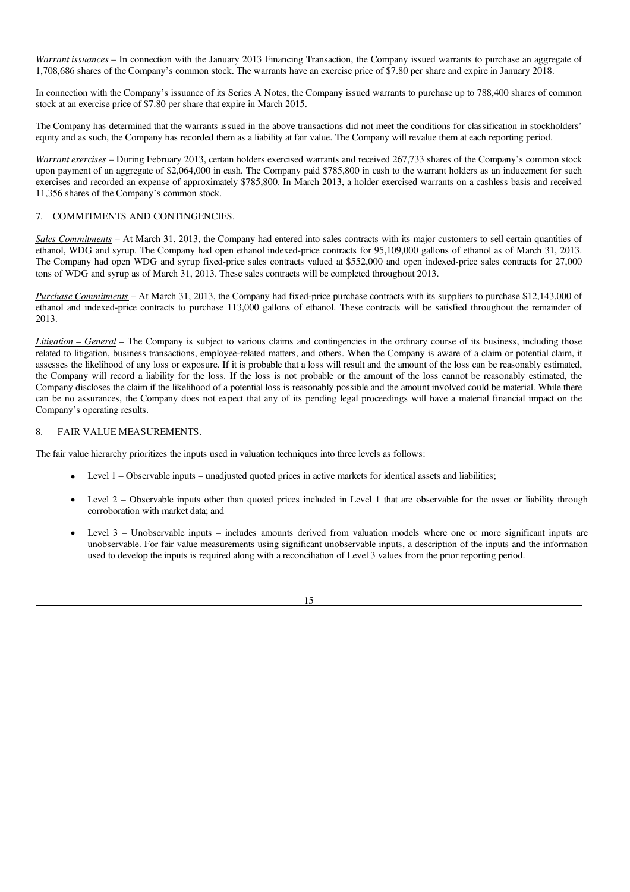*Warrant issuances* – In connection with the January 2013 Financing Transaction, the Company issued warrants to purchase an aggregate of 1,708,686 shares of the Company's common stock. The warrants have an exercise price of $7.80 per share and expire in January 2018.

In connection with the Company's issuance of its Series A Notes, the Company issued warrants to purchase up to 788,400 shares of common stock at an exercise price of $7.80 per share that expire in March 2015.

The Company has determined that the warrants issued in the above transactions did not meet the conditions for classification in stockholders' equity and as such, the Company has recorded them as a liability at fair value. The Company will revalue them at each reporting period.

*Warrant exercises* – During February 2013, certain holders exercised warrants and received 267,733 shares of the Company's common stock upon payment of an aggregate of $2,064,000 in cash. The Company paid $785,800 in cash to the warrant holders as an inducement for such exercises and recorded an expense of approximately $785,800. In March 2013, a holder exercised warrants on a cashless basis and received 11,356 shares of the Company's common stock.

## 7. COMMITMENTS AND CONTINGENCIES.

*Sales Commitments* – At March 31, 2013, the Company had entered into sales contracts with its major customers to sell certain quantities of ethanol, WDG and syrup. The Company had open ethanol indexed-price contracts for 95,109,000 gallons of ethanol as of March 31, 2013. The Company had open WDG and syrup fixed-price sales contracts valued at $552,000 and open indexed-price sales contracts for 27,000 tons of WDG and syrup as of March 31, 2013. These sales contracts will be completed throughout 2013.

*Purchase Commitments* – At March 31, 2013, the Company had fixed-price purchase contracts with its suppliers to purchase $12,143,000 of ethanol and indexed-price contracts to purchase 113,000 gallons of ethanol. These contracts will be satisfied throughout the remainder of 2013.

*Litigation – General* – The Company is subject to various claims and contingencies in the ordinary course of its business, including those related to litigation, business transactions, employee-related matters, and others. When the Company is aware of a claim or potential claim, it assesses the likelihood of any loss or exposure. If it is probable that a loss will result and the amount of the loss can be reasonably estimated, the Company will record a liability for the loss. If the loss is not probable or the amount of the loss cannot be reasonably estimated, the Company discloses the claim if the likelihood of a potential loss is reasonably possible and the amount involved could be material. While there can be no assurances, the Company does not expect that any of its pending legal proceedings will have a material financial impact on the Company's operating results.

## 8. FAIR VALUE MEASUREMENTS.

The fair value hierarchy prioritizes the inputs used in valuation techniques into three levels as follows:

- Level 1 – Observable inputs – unadjusted quoted prices in active markets for identical assets and liabilities;
- Level 2 – Observable inputs other than quoted prices included in Level 1 that are observable for the asset or liability through corroboration with market data; and
- Level 3 – Unobservable inputs – includes amounts derived from valuation models where one or more significant inputs are unobservable. For fair value measurements using significant unobservable inputs, a description of the inputs and the information used to develop the inputs is required along with a reconciliation of Level 3 values from the prior reporting period.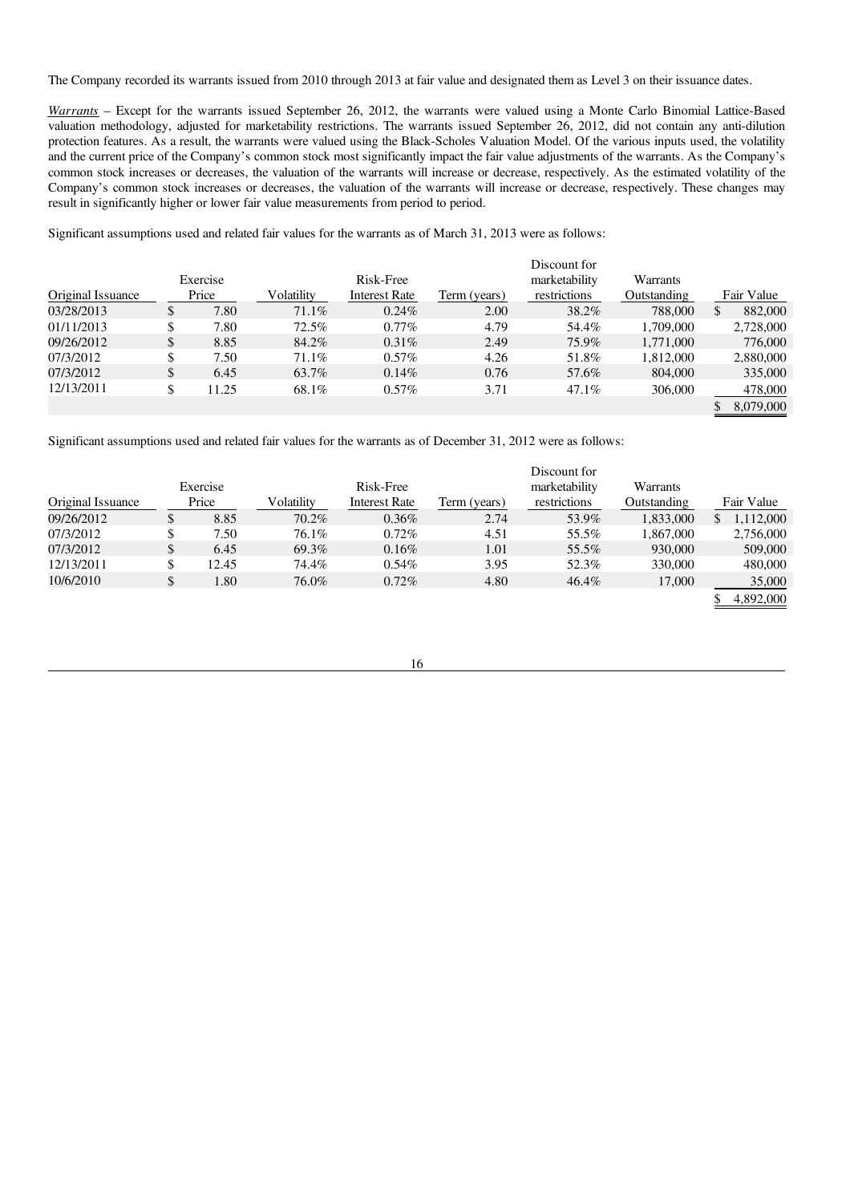The Company recorded its warrants issued from 2010 through 2013 at fair value and designated them as Level 3 on their issuance dates.

*Warrants* – Except for the warrants issued September 26, 2012, the warrants were valued using a Monte Carlo Binomial Lattice-Based valuation methodology, adjusted for marketability restrictions. The warrants issued September 26, 2012, did not contain any anti-dilution protection features. As a result, the warrants were valued using the Black-Scholes Valuation Model. Of the various inputs used, the volatility and the current price of the Company's common stock most significantly impact the fair value adjustments of the warrants. As the Company's common stock increases or decreases, the valuation of the warrants will increase or decrease, respectively. As the estimated volatility of the Company's common stock increases or decreases, the valuation of the warrants will increase or decrease, respectively. These changes may result in significantly higher or lower fair value measurements from period to period.

Significant assumptions used and related fair values for the warrants as of March 31, 2013 were as follows:

| Original Issuance | Exercise Price | Volatility | Risk-Free Interest Rate | Term (years) | Discount for marketability restrictions | Warrants Outstanding | Fair Value |
|---|---|---|---|---|---|---|---|
| 03/28/2013 | $ 7.80 | 71.1% | 0.24% | 2.00 | 38.2% | 788,000 | $ 882,000 |
| 01/11/2013 | $ 7.80 | 72.5% | 0.77% | 4.79 | 54.4% | 1,709,000 | 2,728,000 |
| 09/26/2012 | $ 8.85 | 84.2% | 0.31% | 2.49 | 75.9% | 1,771,000 | 776,000 |
| 07/3/2012 | $ 7.50 | 71.1% | 0.57% | 4.26 | 51.8% | 1,812,000 | 2,880,000 |
| 07/3/2012 | $ 6.45 | 63.7% | 0.14% | 0.76 | 57.6% | 804,000 | 335,000 |
| 12/13/2011 | $ 11.25 | 68.1% | 0.57% | 3.71 | 47.1% | 306,000 | 478,000 |
| | | | | | | | $ 8,079,000 |

Significant assumptions used and related fair values for the warrants as of December 31, 2012 were as follows:

| Original Issuance | Exercise Price | Volatility | Risk-Free Interest Rate | Term (years) | Discount for marketability restrictions | Warrants Outstanding | Fair Value |
|---|---|---|---|---|---|---|---|
| 09/26/2012 | $ 8.85 | 70.2% | 0.36% | 2.74 | 53.9% | 1,833,000 | $ 1,112,000 |
| 07/3/2012 | $ 7.50 | 76.1% | 0.72% | 4.51 | 55.5% | 1,867,000 | 2,756,000 |
| 07/3/2012 | $ 6.45 | 69.3% | 0.16% | 1.01 | 55.5% | 930,000 | 509,000 |
| 12/13/2011 | $ 12.45 | 74.4% | 0.54% | 3.95 | 52.3% | 330,000 | 480,000 |
| 10/6/2010 | $ 1.80 | 76.0% | 0.72% | 4.80 | 46.4% | 17,000 | 35,000 |
| | | | | | | | $ 4,892,000 |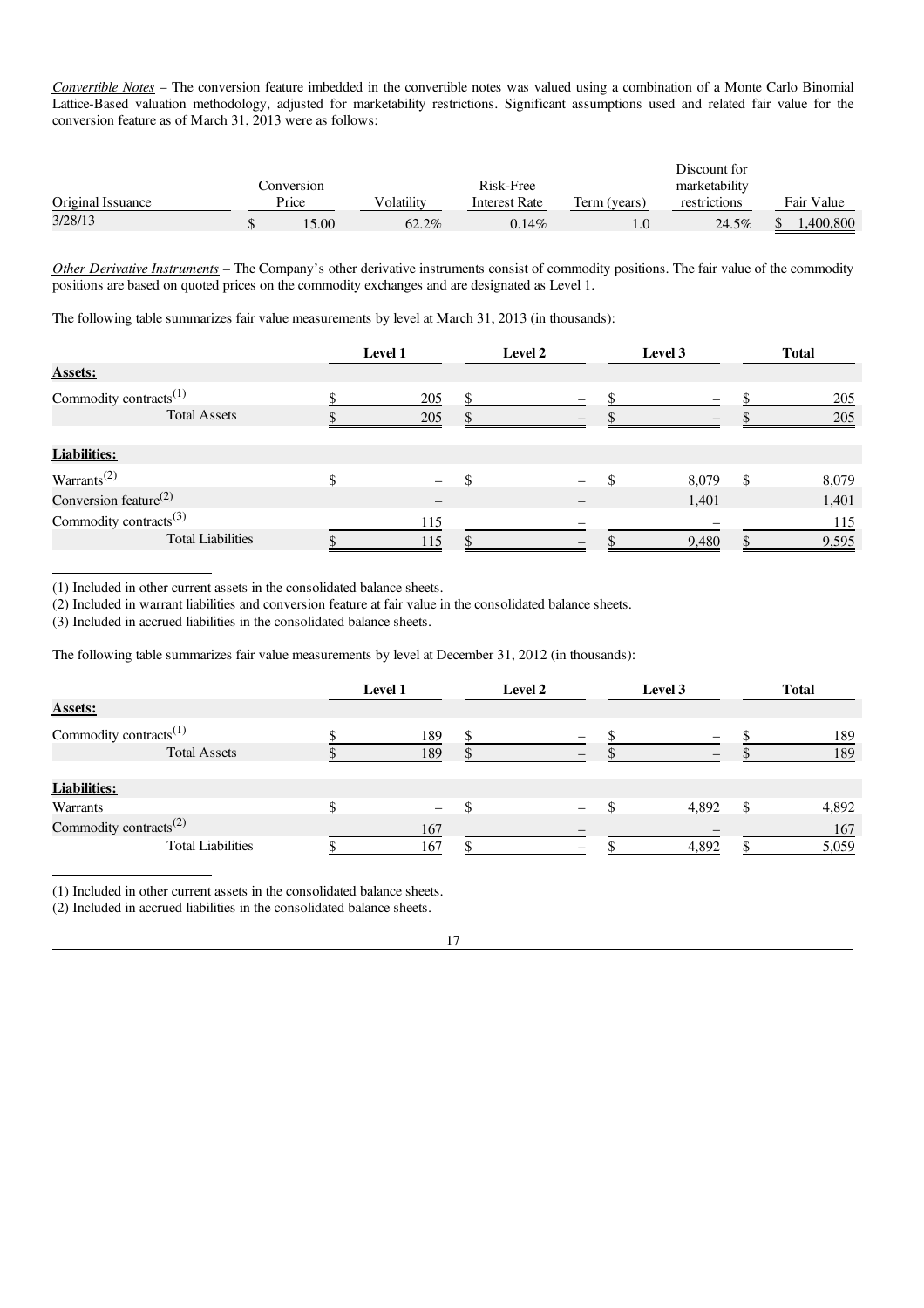*Convertible Notes* – The conversion feature imbedded in the convertible notes was valued using a combination of a Monte Carlo Binomial Lattice-Based valuation methodology, adjusted for marketability restrictions. Significant assumptions used and related fair value for the conversion feature as of March 31, 2013 were as follows:

| Original Issuance | Conversion Price | Volatility | Risk-Free Interest Rate | Term (years) | Discount for marketability restrictions | Fair Value |
|---|---|---|---|---|---|---|
| 3/28/13 | $ 15.00 | 62.2% | 0.14% | 1.0 | 24.5% | $ 1,400,800 |

*Other Derivative Instruments* – The Company's other derivative instruments consist of commodity positions. The fair value of the commodity positions are based on quoted prices on the commodity exchanges and are designated as Level 1.

The following table summarizes fair value measurements by level at March 31, 2013 (in thousands):

| | Level 1 | Level 2 | Level 3 | Total |
|---|---|---|---|---|
| **Assets:** | | | | |
| Commodity contracts(1) | $ 205 | $ – | $ – | $ 205 |
| Total Assets | $ 205 | $ – | $ – | $ 205 |
| **Liabilities:** | | | | |
| Warrants(2) | $ – | $ – | $ 8,079 | $ 8,079 |
| Conversion feature(2) | – | – | 1,401 | 1,401 |
| Commodity contracts(3) | 115 | – | – | 115 |
| Total Liabilities | $ 115 | $ – | $ 9,480 | $ 9,595 |

(1) Included in other current assets in the consolidated balance sheets.
(2) Included in warrant liabilities and conversion feature at fair value in the consolidated balance sheets.
(3) Included in accrued liabilities in the consolidated balance sheets.

The following table summarizes fair value measurements by level at December 31, 2012 (in thousands):

| | Level 1 | Level 2 | Level 3 | Total |
|---|---|---|---|---|
| **Assets:** | | | | |
| Commodity contracts(1) | $ 189 | $ – | $ – | $ 189 |
| Total Assets | $ 189 | $ – | $ – | $ 189 |
| **Liabilities:** | | | | |
| Warrants | $ – | $ – | $ 4,892 | $ 4,892 |
| Commodity contracts(2) | 167 | – | – | 167 |
| Total Liabilities | $ 167 | $ – | $ 4,892 | $ 5,059 |

(1) Included in other current assets in the consolidated balance sheets.
(2) Included in accrued liabilities in the consolidated balance sheets.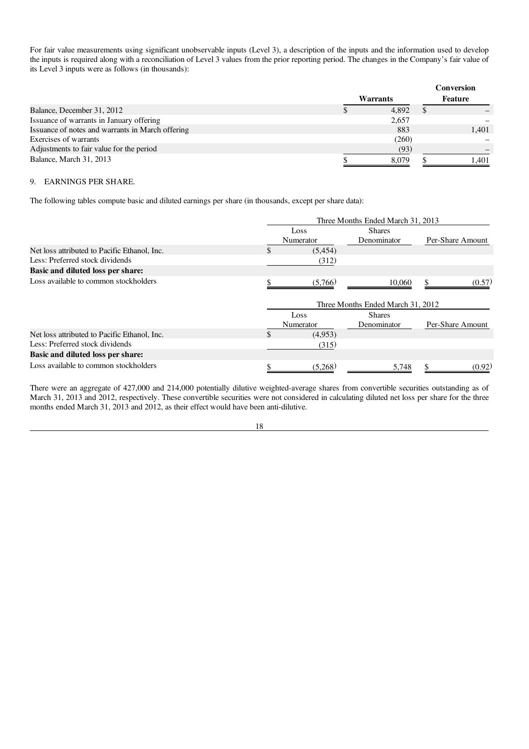For fair value measurements using significant unobservable inputs (Level 3), a description of the inputs and the information used to develop the inputs is required along with a reconciliation of Level 3 values from the prior reporting period. The changes in the Company's fair value of its Level 3 inputs were as follows (in thousands):

| | Warrants | Conversion Feature |
|---|---|---|
| Balance, December 31, 2012 | $ 4,892 | $ – |
| Issuance of warrants in January offering | 2,657 | – |
| Issuance of notes and warrants in March offering | 883 | 1,401 |
| Exercises of warrants | (260) | – |
| Adjustments to fair value for the period | (93) | – |
| Balance, March 31, 2013 | $ 8,079 | $ 1,401 |

9. EARNINGS PER SHARE.

The following tables compute basic and diluted earnings per share (in thousands, except per share data):

| | Three Months Ended March 31, 2013 | | |
|---|---|---|---|
| | Loss Numerator | Shares Denominator | Per-Share Amount |
| Net loss attributed to Pacific Ethanol, Inc. | $ (5,454) | | |
| Less: Preferred stock dividends | (312) | | |
| **Basic and diluted loss per share:** | | | |
| Loss available to common stockholders | $ (5,766) | 10,060 | $ (0.57) |

| | Three Months Ended March 31, 2012 | | |
|---|---|---|---|
| | Loss Numerator | Shares Denominator | Per-Share Amount |
| Net loss attributed to Pacific Ethanol, Inc. | $ (4,953) | | |
| Less: Preferred stock dividends | (315) | | |
| **Basic and diluted loss per share:** | | | |
| Loss available to common stockholders | $ (5,268) | 5,748 | $ (0.92) |

There were an aggregate of 427,000 and 214,000 potentially dilutive weighted-average shares from convertible securities outstanding as of March 31, 2013 and 2012, respectively. These convertible securities were not considered in calculating diluted net loss per share for the three months ended March 31, 2013 and 2012, as their effect would have been anti-dilutive.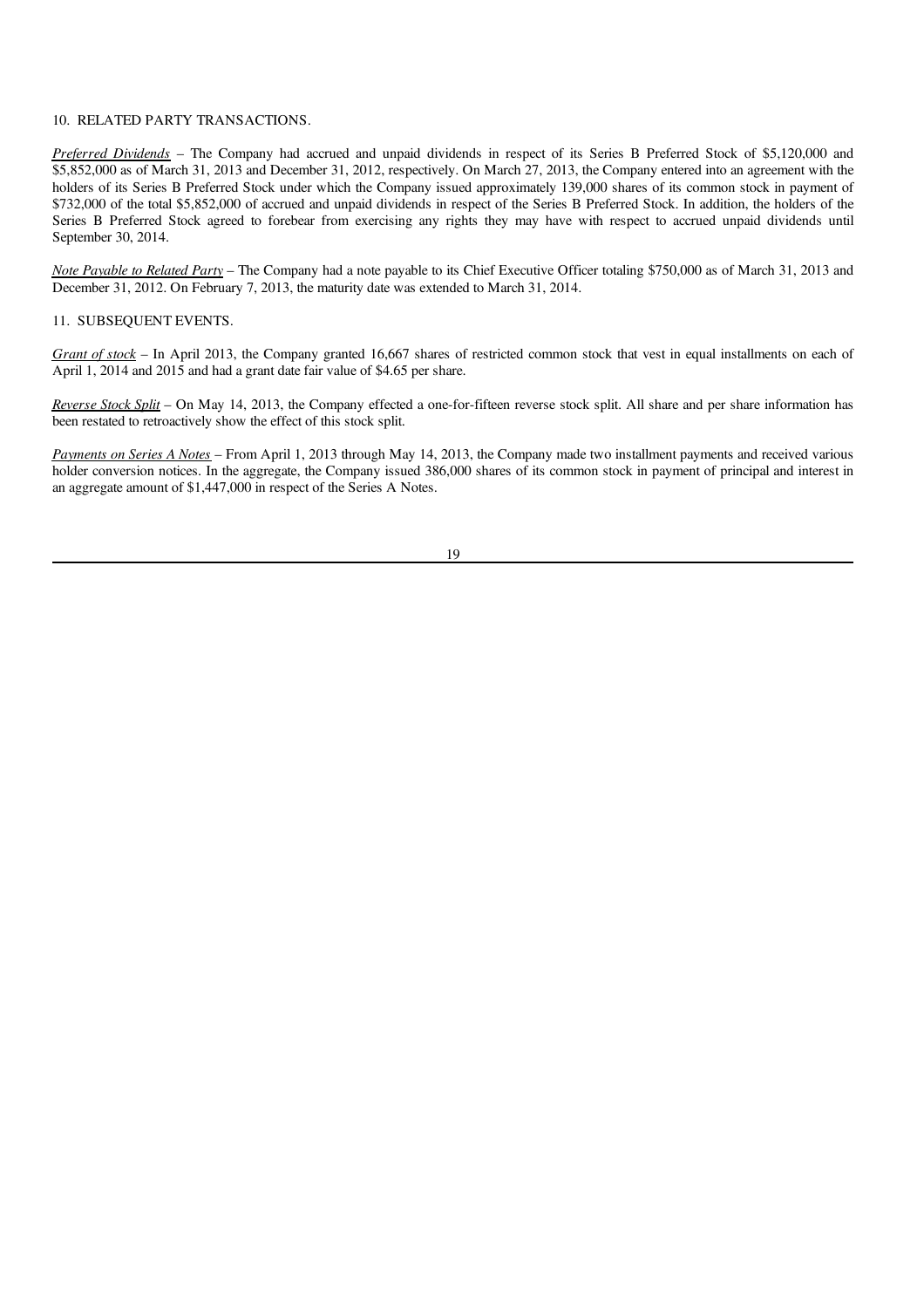## 10. RELATED PARTY TRANSACTIONS.

*Preferred Dividends* – The Company had accrued and unpaid dividends in respect of its Series B Preferred Stock of $5,120,000 and $5,852,000 as of March 31, 2013 and December 31, 2012, respectively. On March 27, 2013, the Company entered into an agreement with the holders of its Series B Preferred Stock under which the Company issued approximately 139,000 shares of its common stock in payment of $732,000 of the total $5,852,000 of accrued and unpaid dividends in respect of the Series B Preferred Stock. In addition, the holders of the Series B Preferred Stock agreed to forebear from exercising any rights they may have with respect to accrued unpaid dividends until September 30, 2014.

*Note Payable to Related Party* – The Company had a note payable to its Chief Executive Officer totaling $750,000 as of March 31, 2013 and December 31, 2012. On February 7, 2013, the maturity date was extended to March 31, 2014.

## 11. SUBSEQUENT EVENTS.

*Grant of stock* – In April 2013, the Company granted 16,667 shares of restricted common stock that vest in equal installments on each of April 1, 2014 and 2015 and had a grant date fair value of $4.65 per share.

*Reverse Stock Split* – On May 14, 2013, the Company effected a one-for-fifteen reverse stock split. All share and per share information has been restated to retroactively show the effect of this stock split.

*Payments on Series A Notes* – From April 1, 2013 through May 14, 2013, the Company made two installment payments and received various holder conversion notices. In the aggregate, the Company issued 386,000 shares of its common stock in payment of principal and interest in an aggregate amount of $1,447,000 in respect of the Series A Notes.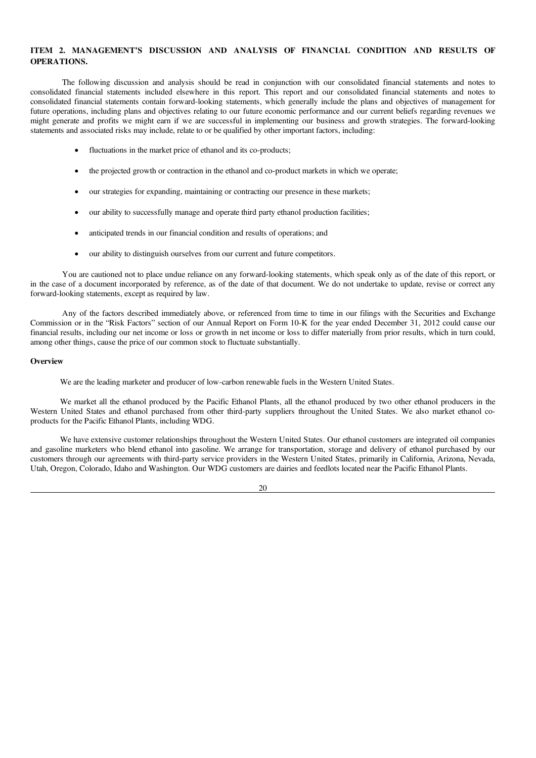## ITEM 2. MANAGEMENT'S DISCUSSION AND ANALYSIS OF FINANCIAL CONDITION AND RESULTS OF OPERATIONS.

The following discussion and analysis should be read in conjunction with our consolidated financial statements and notes to consolidated financial statements included elsewhere in this report. This report and our consolidated financial statements and notes to consolidated financial statements contain forward-looking statements, which generally include the plans and objectives of management for future operations, including plans and objectives relating to our future economic performance and our current beliefs regarding revenues we might generate and profits we might earn if we are successful in implementing our business and growth strategies. The forward-looking statements and associated risks may include, relate to or be qualified by other important factors, including:

- fluctuations in the market price of ethanol and its co-products;
- the projected growth or contraction in the ethanol and co-product markets in which we operate;
- our strategies for expanding, maintaining or contracting our presence in these markets;
- our ability to successfully manage and operate third party ethanol production facilities;
- anticipated trends in our financial condition and results of operations; and
- our ability to distinguish ourselves from our current and future competitors.

You are cautioned not to place undue reliance on any forward-looking statements, which speak only as of the date of this report, or in the case of a document incorporated by reference, as of the date of that document. We do not undertake to update, revise or correct any forward-looking statements, except as required by law.

Any of the factors described immediately above, or referenced from time to time in our filings with the Securities and Exchange Commission or in the "Risk Factors" section of our Annual Report on Form 10-K for the year ended December 31, 2012 could cause our financial results, including our net income or loss or growth in net income or loss to differ materially from prior results, which in turn could, among other things, cause the price of our common stock to fluctuate substantially.

**Overview**

We are the leading marketer and producer of low-carbon renewable fuels in the Western United States.

We market all the ethanol produced by the Pacific Ethanol Plants, all the ethanol produced by two other ethanol producers in the Western United States and ethanol purchased from other third-party suppliers throughout the United States. We also market ethanol co-products for the Pacific Ethanol Plants, including WDG.

We have extensive customer relationships throughout the Western United States. Our ethanol customers are integrated oil companies and gasoline marketers who blend ethanol into gasoline. We arrange for transportation, storage and delivery of ethanol purchased by our customers through our agreements with third-party service providers in the Western United States, primarily in California, Arizona, Nevada, Utah, Oregon, Colorado, Idaho and Washington. Our WDG customers are dairies and feedlots located near the Pacific Ethanol Plants.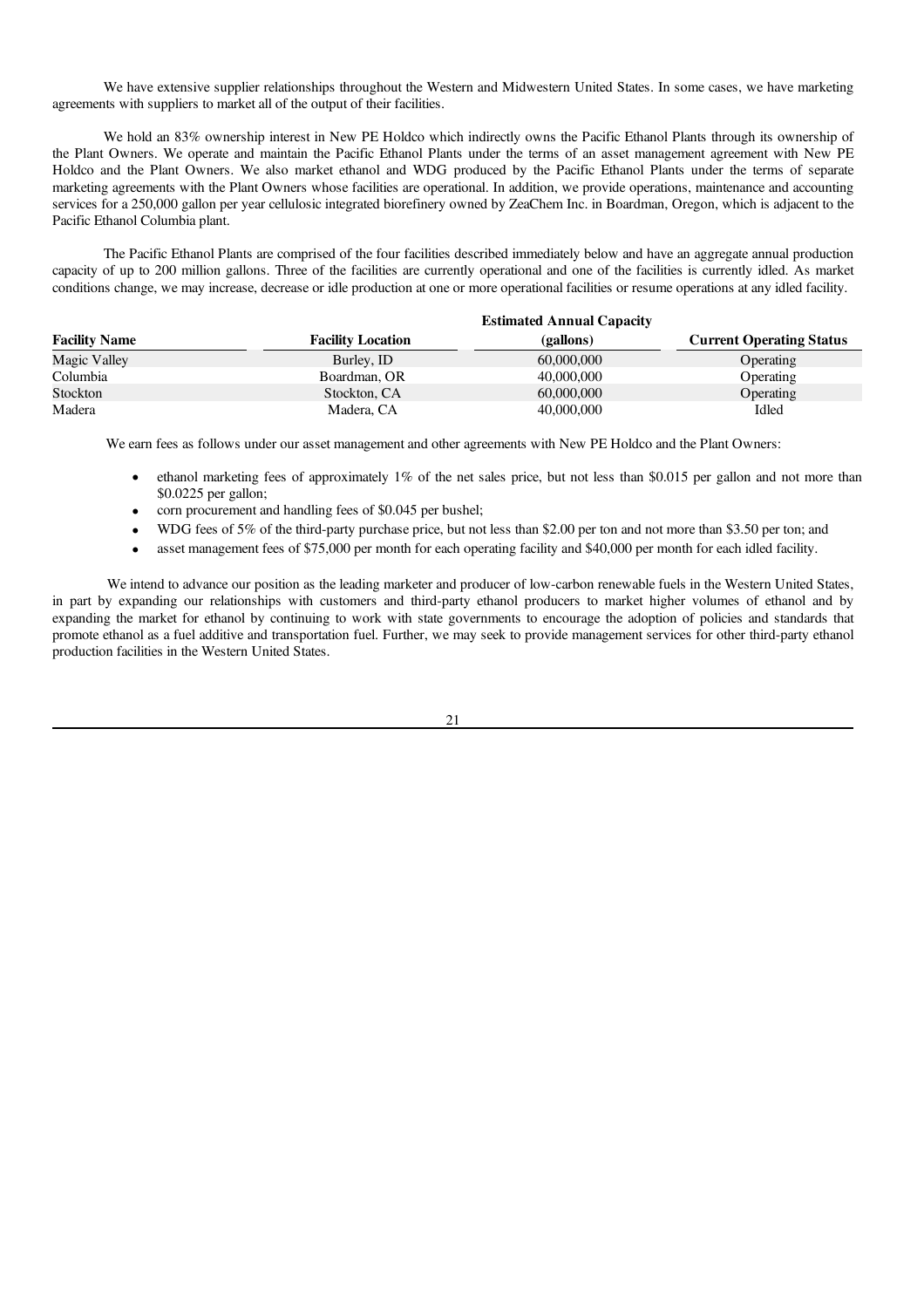We have extensive supplier relationships throughout the Western and Midwestern United States. In some cases, we have marketing agreements with suppliers to market all of the output of their facilities.

We hold an 83% ownership interest in New PE Holdco which indirectly owns the Pacific Ethanol Plants through its ownership of the Plant Owners. We operate and maintain the Pacific Ethanol Plants under the terms of an asset management agreement with New PE Holdco and the Plant Owners. We also market ethanol and WDG produced by the Pacific Ethanol Plants under the terms of separate marketing agreements with the Plant Owners whose facilities are operational. In addition, we provide operations, maintenance and accounting services for a 250,000 gallon per year cellulosic integrated biorefinery owned by ZeaChem Inc. in Boardman, Oregon, which is adjacent to the Pacific Ethanol Columbia plant.

The Pacific Ethanol Plants are comprised of the four facilities described immediately below and have an aggregate annual production capacity of up to 200 million gallons. Three of the facilities are currently operational and one of the facilities is currently idled. As market conditions change, we may increase, decrease or idle production at one or more operational facilities or resume operations at any idled facility.

| Facility Name | Facility Location | Estimated Annual Capacity (gallons) | Current Operating Status |
|---|---|---|---|
| Magic Valley | Burley, ID | 60,000,000 | Operating |
| Columbia | Boardman, OR | 40,000,000 | Operating |
| Stockton | Stockton, CA | 60,000,000 | Operating |
| Madera | Madera, CA | 40,000,000 | Idled |

We earn fees as follows under our asset management and other agreements with New PE Holdco and the Plant Owners:

- ethanol marketing fees of approximately 1% of the net sales price, but not less than $0.015 per gallon and not more than $0.0225 per gallon;
- corn procurement and handling fees of $0.045 per bushel;
- WDG fees of 5% of the third-party purchase price, but not less than $2.00 per ton and not more than $3.50 per ton; and
- asset management fees of $75,000 per month for each operating facility and $40,000 per month for each idled facility.

We intend to advance our position as the leading marketer and producer of low-carbon renewable fuels in the Western United States, in part by expanding our relationships with customers and third-party ethanol producers to market higher volumes of ethanol and by expanding the market for ethanol by continuing to work with state governments to encourage the adoption of policies and standards that promote ethanol as a fuel additive and transportation fuel. Further, we may seek to provide management services for other third-party ethanol production facilities in the Western United States.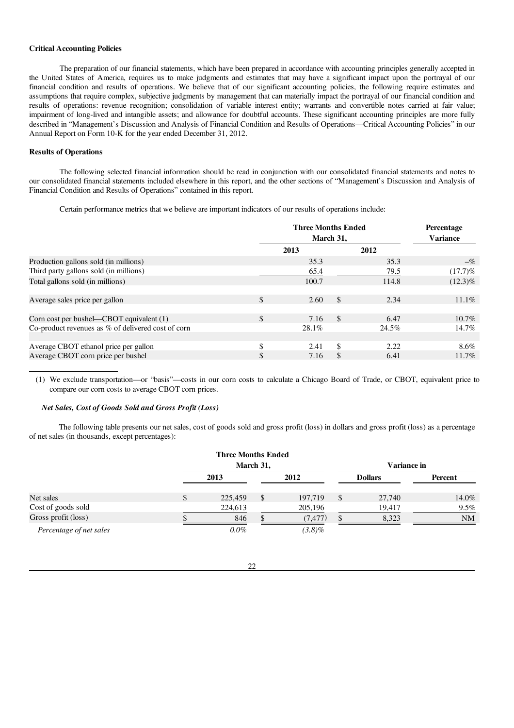**Critical Accounting Policies**

The preparation of our financial statements, which have been prepared in accordance with accounting principles generally accepted in the United States of America, requires us to make judgments and estimates that may have a significant impact upon the portrayal of our financial condition and results of operations. We believe that of our significant accounting policies, the following require estimates and assumptions that require complex, subjective judgments by management that can materially impact the portrayal of our financial condition and results of operations: revenue recognition; consolidation of variable interest entity; warrants and convertible notes carried at fair value; impairment of long-lived and intangible assets; and allowance for doubtful accounts. These significant accounting principles are more fully described in "Management's Discussion and Analysis of Financial Condition and Results of Operations—Critical Accounting Policies" in our Annual Report on Form 10-K for the year ended December 31, 2012.

**Results of Operations**

The following selected financial information should be read in conjunction with our consolidated financial statements and notes to our consolidated financial statements included elsewhere in this report, and the other sections of "Management's Discussion and Analysis of Financial Condition and Results of Operations" contained in this report.

Certain performance metrics that we believe are important indicators of our results of operations include:

| | Three Months Ended March 31, | | Percentage Variance |
|---|---|---|---|
| | 2013 | 2012 | |
| Production gallons sold (in millions) | 35.3 | 35.3 | –% |
| Third party gallons sold (in millions) | 65.4 | 79.5 | (17.7)% |
| Total gallons sold (in millions) | 100.7 | 114.8 | (12.3)% |
| Average sales price per gallon | $ 2.60 | $ 2.34 | 11.1% |
| Corn cost per bushel—CBOT equivalent (1) | $ 7.16 | $ 6.47 | 10.7% |
| Co-product revenues as % of delivered cost of corn | 28.1% | 24.5% | 14.7% |
| Average CBOT ethanol price per gallon | $ 2.41 | $ 2.22 | 8.6% |
| Average CBOT corn price per bushel | $ 7.16 | $ 6.41 | 11.7% |

(1) We exclude transportation—or "basis"—costs in our corn costs to calculate a Chicago Board of Trade, or CBOT, equivalent price to compare our corn costs to average CBOT corn prices.

***Net Sales, Cost of Goods Sold and Gross Profit (Loss)***

The following table presents our net sales, cost of goods sold and gross profit (loss) in dollars and gross profit (loss) as a percentage of net sales (in thousands, except percentages):

| | Three Months Ended March 31, | | Variance in | |
|---|---|---|---|---|
| | 2013 | 2012 | Dollars | Percent |
| Net sales | $ 225,459 | $ 197,719 | $ 27,740 | 14.0% |
| Cost of goods sold | 224,613 | 205,196 | 19,417 | 9.5% |
| Gross profit (loss) | $ 846 | $ (7,477) | $ 8,323 | NM |
| *Percentage of net sales* | *0.0%* | *(3.8)%* | | |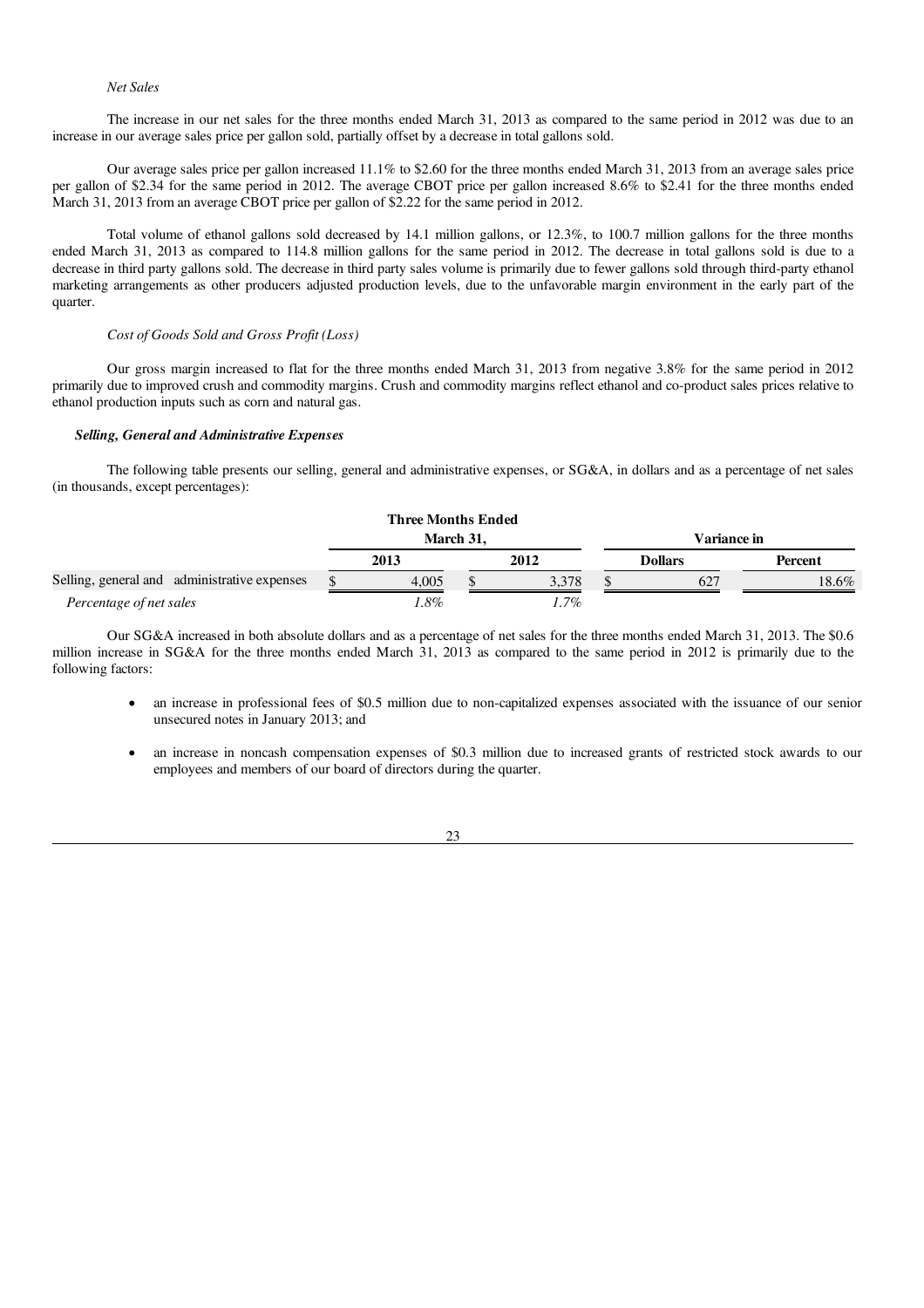*Net Sales*

The increase in our net sales for the three months ended March 31, 2013 as compared to the same period in 2012 was due to an increase in our average sales price per gallon sold, partially offset by a decrease in total gallons sold.

Our average sales price per gallon increased 11.1% to $2.60 for the three months ended March 31, 2013 from an average sales price per gallon of $2.34 for the same period in 2012. The average CBOT price per gallon increased 8.6% to $2.41 for the three months ended March 31, 2013 from an average CBOT price per gallon of $2.22 for the same period in 2012.

Total volume of ethanol gallons sold decreased by 14.1 million gallons, or 12.3%, to 100.7 million gallons for the three months ended March 31, 2013 as compared to 114.8 million gallons for the same period in 2012. The decrease in total gallons sold is due to a decrease in third party gallons sold. The decrease in third party sales volume is primarily due to fewer gallons sold through third-party ethanol marketing arrangements as other producers adjusted production levels, due to the unfavorable margin environment in the early part of the quarter.

*Cost of Goods Sold and Gross Profit (Loss)*

Our gross margin increased to flat for the three months ended March 31, 2013 from negative 3.8% for the same period in 2012 primarily due to improved crush and commodity margins. Crush and commodity margins reflect ethanol and co-product sales prices relative to ethanol production inputs such as corn and natural gas.

***Selling, General and Administrative Expenses***

The following table presents our selling, general and administrative expenses, or SG&A, in dollars and as a percentage of net sales (in thousands, except percentages):

| | Three Months Ended March 31, | | Variance in | |
|---|---|---|---|---|
| | 2013 | 2012 | Dollars | Percent |
| Selling, general and administrative expenses | $ 4,005 | $ 3,378 | $ 627 | 18.6% |
| *Percentage of net sales* | *1.8%* | *1.7%* | | |

Our SG&A increased in both absolute dollars and as a percentage of net sales for the three months ended March 31, 2013. The $0.6 million increase in SG&A for the three months ended March 31, 2013 as compared to the same period in 2012 is primarily due to the following factors:

- an increase in professional fees of $0.5 million due to non-capitalized expenses associated with the issuance of our senior unsecured notes in January 2013; and
- an increase in noncash compensation expenses of $0.3 million due to increased grants of restricted stock awards to our employees and members of our board of directors during the quarter.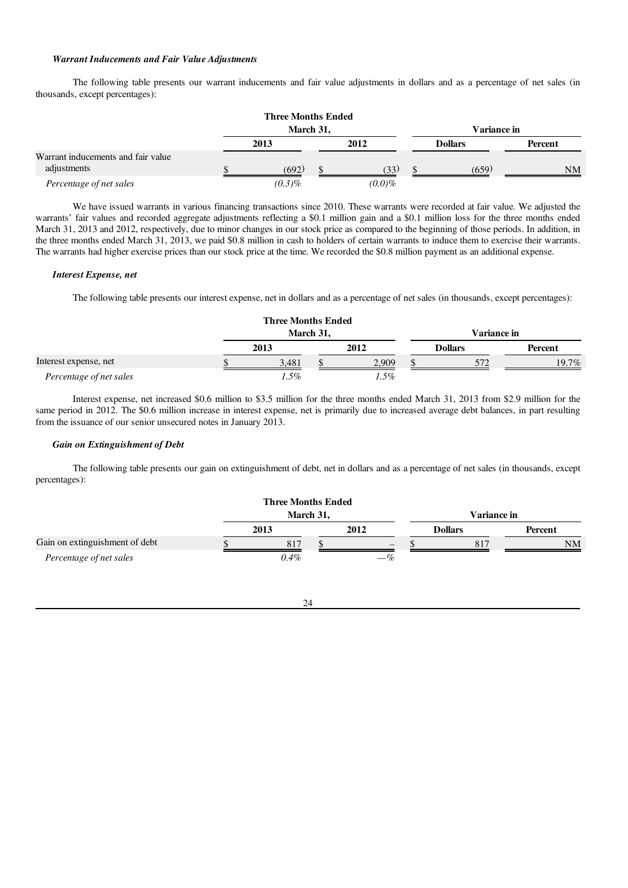#### *Warrant Inducements and Fair Value Adjustments*

The following table presents our warrant inducements and fair value adjustments in dollars and as a percentage of net sales (in thousands, except percentages):

| | Three Months Ended March 31, | | Variance in | |
|---|---|---|---|---|
| | 2013 | 2012 | Dollars | Percent |
| Warrant inducements and fair value adjustments | $ (692) | $ (33) | $ (659) | NM |
| *Percentage of net sales* | *(0.3)%* | *(0.0)%* | | |

We have issued warrants in various financing transactions since 2010. These warrants were recorded at fair value. We adjusted the warrants' fair values and recorded aggregate adjustments reflecting a $0.1 million gain and a $0.1 million loss for the three months ended March 31, 2013 and 2012, respectively, due to minor changes in our stock price as compared to the beginning of those periods. In addition, in the three months ended March 31, 2013, we paid $0.8 million in cash to holders of certain warrants to induce them to exercise their warrants. The warrants had higher exercise prices than our stock price at the time. We recorded the $0.8 million payment as an additional expense.

#### *Interest Expense, net*

The following table presents our interest expense, net in dollars and as a percentage of net sales (in thousands, except percentages):

| | Three Months Ended March 31, | | Variance in | |
|---|---|---|---|---|
| | 2013 | 2012 | Dollars | Percent |
| Interest expense, net | $ 3,481 | $ 2,909 | $ 572 | 19.7% |
| *Percentage of net sales* | *1.5%* | *1.5%* | | |

Interest expense, net increased $0.6 million to $3.5 million for the three months ended March 31, 2013 from $2.9 million for the same period in 2012. The $0.6 million increase in interest expense, net is primarily due to increased average debt balances, in part resulting from the issuance of our senior unsecured notes in January 2013.

#### *Gain on Extinguishment of Debt*

The following table presents our gain on extinguishment of debt, net in dollars and as a percentage of net sales (in thousands, except percentages):

| | Three Months Ended March 31, | | Variance in | |
|---|---|---|---|---|
| | 2013 | 2012 | Dollars | Percent |
| Gain on extinguishment of debt | $ 817 | $ – | $ 817 | NM |
| *Percentage of net sales* | *0.4%* | *—%* | | |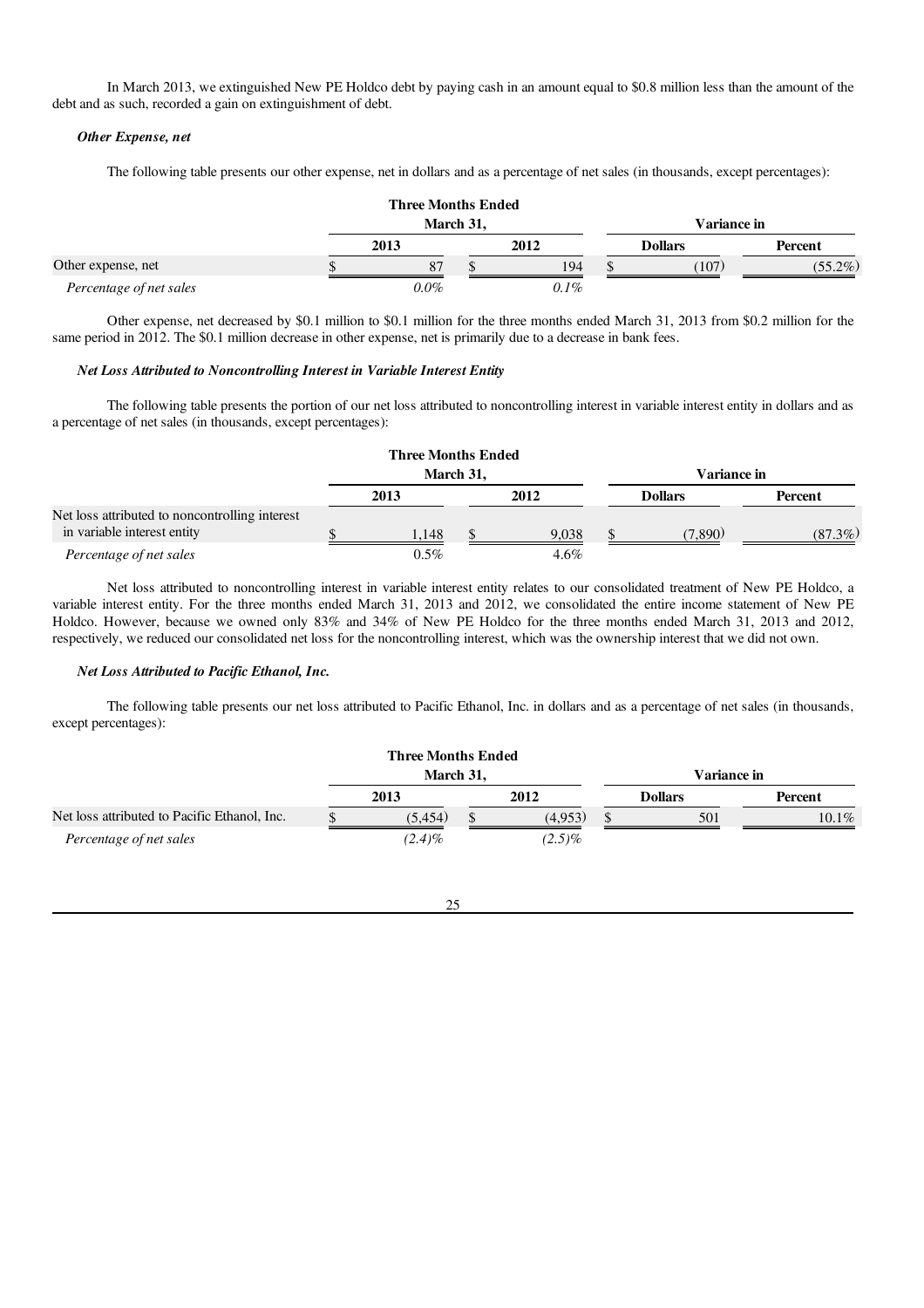In March 2013, we extinguished New PE Holdco debt by paying cash in an amount equal to $0.8 million less than the amount of the debt and as such, recorded a gain on extinguishment of debt.

***Other Expense, net***

The following table presents our other expense, net in dollars and as a percentage of net sales (in thousands, except percentages):

| | Three Months Ended March 31, | | Variance in | |
|---|---|---|---|---|
| | 2013 | 2012 | Dollars | Percent |
| Other expense, net | $ 87 | $ 194 | $ (107) | (55.2%) |
| *Percentage of net sales* | *0.0%* | *0.1%* | | |

Other expense, net decreased by $0.1 million to $0.1 million for the three months ended March 31, 2013 from $0.2 million for the same period in 2012. The $0.1 million decrease in other expense, net is primarily due to a decrease in bank fees.

***Net Loss Attributed to Noncontrolling Interest in Variable Interest Entity***

The following table presents the portion of our net loss attributed to noncontrolling interest in variable interest entity in dollars and as a percentage of net sales (in thousands, except percentages):

| | Three Months Ended March 31, | | Variance in | |
|---|---|---|---|---|
| | 2013 | 2012 | Dollars | Percent |
| Net loss attributed to noncontrolling interest in variable interest entity | $ 1,148 | $ 9,038 | $ (7,890) | (87.3%) |
| *Percentage of net sales* | 0.5% | 4.6% | | |

Net loss attributed to noncontrolling interest in variable interest entity relates to our consolidated treatment of New PE Holdco, a variable interest entity. For the three months ended March 31, 2013 and 2012, we consolidated the entire income statement of New PE Holdco. However, because we owned only 83% and 34% of New PE Holdco for the three months ended March 31, 2013 and 2012, respectively, we reduced our consolidated net loss for the noncontrolling interest, which was the ownership interest that we did not own.

***Net Loss Attributed to Pacific Ethanol, Inc.***

The following table presents our net loss attributed to Pacific Ethanol, Inc. in dollars and as a percentage of net sales (in thousands, except percentages):

| | Three Months Ended March 31, | | Variance in | |
|---|---|---|---|---|
| | 2013 | 2012 | Dollars | Percent |
| Net loss attributed to Pacific Ethanol, Inc. | $ (5,454) | $ (4,953) | $ 501 | 10.1% |
| *Percentage of net sales* | *(2.4)%* | *(2.5)%* | | |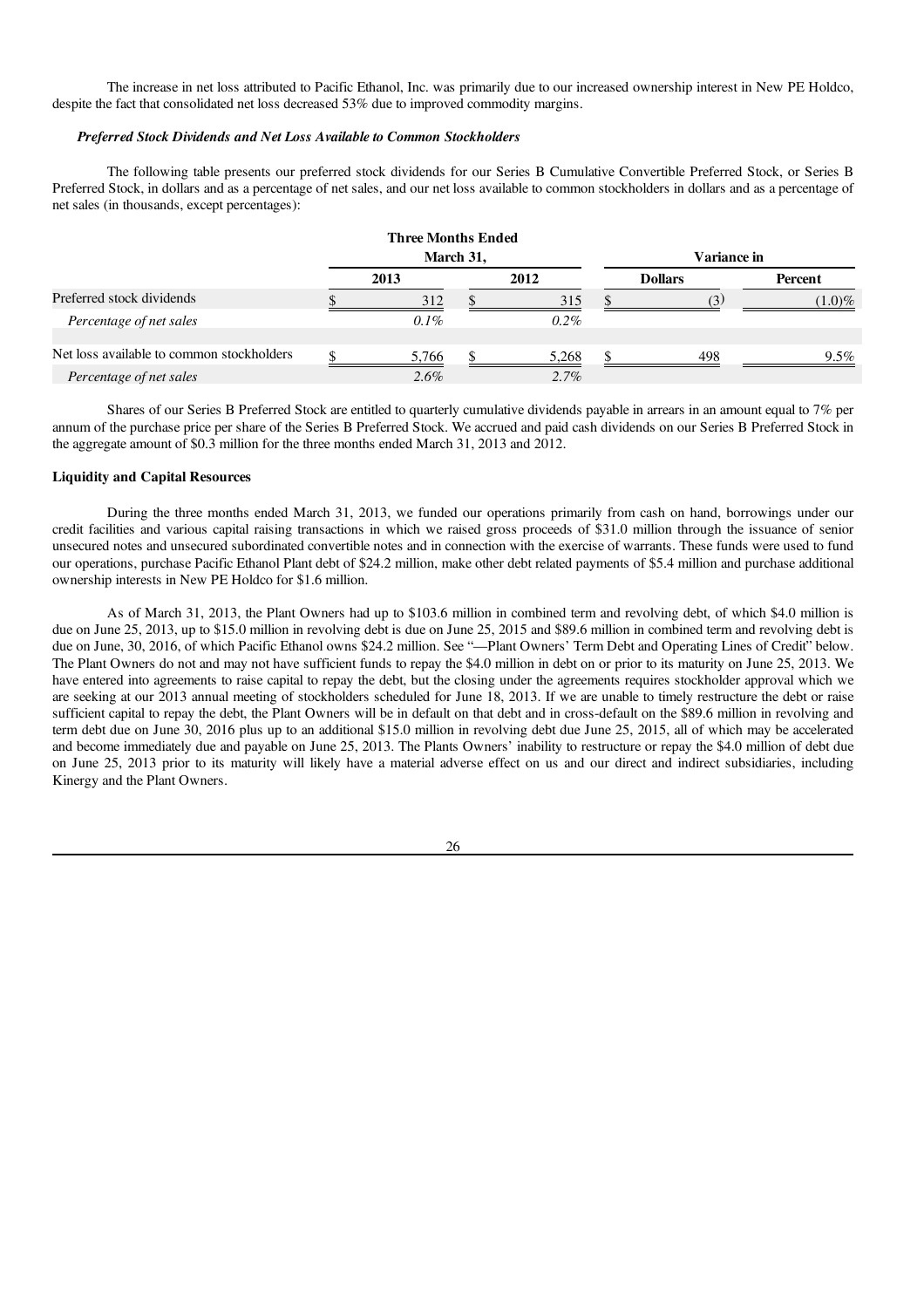The increase in net loss attributed to Pacific Ethanol, Inc. was primarily due to our increased ownership interest in New PE Holdco, despite the fact that consolidated net loss decreased 53% due to improved commodity margins.

***Preferred Stock Dividends and Net Loss Available to Common Stockholders***

The following table presents our preferred stock dividends for our Series B Cumulative Convertible Preferred Stock, or Series B Preferred Stock, in dollars and as a percentage of net sales, and our net loss available to common stockholders in dollars and as a percentage of net sales (in thousands, except percentages):

| | Three Months Ended March 31, | | Variance in | |
|---|---|---|---|---|
| | 2013 | 2012 | Dollars | Percent |
| Preferred stock dividends | $ 312 | $ 315 | $ (3) | (1.0)% |
| *Percentage of net sales* | *0.1%* | *0.2%* | | |
| Net loss available to common stockholders | $ 5,766 | $ 5,268 | $ 498 | 9.5% |
| *Percentage of net sales* | *2.6%* | *2.7%* | | |

Shares of our Series B Preferred Stock are entitled to quarterly cumulative dividends payable in arrears in an amount equal to 7% per annum of the purchase price per share of the Series B Preferred Stock. We accrued and paid cash dividends on our Series B Preferred Stock in the aggregate amount of $0.3 million for the three months ended March 31, 2013 and 2012.

**Liquidity and Capital Resources**

During the three months ended March 31, 2013, we funded our operations primarily from cash on hand, borrowings under our credit facilities and various capital raising transactions in which we raised gross proceeds of $31.0 million through the issuance of senior unsecured notes and unsecured subordinated convertible notes and in connection with the exercise of warrants. These funds were used to fund our operations, purchase Pacific Ethanol Plant debt of $24.2 million, make other debt related payments of $5.4 million and purchase additional ownership interests in New PE Holdco for $1.6 million.

As of March 31, 2013, the Plant Owners had up to $103.6 million in combined term and revolving debt, of which $4.0 million is due on June 25, 2013, up to $15.0 million in revolving debt is due on June 25, 2015 and $89.6 million in combined term and revolving debt is due on June, 30, 2016, of which Pacific Ethanol owns $24.2 million. See "—Plant Owners' Term Debt and Operating Lines of Credit" below. The Plant Owners do not and may not have sufficient funds to repay the $4.0 million in debt on or prior to its maturity on June 25, 2013. We have entered into agreements to raise capital to repay the debt, but the closing under the agreements requires stockholder approval which we are seeking at our 2013 annual meeting of stockholders scheduled for June 18, 2013. If we are unable to timely restructure the debt or raise sufficient capital to repay the debt, the Plant Owners will be in default on that debt and in cross-default on the $89.6 million in revolving and term debt due on June 30, 2016 plus up to an additional $15.0 million in revolving debt due June 25, 2015, all of which may be accelerated and become immediately due and payable on June 25, 2013. The Plants Owners' inability to restructure or repay the $4.0 million of debt due on June 25, 2013 prior to its maturity will likely have a material adverse effect on us and our direct and indirect subsidiaries, including Kinergy and the Plant Owners.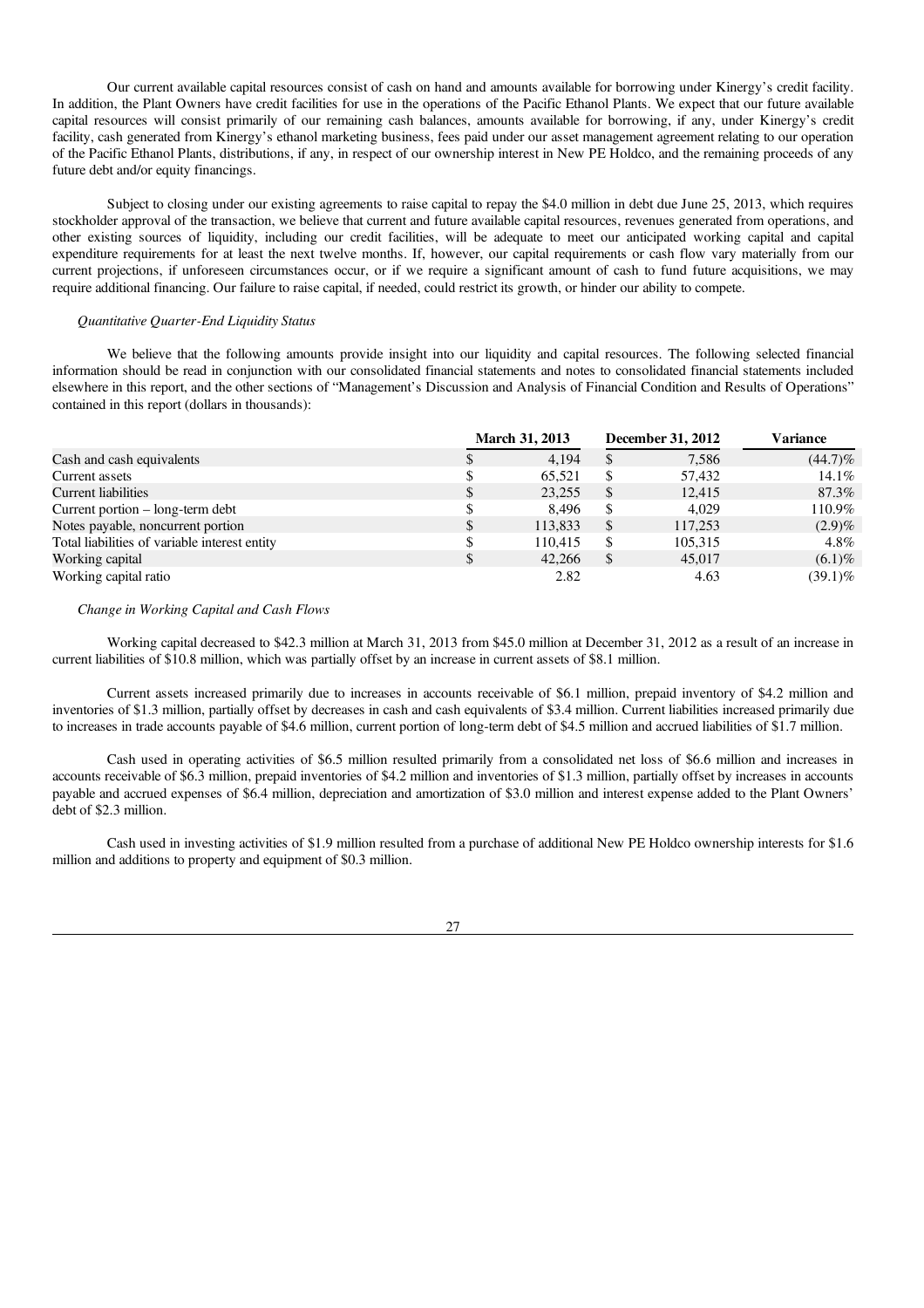Our current available capital resources consist of cash on hand and amounts available for borrowing under Kinergy's credit facility. In addition, the Plant Owners have credit facilities for use in the operations of the Pacific Ethanol Plants. We expect that our future available capital resources will consist primarily of our remaining cash balances, amounts available for borrowing, if any, under Kinergy's credit facility, cash generated from Kinergy's ethanol marketing business, fees paid under our asset management agreement relating to our operation of the Pacific Ethanol Plants, distributions, if any, in respect of our ownership interest in New PE Holdco, and the remaining proceeds of any future debt and/or equity financings.

Subject to closing under our existing agreements to raise capital to repay the $4.0 million in debt due June 25, 2013, which requires stockholder approval of the transaction, we believe that current and future available capital resources, revenues generated from operations, and other existing sources of liquidity, including our credit facilities, will be adequate to meet our anticipated working capital and capital expenditure requirements for at least the next twelve months. If, however, our capital requirements or cash flow vary materially from our current projections, if unforeseen circumstances occur, or if we require a significant amount of cash to fund future acquisitions, we may require additional financing. Our failure to raise capital, if needed, could restrict its growth, or hinder our ability to compete.

*Quantitative Quarter-End Liquidity Status*

We believe that the following amounts provide insight into our liquidity and capital resources. The following selected financial information should be read in conjunction with our consolidated financial statements and notes to consolidated financial statements included elsewhere in this report, and the other sections of "Management's Discussion and Analysis of Financial Condition and Results of Operations" contained in this report (dollars in thousands):

| | March 31, 2013 | December 31, 2012 | Variance |
|---|---|---|---|
| Cash and cash equivalents | $ 4,194 | $ 7,586 | (44.7)% |
| Current assets | $ 65,521 | $ 57,432 | 14.1% |
| Current liabilities | $ 23,255 | $ 12,415 | 87.3% |
| Current portion – long-term debt | $ 8,496 | $ 4,029 | 110.9% |
| Notes payable, noncurrent portion | $ 113,833 | $ 117,253 | (2.9)% |
| Total liabilities of variable interest entity | $ 110,415 | $ 105,315 | 4.8% |
| Working capital | $ 42,266 | $ 45,017 | (6.1)% |
| Working capital ratio | 2.82 | 4.63 | (39.1)% |

*Change in Working Capital and Cash Flows*

Working capital decreased to $42.3 million at March 31, 2013 from $45.0 million at December 31, 2012 as a result of an increase in current liabilities of $10.8 million, which was partially offset by an increase in current assets of $8.1 million.

Current assets increased primarily due to increases in accounts receivable of $6.1 million, prepaid inventory of $4.2 million and inventories of $1.3 million, partially offset by decreases in cash and cash equivalents of $3.4 million. Current liabilities increased primarily due to increases in trade accounts payable of $4.6 million, current portion of long-term debt of $4.5 million and accrued liabilities of $1.7 million.

Cash used in operating activities of $6.5 million resulted primarily from a consolidated net loss of $6.6 million and increases in accounts receivable of $6.3 million, prepaid inventories of $4.2 million and inventories of $1.3 million, partially offset by increases in accounts payable and accrued expenses of $6.4 million, depreciation and amortization of $3.0 million and interest expense added to the Plant Owners' debt of $2.3 million.

Cash used in investing activities of $1.9 million resulted from a purchase of additional New PE Holdco ownership interests for $1.6 million and additions to property and equipment of $0.3 million.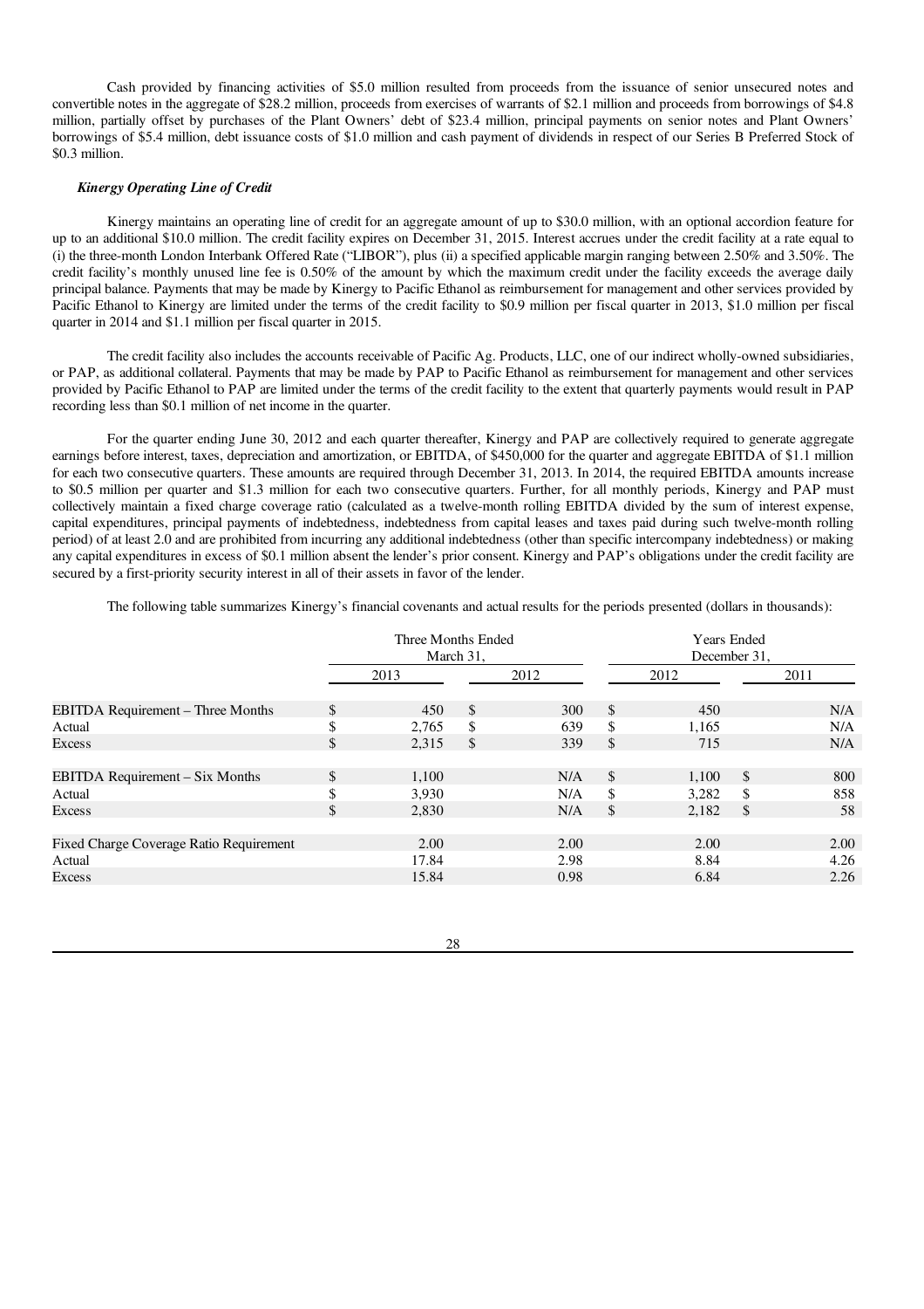Cash provided by financing activities of $5.0 million resulted from proceeds from the issuance of senior unsecured notes and convertible notes in the aggregate of $28.2 million, proceeds from exercises of warrants of $2.1 million and proceeds from borrowings of $4.8 million, partially offset by purchases of the Plant Owners' debt of $23.4 million, principal payments on senior notes and Plant Owners' borrowings of $5.4 million, debt issuance costs of $1.0 million and cash payment of dividends in respect of our Series B Preferred Stock of $0.3 million.

***Kinergy Operating Line of Credit***

Kinergy maintains an operating line of credit for an aggregate amount of up to $30.0 million, with an optional accordion feature for up to an additional $10.0 million. The credit facility expires on December 31, 2015. Interest accrues under the credit facility at a rate equal to (i) the three-month London Interbank Offered Rate ("LIBOR"), plus (ii) a specified applicable margin ranging between 2.50% and 3.50%. The credit facility's monthly unused line fee is 0.50% of the amount by which the maximum credit under the facility exceeds the average daily principal balance. Payments that may be made by Kinergy to Pacific Ethanol as reimbursement for management and other services provided by Pacific Ethanol to Kinergy are limited under the terms of the credit facility to $0.9 million per fiscal quarter in 2013, $1.0 million per fiscal quarter in 2014 and $1.1 million per fiscal quarter in 2015.

The credit facility also includes the accounts receivable of Pacific Ag. Products, LLC, one of our indirect wholly-owned subsidiaries, or PAP, as additional collateral. Payments that may be made by PAP to Pacific Ethanol as reimbursement for management and other services provided by Pacific Ethanol to PAP are limited under the terms of the credit facility to the extent that quarterly payments would result in PAP recording less than $0.1 million of net income in the quarter.

For the quarter ending June 30, 2012 and each quarter thereafter, Kinergy and PAP are collectively required to generate aggregate earnings before interest, taxes, depreciation and amortization, or EBITDA, of $450,000 for the quarter and aggregate EBITDA of $1.1 million for each two consecutive quarters. These amounts are required through December 31, 2013. In 2014, the required EBITDA amounts increase to $0.5 million per quarter and $1.3 million for each two consecutive quarters. Further, for all monthly periods, Kinergy and PAP must collectively maintain a fixed charge coverage ratio (calculated as a twelve-month rolling EBITDA divided by the sum of interest expense, capital expenditures, principal payments of indebtedness, indebtedness from capital leases and taxes paid during such twelve-month rolling period) of at least 2.0 and are prohibited from incurring any additional indebtedness (other than specific intercompany indebtedness) or making any capital expenditures in excess of $0.1 million absent the lender's prior consent. Kinergy and PAP's obligations under the credit facility are secured by a first-priority security interest in all of their assets in favor of the lender.

The following table summarizes Kinergy's financial covenants and actual results for the periods presented (dollars in thousands):

| | Three Months Ended March 31, | | Years Ended December 31, | |
|---|---|---|---|---|
| | 2013 | 2012 | 2012 | 2011 |
| EBITDA Requirement – Three Months | $ 450 | $ 300 | $ 450 | N/A |
| Actual | $ 2,765 | $ 639 | $ 1,165 | N/A |
| Excess | $ 2,315 | $ 339 | $ 715 | N/A |
| | | | | |
| EBITDA Requirement – Six Months | $ 1,100 | N/A | $ 1,100 | $ 800 |
| Actual | $ 3,930 | N/A | $ 3,282 | $ 858 |
| Excess | $ 2,830 | N/A | $ 2,182 | $ 58 |
| | | | | |
| Fixed Charge Coverage Ratio Requirement | 2.00 | 2.00 | 2.00 | 2.00 |
| Actual | 17.84 | 2.98 | 8.84 | 4.26 |
| Excess | 15.84 | 0.98 | 6.84 | 2.26 |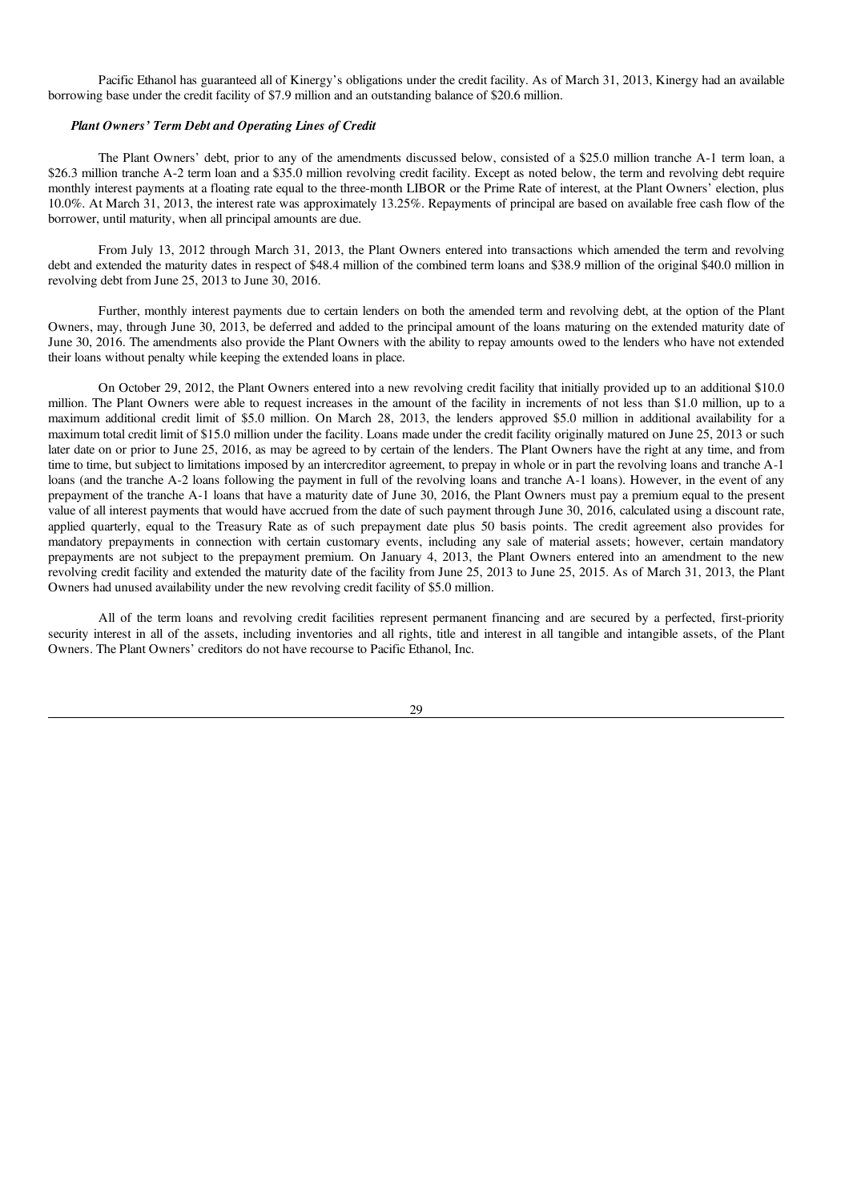Pacific Ethanol has guaranteed all of Kinergy's obligations under the credit facility. As of March 31, 2013, Kinergy had an available borrowing base under the credit facility of $7.9 million and an outstanding balance of $20.6 million.

***Plant Owners' Term Debt and Operating Lines of Credit***

The Plant Owners' debt, prior to any of the amendments discussed below, consisted of a $25.0 million tranche A-1 term loan, a $26.3 million tranche A-2 term loan and a $35.0 million revolving credit facility. Except as noted below, the term and revolving debt require monthly interest payments at a floating rate equal to the three-month LIBOR or the Prime Rate of interest, at the Plant Owners' election, plus 10.0%. At March 31, 2013, the interest rate was approximately 13.25%. Repayments of principal are based on available free cash flow of the borrower, until maturity, when all principal amounts are due.

From July 13, 2012 through March 31, 2013, the Plant Owners entered into transactions which amended the term and revolving debt and extended the maturity dates in respect of $48.4 million of the combined term loans and $38.9 million of the original $40.0 million in revolving debt from June 25, 2013 to June 30, 2016.

Further, monthly interest payments due to certain lenders on both the amended term and revolving debt, at the option of the Plant Owners, may, through June 30, 2013, be deferred and added to the principal amount of the loans maturing on the extended maturity date of June 30, 2016. The amendments also provide the Plant Owners with the ability to repay amounts owed to the lenders who have not extended their loans without penalty while keeping the extended loans in place.

On October 29, 2012, the Plant Owners entered into a new revolving credit facility that initially provided up to an additional $10.0 million. The Plant Owners were able to request increases in the amount of the facility in increments of not less than $1.0 million, up to a maximum additional credit limit of $5.0 million. On March 28, 2013, the lenders approved $5.0 million in additional availability for a maximum total credit limit of $15.0 million under the facility. Loans made under the credit facility originally matured on June 25, 2013 or such later date on or prior to June 25, 2016, as may be agreed to by certain of the lenders. The Plant Owners have the right at any time, and from time to time, but subject to limitations imposed by an intercreditor agreement, to prepay in whole or in part the revolving loans and tranche A-1 loans (and the tranche A-2 loans following the payment in full of the revolving loans and tranche A-1 loans). However, in the event of any prepayment of the tranche A-1 loans that have a maturity date of June 30, 2016, the Plant Owners must pay a premium equal to the present value of all interest payments that would have accrued from the date of such payment through June 30, 2016, calculated using a discount rate, applied quarterly, equal to the Treasury Rate as of such prepayment date plus 50 basis points. The credit agreement also provides for mandatory prepayments in connection with certain customary events, including any sale of material assets; however, certain mandatory prepayments are not subject to the prepayment premium. On January 4, 2013, the Plant Owners entered into an amendment to the new revolving credit facility and extended the maturity date of the facility from June 25, 2013 to June 25, 2015. As of March 31, 2013, the Plant Owners had unused availability under the new revolving credit facility of $5.0 million.

All of the term loans and revolving credit facilities represent permanent financing and are secured by a perfected, first-priority security interest in all of the assets, including inventories and all rights, title and interest in all tangible and intangible assets, of the Plant Owners. The Plant Owners' creditors do not have recourse to Pacific Ethanol, Inc.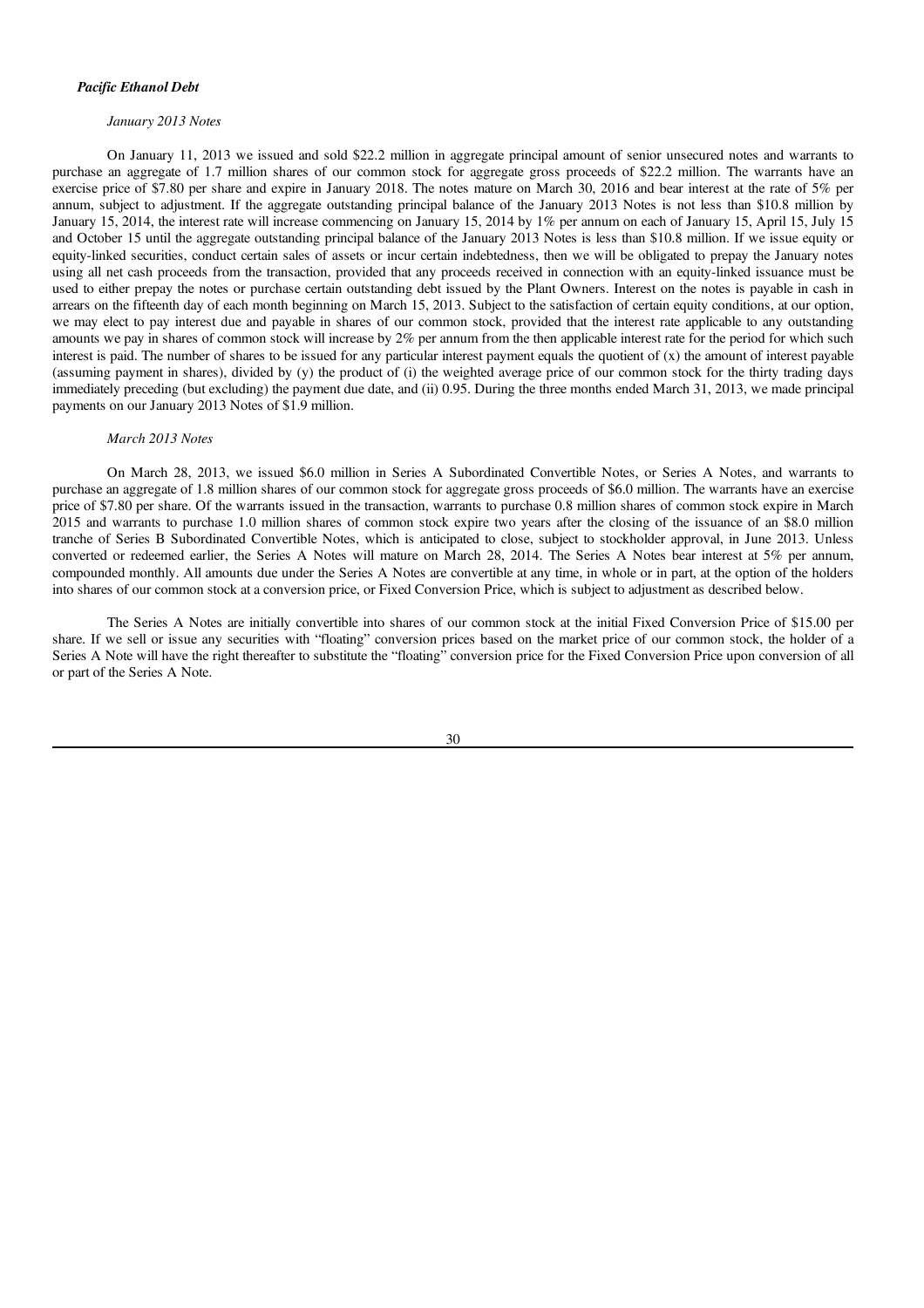***Pacific Ethanol Debt***

*January 2013 Notes*

On January 11, 2013 we issued and sold $22.2 million in aggregate principal amount of senior unsecured notes and warrants to purchase an aggregate of 1.7 million shares of our common stock for aggregate gross proceeds of $22.2 million. The warrants have an exercise price of $7.80 per share and expire in January 2018. The notes mature on March 30, 2016 and bear interest at the rate of 5% per annum, subject to adjustment. If the aggregate outstanding principal balance of the January 2013 Notes is not less than $10.8 million by January 15, 2014, the interest rate will increase commencing on January 15, 2014 by 1% per annum on each of January 15, April 15, July 15 and October 15 until the aggregate outstanding principal balance of the January 2013 Notes is less than $10.8 million. If we issue equity or equity-linked securities, conduct certain sales of assets or incur certain indebtedness, then we will be obligated to prepay the January notes using all net cash proceeds from the transaction, provided that any proceeds received in connection with an equity-linked issuance must be used to either prepay the notes or purchase certain outstanding debt issued by the Plant Owners. Interest on the notes is payable in cash in arrears on the fifteenth day of each month beginning on March 15, 2013. Subject to the satisfaction of certain equity conditions, at our option, we may elect to pay interest due and payable in shares of our common stock, provided that the interest rate applicable to any outstanding amounts we pay in shares of common stock will increase by 2% per annum from the then applicable interest rate for the period for which such interest is paid. The number of shares to be issued for any particular interest payment equals the quotient of (x) the amount of interest payable (assuming payment in shares), divided by (y) the product of (i) the weighted average price of our common stock for the thirty trading days immediately preceding (but excluding) the payment due date, and (ii) 0.95. During the three months ended March 31, 2013, we made principal payments on our January 2013 Notes of $1.9 million.

*March 2013 Notes*

On March 28, 2013, we issued $6.0 million in Series A Subordinated Convertible Notes, or Series A Notes, and warrants to purchase an aggregate of 1.8 million shares of our common stock for aggregate gross proceeds of $6.0 million. The warrants have an exercise price of $7.80 per share. Of the warrants issued in the transaction, warrants to purchase 0.8 million shares of common stock expire in March 2015 and warrants to purchase 1.0 million shares of common stock expire two years after the closing of the issuance of an $8.0 million tranche of Series B Subordinated Convertible Notes, which is anticipated to close, subject to stockholder approval, in June 2013. Unless converted or redeemed earlier, the Series A Notes will mature on March 28, 2014. The Series A Notes bear interest at 5% per annum, compounded monthly. All amounts due under the Series A Notes are convertible at any time, in whole or in part, at the option of the holders into shares of our common stock at a conversion price, or Fixed Conversion Price, which is subject to adjustment as described below.

The Series A Notes are initially convertible into shares of our common stock at the initial Fixed Conversion Price of $15.00 per share. If we sell or issue any securities with "floating" conversion prices based on the market price of our common stock, the holder of a Series A Note will have the right thereafter to substitute the "floating" conversion price for the Fixed Conversion Price upon conversion of all or part of the Series A Note.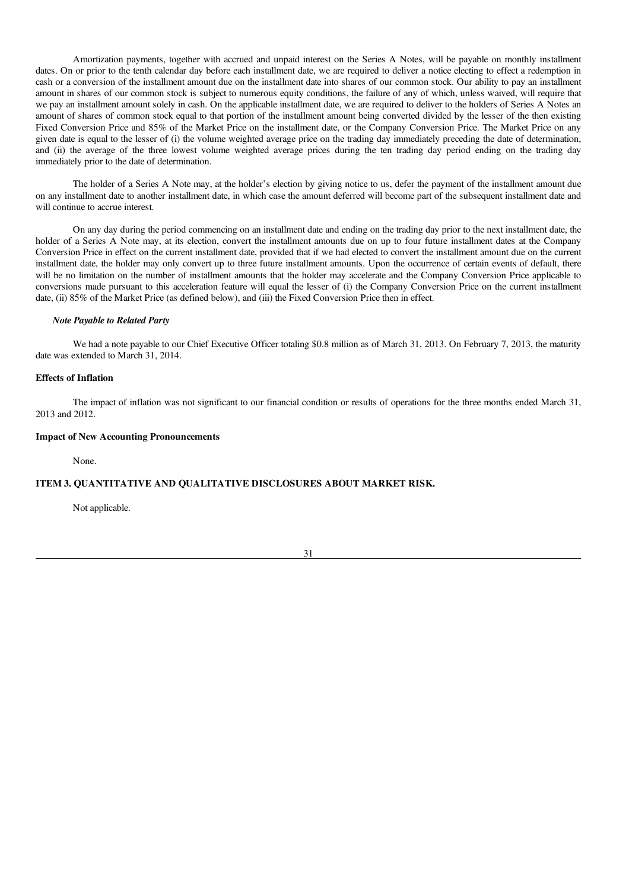Amortization payments, together with accrued and unpaid interest on the Series A Notes, will be payable on monthly installment dates. On or prior to the tenth calendar day before each installment date, we are required to deliver a notice electing to effect a redemption in cash or a conversion of the installment amount due on the installment date into shares of our common stock. Our ability to pay an installment amount in shares of our common stock is subject to numerous equity conditions, the failure of any of which, unless waived, will require that we pay an installment amount solely in cash. On the applicable installment date, we are required to deliver to the holders of Series A Notes an amount of shares of common stock equal to that portion of the installment amount being converted divided by the lesser of the then existing Fixed Conversion Price and 85% of the Market Price on the installment date, or the Company Conversion Price. The Market Price on any given date is equal to the lesser of (i) the volume weighted average price on the trading day immediately preceding the date of determination, and (ii) the average of the three lowest volume weighted average prices during the ten trading day period ending on the trading day immediately prior to the date of determination.

The holder of a Series A Note may, at the holder's election by giving notice to us, defer the payment of the installment amount due on any installment date to another installment date, in which case the amount deferred will become part of the subsequent installment date and will continue to accrue interest.

On any day during the period commencing on an installment date and ending on the trading day prior to the next installment date, the holder of a Series A Note may, at its election, convert the installment amounts due on up to four future installment dates at the Company Conversion Price in effect on the current installment date, provided that if we had elected to convert the installment amount due on the current installment date, the holder may only convert up to three future installment amounts. Upon the occurrence of certain events of default, there will be no limitation on the number of installment amounts that the holder may accelerate and the Company Conversion Price applicable to conversions made pursuant to this acceleration feature will equal the lesser of (i) the Company Conversion Price on the current installment date, (ii) 85% of the Market Price (as defined below), and (iii) the Fixed Conversion Price then in effect.

***Note Payable to Related Party***

We had a note payable to our Chief Executive Officer totaling $0.8 million as of March 31, 2013. On February 7, 2013, the maturity date was extended to March 31, 2014.

**Effects of Inflation**

The impact of inflation was not significant to our financial condition or results of operations for the three months ended March 31, 2013 and 2012.

**Impact of New Accounting Pronouncements**

None.

## ITEM 3. QUANTITATIVE AND QUALITATIVE DISCLOSURES ABOUT MARKET RISK.

Not applicable.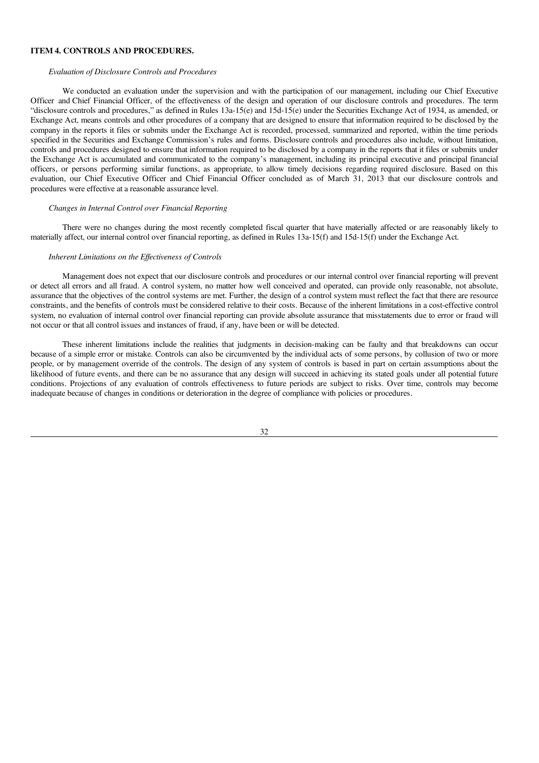## ITEM 4. CONTROLS AND PROCEDURES.

*Evaluation of Disclosure Controls and Procedures*

We conducted an evaluation under the supervision and with the participation of our management, including our Chief Executive Officer and Chief Financial Officer, of the effectiveness of the design and operation of our disclosure controls and procedures. The term "disclosure controls and procedures," as defined in Rules 13a-15(e) and 15d-15(e) under the Securities Exchange Act of 1934, as amended, or Exchange Act, means controls and other procedures of a company that are designed to ensure that information required to be disclosed by the company in the reports it files or submits under the Exchange Act is recorded, processed, summarized and reported, within the time periods specified in the Securities and Exchange Commission's rules and forms. Disclosure controls and procedures also include, without limitation, controls and procedures designed to ensure that information required to be disclosed by a company in the reports that it files or submits under the Exchange Act is accumulated and communicated to the company's management, including its principal executive and principal financial officers, or persons performing similar functions, as appropriate, to allow timely decisions regarding required disclosure. Based on this evaluation, our Chief Executive Officer and Chief Financial Officer concluded as of March 31, 2013 that our disclosure controls and procedures were effective at a reasonable assurance level.

*Changes in Internal Control over Financial Reporting*

There were no changes during the most recently completed fiscal quarter that have materially affected or are reasonably likely to materially affect, our internal control over financial reporting, as defined in Rules 13a-15(f) and 15d-15(f) under the Exchange Act.

*Inherent Limitations on the Effectiveness of Controls*

Management does not expect that our disclosure controls and procedures or our internal control over financial reporting will prevent or detect all errors and all fraud. A control system, no matter how well conceived and operated, can provide only reasonable, not absolute, assurance that the objectives of the control systems are met. Further, the design of a control system must reflect the fact that there are resource constraints, and the benefits of controls must be considered relative to their costs. Because of the inherent limitations in a cost-effective control system, no evaluation of internal control over financial reporting can provide absolute assurance that misstatements due to error or fraud will not occur or that all control issues and instances of fraud, if any, have been or will be detected.

These inherent limitations include the realities that judgments in decision-making can be faulty and that breakdowns can occur because of a simple error or mistake. Controls can also be circumvented by the individual acts of some persons, by collusion of two or more people, or by management override of the controls. The design of any system of controls is based in part on certain assumptions about the likelihood of future events, and there can be no assurance that any design will succeed in achieving its stated goals under all potential future conditions. Projections of any evaluation of controls effectiveness to future periods are subject to risks. Over time, controls may become inadequate because of changes in conditions or deterioration in the degree of compliance with policies or procedures.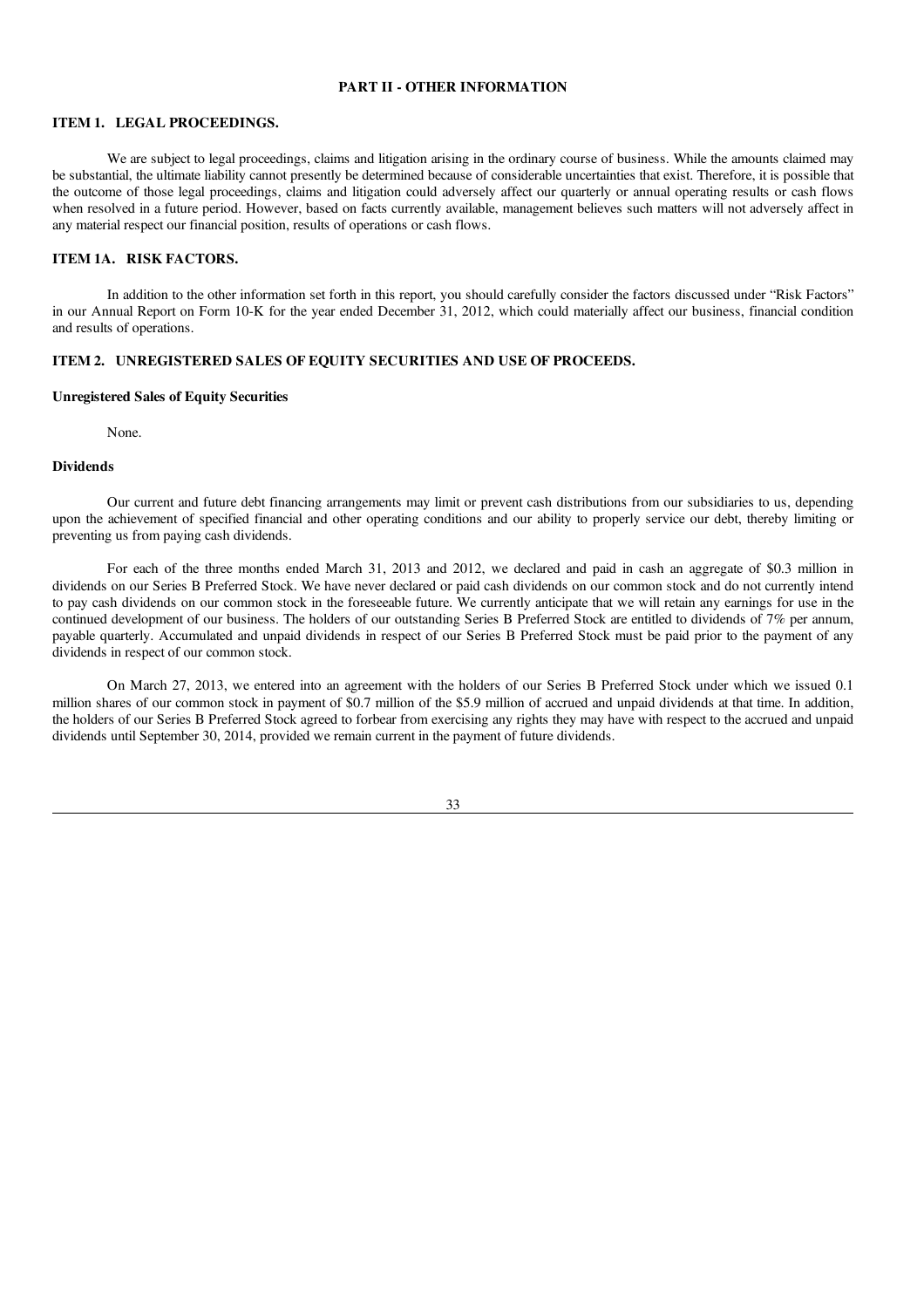# PART II - OTHER INFORMATION

## ITEM 1. LEGAL PROCEEDINGS.

We are subject to legal proceedings, claims and litigation arising in the ordinary course of business. While the amounts claimed may be substantial, the ultimate liability cannot presently be determined because of considerable uncertainties that exist. Therefore, it is possible that the outcome of those legal proceedings, claims and litigation could adversely affect our quarterly or annual operating results or cash flows when resolved in a future period. However, based on facts currently available, management believes such matters will not adversely affect in any material respect our financial position, results of operations or cash flows.

## ITEM 1A. RISK FACTORS.

In addition to the other information set forth in this report, you should carefully consider the factors discussed under "Risk Factors" in our Annual Report on Form 10-K for the year ended December 31, 2012, which could materially affect our business, financial condition and results of operations.

## ITEM 2. UNREGISTERED SALES OF EQUITY SECURITIES AND USE OF PROCEEDS.

### Unregistered Sales of Equity Securities

None.

### Dividends

Our current and future debt financing arrangements may limit or prevent cash distributions from our subsidiaries to us, depending upon the achievement of specified financial and other operating conditions and our ability to properly service our debt, thereby limiting or preventing us from paying cash dividends.

For each of the three months ended March 31, 2013 and 2012, we declared and paid in cash an aggregate of $0.3 million in dividends on our Series B Preferred Stock. We have never declared or paid cash dividends on our common stock and do not currently intend to pay cash dividends on our common stock in the foreseeable future. We currently anticipate that we will retain any earnings for use in the continued development of our business. The holders of our outstanding Series B Preferred Stock are entitled to dividends of 7% per annum, payable quarterly. Accumulated and unpaid dividends in respect of our Series B Preferred Stock must be paid prior to the payment of any dividends in respect of our common stock.

On March 27, 2013, we entered into an agreement with the holders of our Series B Preferred Stock under which we issued 0.1 million shares of our common stock in payment of $0.7 million of the $5.9 million of accrued and unpaid dividends at that time. In addition, the holders of our Series B Preferred Stock agreed to forbear from exercising any rights they may have with respect to the accrued and unpaid dividends until September 30, 2014, provided we remain current in the payment of future dividends.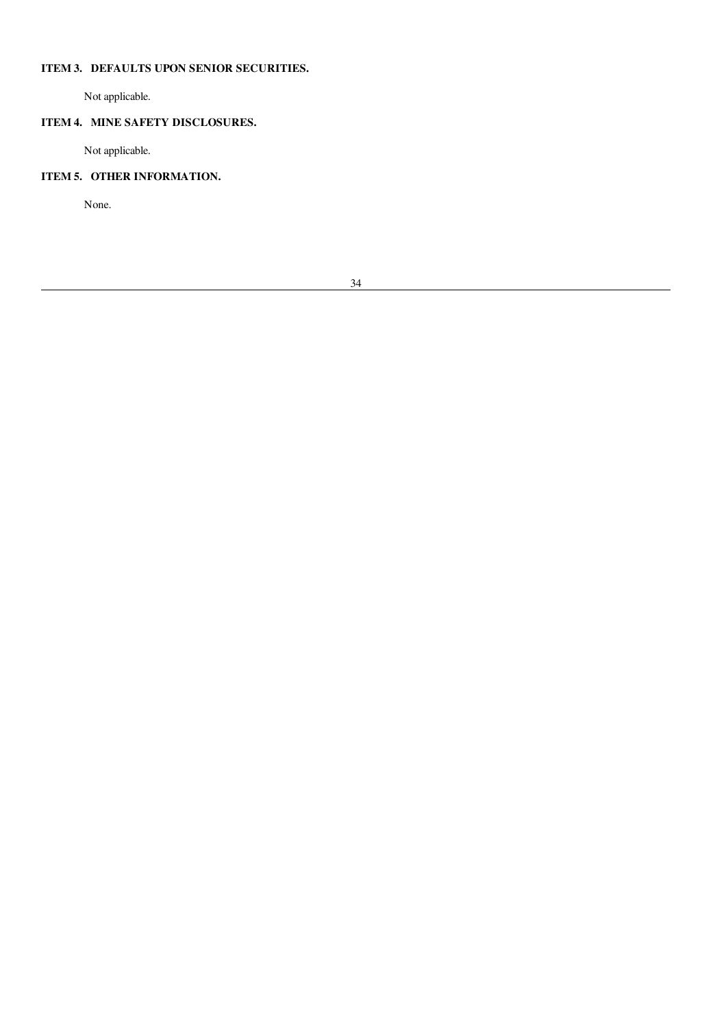## ITEM 3. DEFAULTS UPON SENIOR SECURITIES.

Not applicable.

## ITEM 4. MINE SAFETY DISCLOSURES.

Not applicable.

## ITEM 5. OTHER INFORMATION.

None.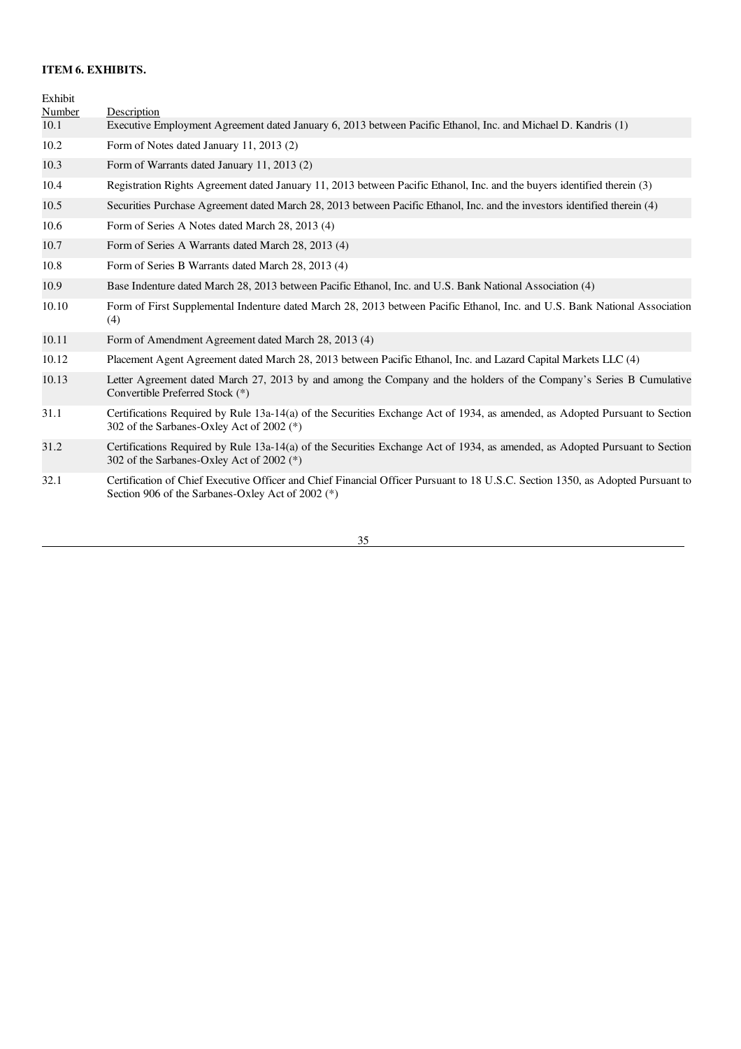**ITEM 6. EXHIBITS.**

| Exhibit Number | Description |
|---|---|
| 10.1 | Executive Employment Agreement dated January 6, 2013 between Pacific Ethanol, Inc. and Michael D. Kandris (1) |
| 10.2 | Form of Notes dated January 11, 2013 (2) |
| 10.3 | Form of Warrants dated January 11, 2013 (2) |
| 10.4 | Registration Rights Agreement dated January 11, 2013 between Pacific Ethanol, Inc. and the buyers identified therein (3) |
| 10.5 | Securities Purchase Agreement dated March 28, 2013 between Pacific Ethanol, Inc. and the investors identified therein (4) |
| 10.6 | Form of Series A Notes dated March 28, 2013 (4) |
| 10.7 | Form of Series A Warrants dated March 28, 2013 (4) |
| 10.8 | Form of Series B Warrants dated March 28, 2013 (4) |
| 10.9 | Base Indenture dated March 28, 2013 between Pacific Ethanol, Inc. and U.S. Bank National Association (4) |
| 10.10 | Form of First Supplemental Indenture dated March 28, 2013 between Pacific Ethanol, Inc. and U.S. Bank National Association (4) |
| 10.11 | Form of Amendment Agreement dated March 28, 2013 (4) |
| 10.12 | Placement Agent Agreement dated March 28, 2013 between Pacific Ethanol, Inc. and Lazard Capital Markets LLC (4) |
| 10.13 | Letter Agreement dated March 27, 2013 by and among the Company and the holders of the Company's Series B Cumulative Convertible Preferred Stock (*) |
| 31.1 | Certifications Required by Rule 13a-14(a) of the Securities Exchange Act of 1934, as amended, as Adopted Pursuant to Section 302 of the Sarbanes-Oxley Act of 2002 (*) |
| 31.2 | Certifications Required by Rule 13a-14(a) of the Securities Exchange Act of 1934, as amended, as Adopted Pursuant to Section 302 of the Sarbanes-Oxley Act of 2002 (*) |
| 32.1 | Certification of Chief Executive Officer and Chief Financial Officer Pursuant to 18 U.S.C. Section 1350, as Adopted Pursuant to Section 906 of the Sarbanes-Oxley Act of 2002 (*) |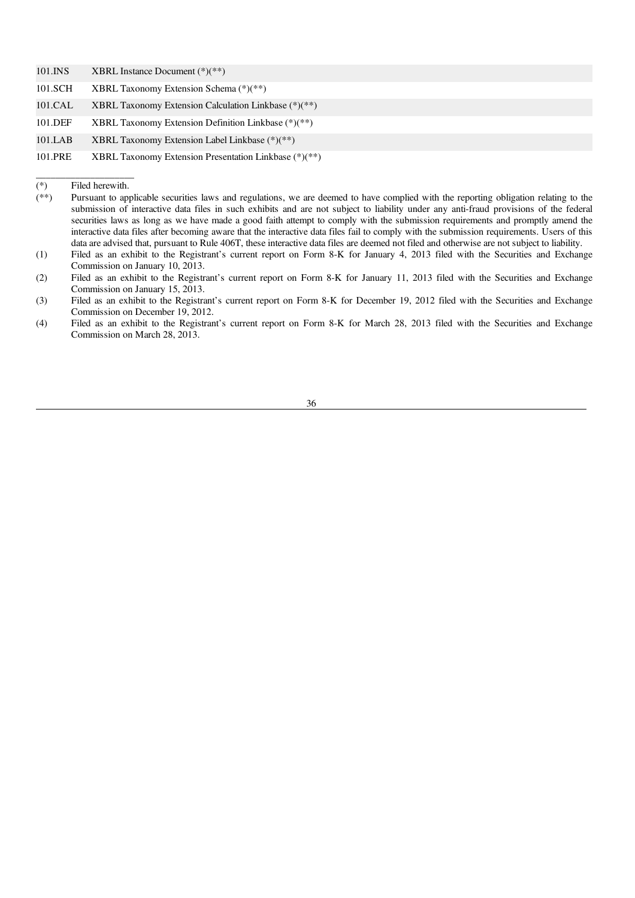| | |
|---|---|
| 101.INS | XBRL Instance Document (*)(**) |
| 101.SCH | XBRL Taxonomy Extension Schema (*)(**) |
| 101.CAL | XBRL Taxonomy Extension Calculation Linkbase (*)(**) |
| 101.DEF | XBRL Taxonomy Extension Definition Linkbase (*)(**) |
| 101.LAB | XBRL Taxonomy Extension Label Linkbase (*)(**) |
| 101.PRE | XBRL Taxonomy Extension Presentation Linkbase (*)(**) |

(*) Filed herewith.

(**) Pursuant to applicable securities laws and regulations, we are deemed to have complied with the reporting obligation relating to the submission of interactive data files in such exhibits and are not subject to liability under any anti-fraud provisions of the federal securities laws as long as we have made a good faith attempt to comply with the submission requirements and promptly amend the interactive data files after becoming aware that the interactive data files fail to comply with the submission requirements. Users of this data are advised that, pursuant to Rule 406T, these interactive data files are deemed not filed and otherwise are not subject to liability.

(1) Filed as an exhibit to the Registrant's current report on Form 8-K for January 4, 2013 filed with the Securities and Exchange Commission on January 10, 2013.

(2) Filed as an exhibit to the Registrant's current report on Form 8-K for January 11, 2013 filed with the Securities and Exchange Commission on January 15, 2013.

(3) Filed as an exhibit to the Registrant's current report on Form 8-K for December 19, 2012 filed with the Securities and Exchange Commission on December 19, 2012.

(4) Filed as an exhibit to the Registrant's current report on Form 8-K for March 28, 2013 filed with the Securities and Exchange Commission on March 28, 2013.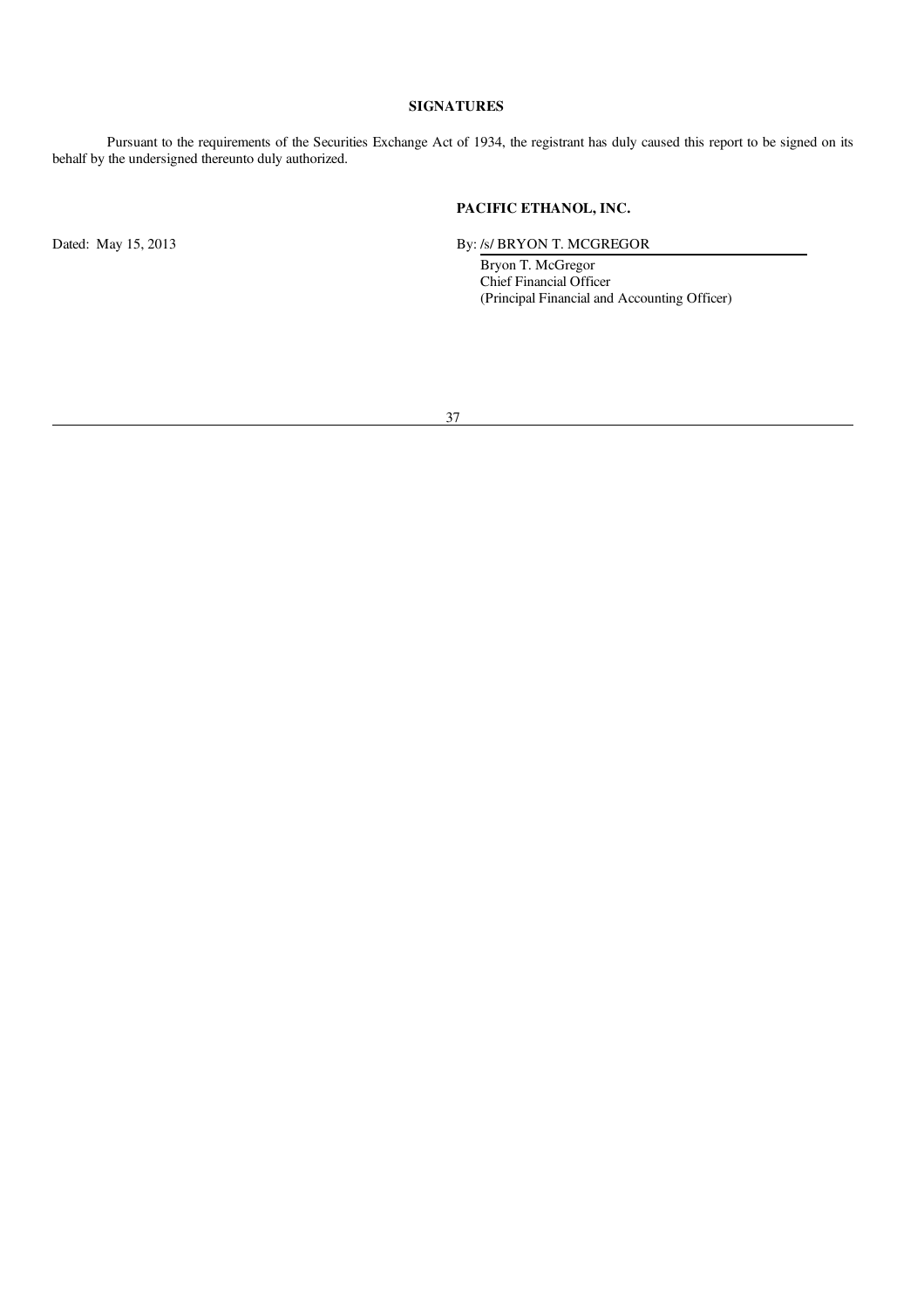## SIGNATURES

Pursuant to the requirements of the Securities Exchange Act of 1934, the registrant has duly caused this report to be signed on its behalf by the undersigned thereunto duly authorized.

**PACIFIC ETHANOL, INC.**

Dated: May 15, 2013

By: /s/ BRYON T. MCGREGOR

Bryon T. McGregor
Chief Financial Officer
(Principal Financial and Accounting Officer)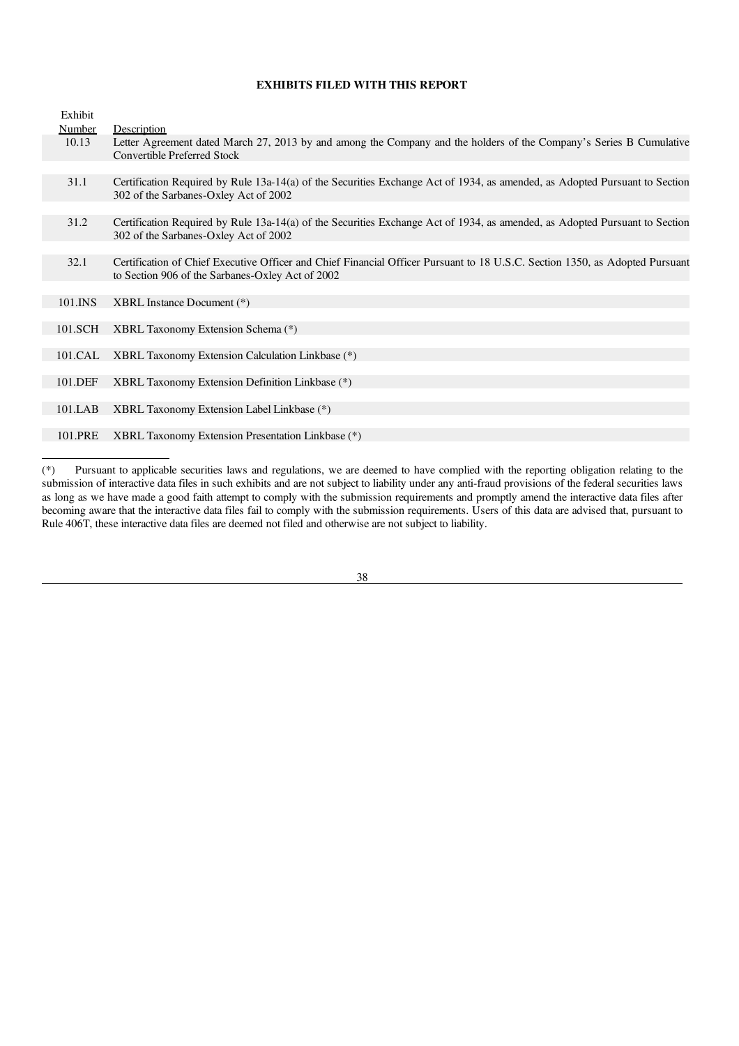## EXHIBITS FILED WITH THIS REPORT

| Exhibit Number | Description |
|---|---|
| 10.13 | Letter Agreement dated March 27, 2013 by and among the Company and the holders of the Company's Series B Cumulative Convertible Preferred Stock |
| 31.1 | Certification Required by Rule 13a-14(a) of the Securities Exchange Act of 1934, as amended, as Adopted Pursuant to Section 302 of the Sarbanes-Oxley Act of 2002 |
| 31.2 | Certification Required by Rule 13a-14(a) of the Securities Exchange Act of 1934, as amended, as Adopted Pursuant to Section 302 of the Sarbanes-Oxley Act of 2002 |
| 32.1 | Certification of Chief Executive Officer and Chief Financial Officer Pursuant to 18 U.S.C. Section 1350, as Adopted Pursuant to Section 906 of the Sarbanes-Oxley Act of 2002 |
| 101.INS | XBRL Instance Document (*) |
| 101.SCH | XBRL Taxonomy Extension Schema (*) |
| 101.CAL | XBRL Taxonomy Extension Calculation Linkbase (*) |
| 101.DEF | XBRL Taxonomy Extension Definition Linkbase (*) |
| 101.LAB | XBRL Taxonomy Extension Label Linkbase (*) |
| 101.PRE | XBRL Taxonomy Extension Presentation Linkbase (*) |

(*) Pursuant to applicable securities laws and regulations, we are deemed to have complied with the reporting obligation relating to the submission of interactive data files in such exhibits and are not subject to liability under any anti-fraud provisions of the federal securities laws as long as we have made a good faith attempt to comply with the submission requirements and promptly amend the interactive data files after becoming aware that the interactive data files fail to comply with the submission requirements. Users of this data are advised that, pursuant to Rule 406T, these interactive data files are deemed not filed and otherwise are not subject to liability.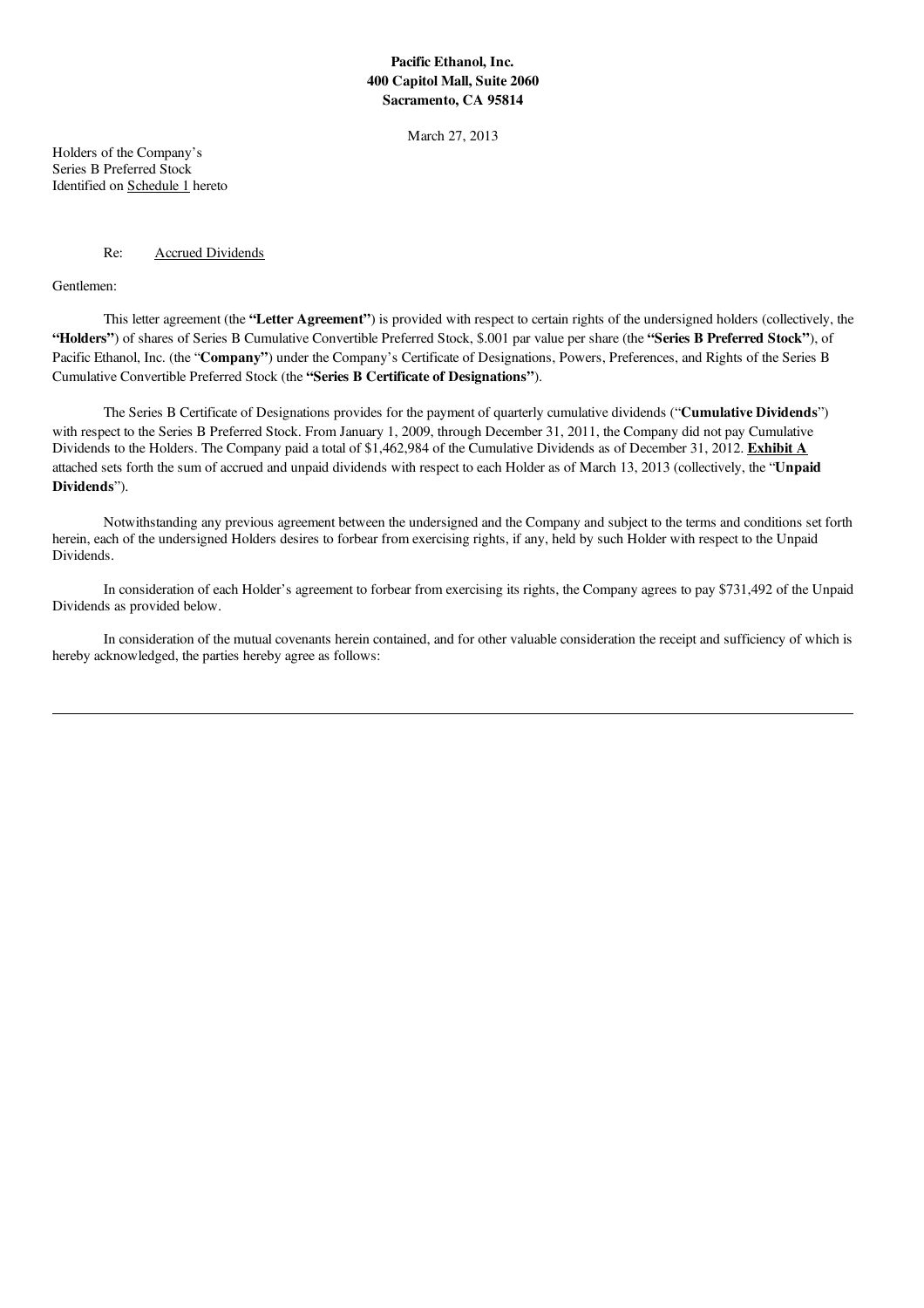**Pacific Ethanol, Inc.**
**400 Capitol Mall, Suite 2060**
**Sacramento, CA 95814**

March 27, 2013

Holders of the Company's
Series B Preferred Stock
Identified on Schedule 1 hereto

Re: Accrued Dividends

Gentlemen:

This letter agreement (the **"Letter Agreement"**) is provided with respect to certain rights of the undersigned holders (collectively, the **"Holders"**) of shares of Series B Cumulative Convertible Preferred Stock, $.001 par value per share (the **"Series B Preferred Stock"**), of Pacific Ethanol, Inc. (the "**Company"**) under the Company's Certificate of Designations, Powers, Preferences, and Rights of the Series B Cumulative Convertible Preferred Stock (the **"Series B Certificate of Designations"**).

The Series B Certificate of Designations provides for the payment of quarterly cumulative dividends ("**Cumulative Dividends**") with respect to the Series B Preferred Stock. From January 1, 2009, through December 31, 2011, the Company did not pay Cumulative Dividends to the Holders. The Company paid a total of $1,462,984 of the Cumulative Dividends as of December 31, 2012. **Exhibit A** attached sets forth the sum of accrued and unpaid dividends with respect to each Holder as of March 13, 2013 (collectively, the "**Unpaid Dividends**").

Notwithstanding any previous agreement between the undersigned and the Company and subject to the terms and conditions set forth herein, each of the undersigned Holders desires to forbear from exercising rights, if any, held by such Holder with respect to the Unpaid Dividends.

In consideration of each Holder's agreement to forbear from exercising its rights, the Company agrees to pay $731,492 of the Unpaid Dividends as provided below.

In consideration of the mutual covenants herein contained, and for other valuable consideration the receipt and sufficiency of which is hereby acknowledged, the parties hereby agree as follows: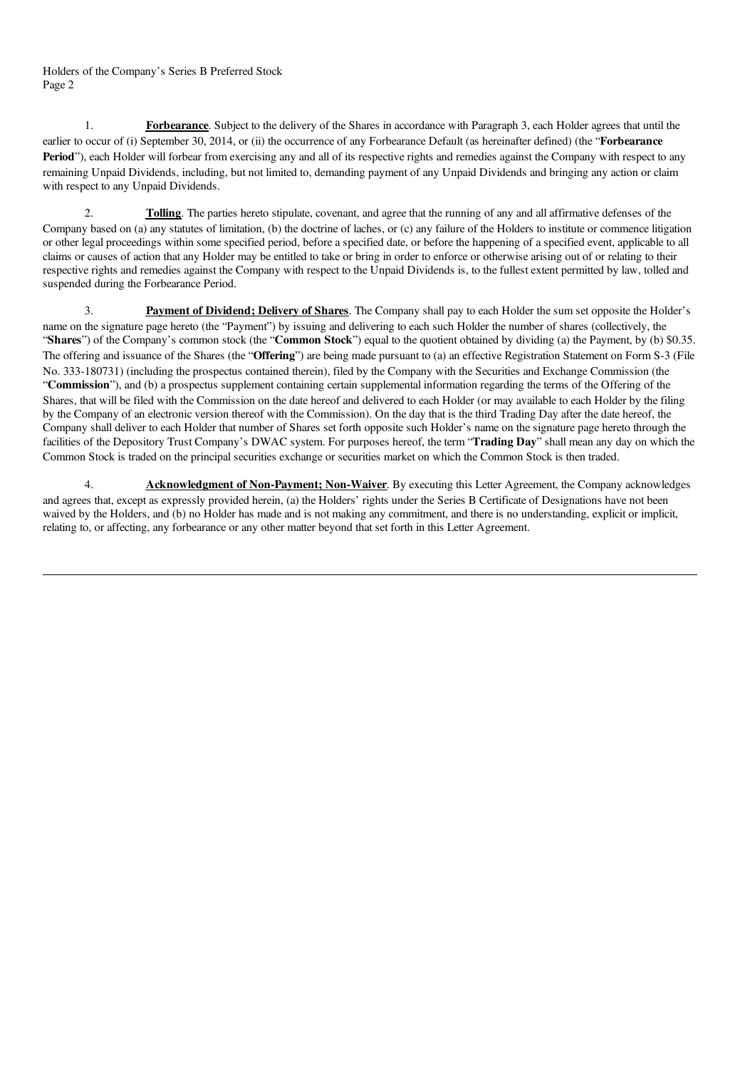1. **Forbearance**. Subject to the delivery of the Shares in accordance with Paragraph 3, each Holder agrees that until the earlier to occur of (i) September 30, 2014, or (ii) the occurrence of any Forbearance Default (as hereinafter defined) (the "**Forbearance Period**"), each Holder will forbear from exercising any and all of its respective rights and remedies against the Company with respect to any remaining Unpaid Dividends, including, but not limited to, demanding payment of any Unpaid Dividends and bringing any action or claim with respect to any Unpaid Dividends.

2. **Tolling**. The parties hereto stipulate, covenant, and agree that the running of any and all affirmative defenses of the Company based on (a) any statutes of limitation, (b) the doctrine of laches, or (c) any failure of the Holders to institute or commence litigation or other legal proceedings within some specified period, before a specified date, or before the happening of a specified event, applicable to all claims or causes of action that any Holder may be entitled to take or bring in order to enforce or otherwise arising out of or relating to their respective rights and remedies against the Company with respect to the Unpaid Dividends is, to the fullest extent permitted by law, tolled and suspended during the Forbearance Period.

3. **Payment of Dividend; Delivery of Shares**. The Company shall pay to each Holder the sum set opposite the Holder's name on the signature page hereto (the "Payment") by issuing and delivering to each such Holder the number of shares (collectively, the "**Shares**") of the Company's common stock (the "**Common Stock**") equal to the quotient obtained by dividing (a) the Payment, by (b) $0.35. The offering and issuance of the Shares (the "**Offering**") are being made pursuant to (a) an effective Registration Statement on Form S-3 (File No. 333-180731) (including the prospectus contained therein), filed by the Company with the Securities and Exchange Commission (the "**Commission**"), and (b) a prospectus supplement containing certain supplemental information regarding the terms of the Offering of the Shares, that will be filed with the Commission on the date hereof and delivered to each Holder (or may available to each Holder by the filing by the Company of an electronic version thereof with the Commission). On the day that is the third Trading Day after the date hereof, the Company shall deliver to each Holder that number of Shares set forth opposite such Holder's name on the signature page hereto through the facilities of the Depository Trust Company's DWAC system. For purposes hereof, the term "**Trading Day**" shall mean any day on which the Common Stock is traded on the principal securities exchange or securities market on which the Common Stock is then traded.

4. **Acknowledgment of Non-Payment; Non-Waiver**. By executing this Letter Agreement, the Company acknowledges and agrees that, except as expressly provided herein, (a) the Holders' rights under the Series B Certificate of Designations have not been waived by the Holders, and (b) no Holder has made and is not making any commitment, and there is no understanding, explicit or implicit, relating to, or affecting, any forbearance or any other matter beyond that set forth in this Letter Agreement.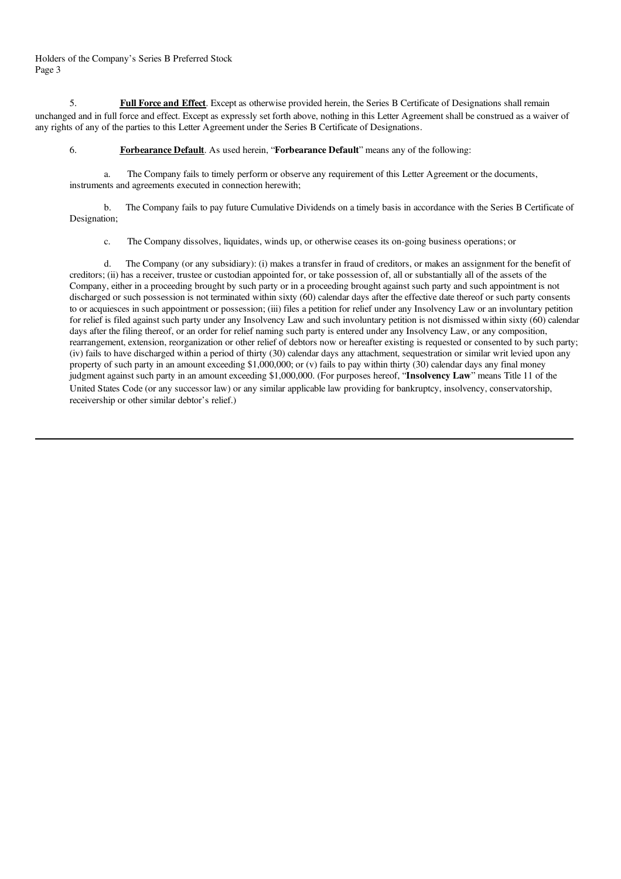5. **Full Force and Effect**. Except as otherwise provided herein, the Series B Certificate of Designations shall remain unchanged and in full force and effect. Except as expressly set forth above, nothing in this Letter Agreement shall be construed as a waiver of any rights of any of the parties to this Letter Agreement under the Series B Certificate of Designations.

6. **Forbearance Default**. As used herein, "**Forbearance Default**" means any of the following:

a. The Company fails to timely perform or observe any requirement of this Letter Agreement or the documents, instruments and agreements executed in connection herewith;

b. The Company fails to pay future Cumulative Dividends on a timely basis in accordance with the Series B Certificate of Designation;

c. The Company dissolves, liquidates, winds up, or otherwise ceases its on-going business operations; or

d. The Company (or any subsidiary): (i) makes a transfer in fraud of creditors, or makes an assignment for the benefit of creditors; (ii) has a receiver, trustee or custodian appointed for, or take possession of, all or substantially all of the assets of the Company, either in a proceeding brought by such party or in a proceeding brought against such party and such appointment is not discharged or such possession is not terminated within sixty (60) calendar days after the effective date thereof or such party consents to or acquiesces in such appointment or possession; (iii) files a petition for relief under any Insolvency Law or an involuntary petition for relief is filed against such party under any Insolvency Law and such involuntary petition is not dismissed within sixty (60) calendar days after the filing thereof, or an order for relief naming such party is entered under any Insolvency Law, or any composition, rearrangement, extension, reorganization or other relief of debtors now or hereafter existing is requested or consented to by such party; (iv) fails to have discharged within a period of thirty (30) calendar days any attachment, sequestration or similar writ levied upon any property of such party in an amount exceeding $1,000,000; or (v) fails to pay within thirty (30) calendar days any final money judgment against such party in an amount exceeding $1,000,000. (For purposes hereof, "**Insolvency Law**" means Title 11 of the United States Code (or any successor law) or any similar applicable law providing for bankruptcy, insolvency, conservatorship, receivership or other similar debtor's relief.)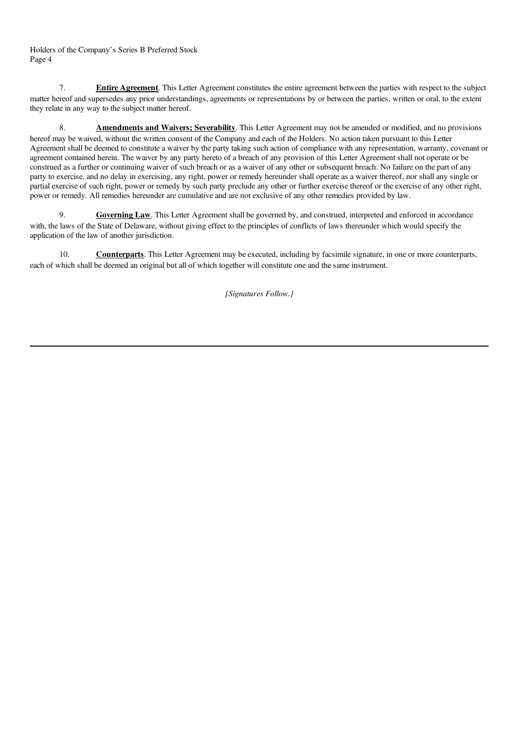7. **Entire Agreement**. This Letter Agreement constitutes the entire agreement between the parties with respect to the subject matter hereof and supersedes any prior understandings, agreements or representations by or between the parties, written or oral, to the extent they relate in any way to the subject matter hereof.

8. **Amendments and Waivers; Severability**. This Letter Agreement may not be amended or modified, and no provisions hereof may be waived, without the written consent of the Company and each of the Holders. No action taken pursuant to this Letter Agreement shall be deemed to constitute a waiver by the party taking such action of compliance with any representation, warranty, covenant or agreement contained herein. The waiver by any party hereto of a breach of any provision of this Letter Agreement shall not operate or be construed as a further or continuing waiver of such breach or as a waiver of any other or subsequent breach. No failure on the part of any party to exercise, and no delay in exercising, any right, power or remedy hereunder shall operate as a waiver thereof, nor shall any single or partial exercise of such right, power or remedy by such party preclude any other or further exercise thereof or the exercise of any other right, power or remedy. All remedies hereunder are cumulative and are not exclusive of any other remedies provided by law.

9. **Governing Law**. This Letter Agreement shall be governed by, and construed, interpreted and enforced in accordance with, the laws of the State of Delaware, without giving effect to the principles of conflicts of laws thereunder which would specify the application of the law of another jurisdiction.

10. **Counterparts**. This Letter Agreement may be executed, including by facsimile signature, in one or more counterparts, each of which shall be deemed an original but all of which together will constitute one and the same instrument.

*[Signatures Follow.]*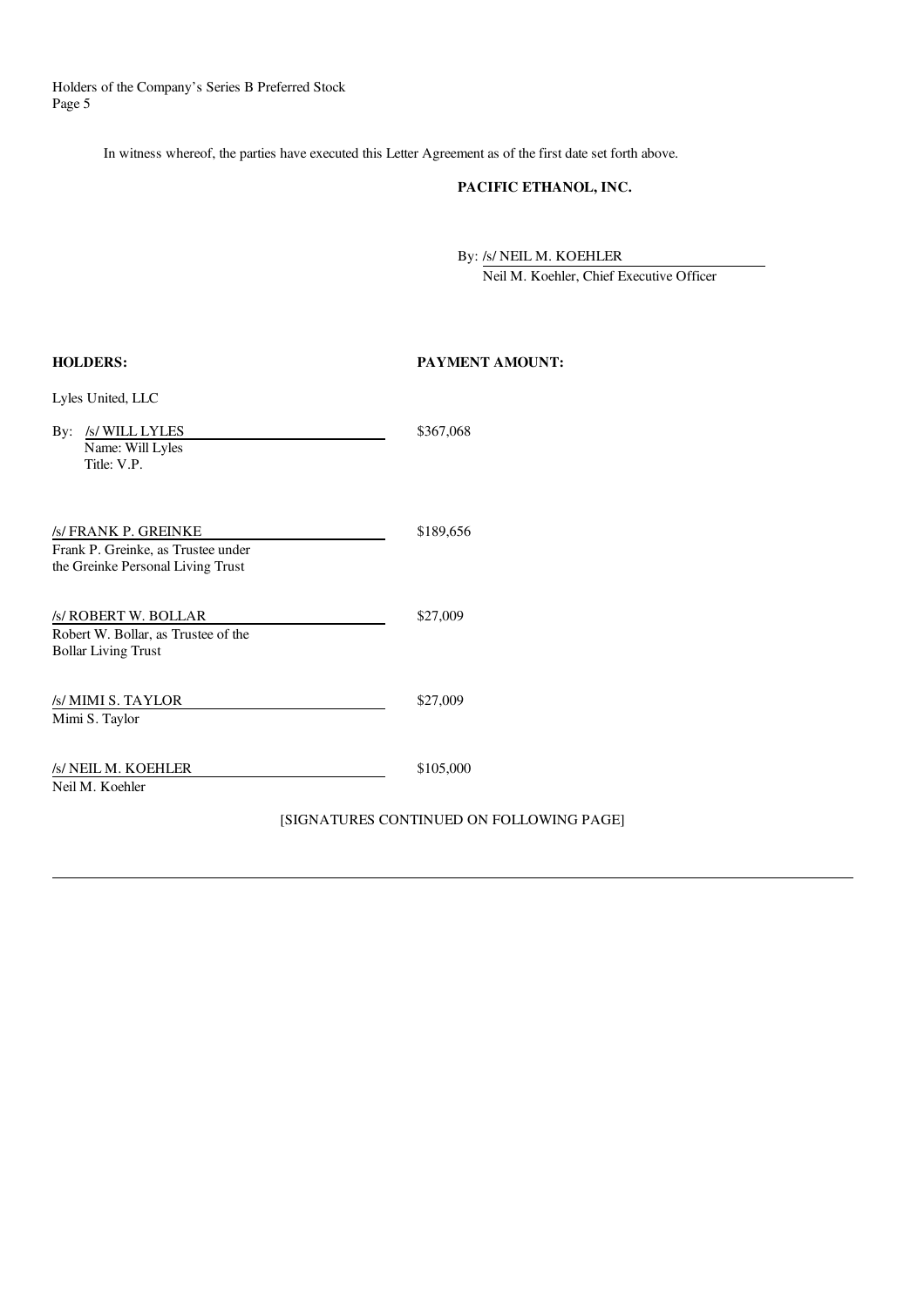In witness whereof, the parties have executed this Letter Agreement as of the first date set forth above.

**PACIFIC ETHANOL, INC.**

By: /s/ NEIL M. KOEHLER
Neil M. Koehler, Chief Executive Officer

| **HOLDERS:** | **PAYMENT AMOUNT:** |
|---|---|
| Lyles United, LLC<br>By: /s/ WILL LYLES<br>Name: Will Lyles<br>Title: V.P. | $367,068 |
| /s/ FRANK P. GREINKE<br>Frank P. Greinke, as Trustee under the Greinke Personal Living Trust | $189,656 |
| /s/ ROBERT W. BOLLAR<br>Robert W. Bollar, as Trustee of the Bollar Living Trust | $27,009 |
| /s/ MIMI S. TAYLOR<br>Mimi S. Taylor | $27,009 |
| /s/ NEIL M. KOEHLER<br>Neil M. Koehler | $105,000 |

[SIGNATURES CONTINUED ON FOLLOWING PAGE]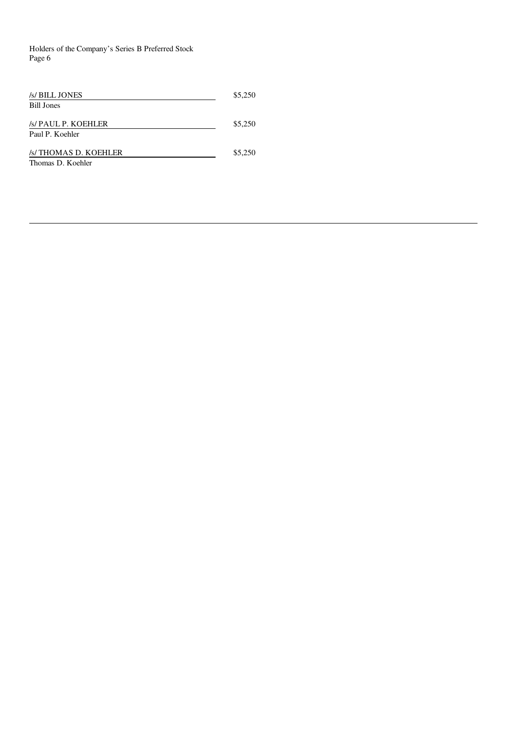/s/ BILL JONES $5,250
Bill Jones

/s/ PAUL P. KOEHLER $5,250
Paul P. Koehler

/s/ THOMAS D. KOEHLER $5,250
Thomas D. Koehler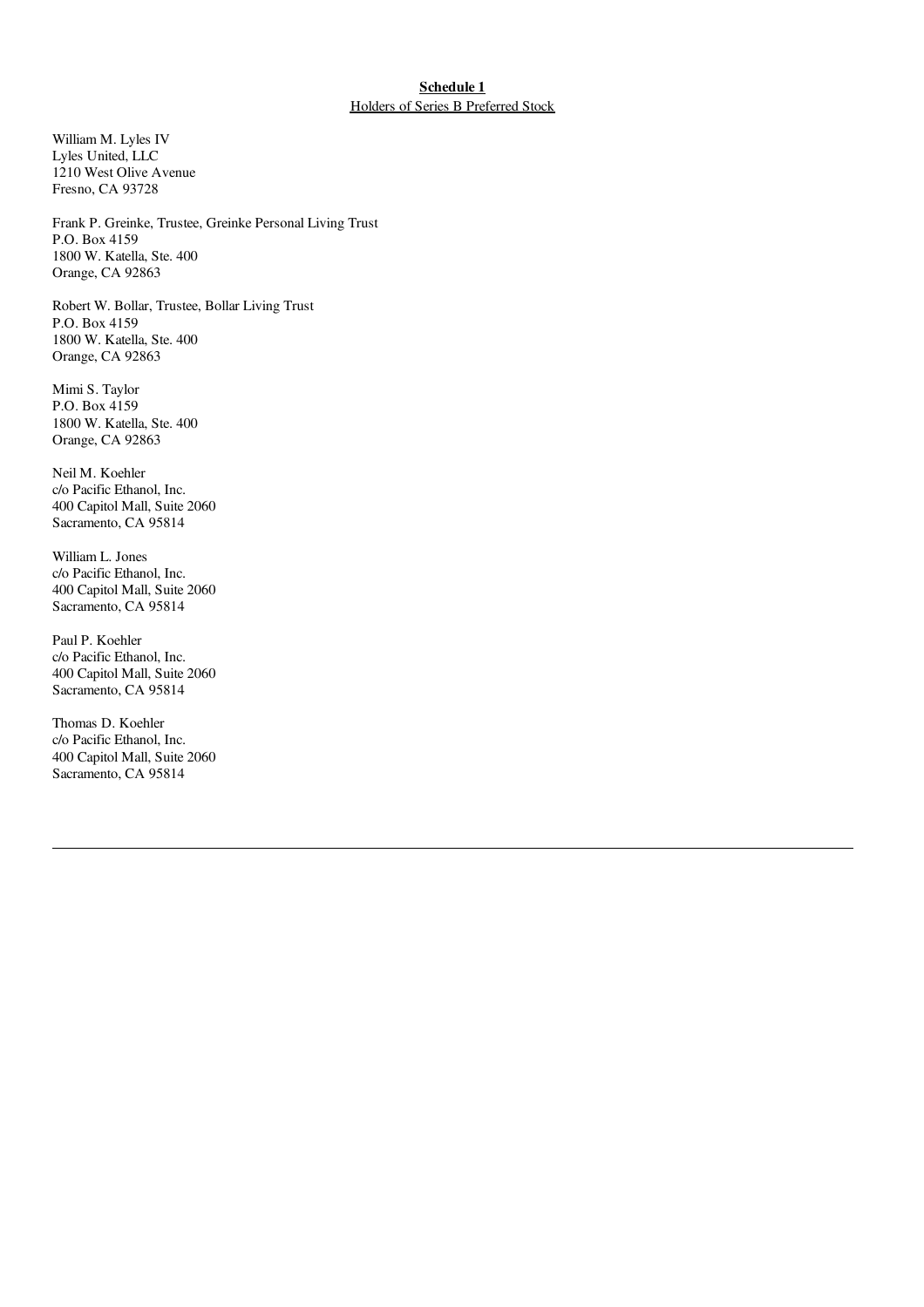**Schedule 1**

Holders of Series B Preferred Stock

William M. Lyles IV  
Lyles United, LLC  
1210 West Olive Avenue  
Fresno, CA 93728

Frank P. Greinke, Trustee, Greinke Personal Living Trust  
P.O. Box 4159  
1800 W. Katella, Ste. 400  
Orange, CA 92863

Robert W. Bollar, Trustee, Bollar Living Trust  
P.O. Box 4159  
1800 W. Katella, Ste. 400  
Orange, CA 92863

Mimi S. Taylor  
P.O. Box 4159  
1800 W. Katella, Ste. 400  
Orange, CA 92863

Neil M. Koehler  
c/o Pacific Ethanol, Inc.  
400 Capitol Mall, Suite 2060  
Sacramento, CA 95814

William L. Jones  
c/o Pacific Ethanol, Inc.  
400 Capitol Mall, Suite 2060  
Sacramento, CA 95814

Paul P. Koehler  
c/o Pacific Ethanol, Inc.  
400 Capitol Mall, Suite 2060  
Sacramento, CA 95814

Thomas D. Koehler  
c/o Pacific Ethanol, Inc.  
400 Capitol Mall, Suite 2060  
Sacramento, CA 95814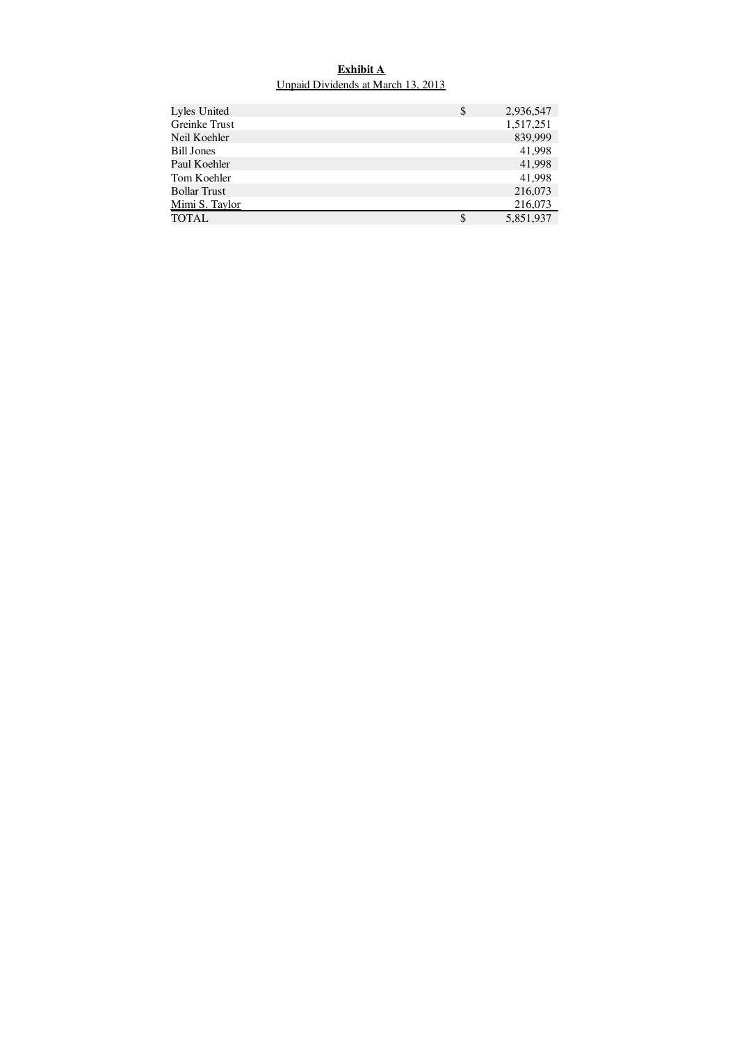**Exhibit A**

Unpaid Dividends at March 13, 2013

| | | |
|---|---|---|
| Lyles United | $ | 2,936,547 |
| Greinke Trust | | 1,517,251 |
| Neil Koehler | | 839,999 |
| Bill Jones | | 41,998 |
| Paul Koehler | | 41,998 |
| Tom Koehler | | 41,998 |
| Bollar Trust | | 216,073 |
| Mimi S. Taylor | | 216,073 |
| TOTAL | $ | 5,851,937 |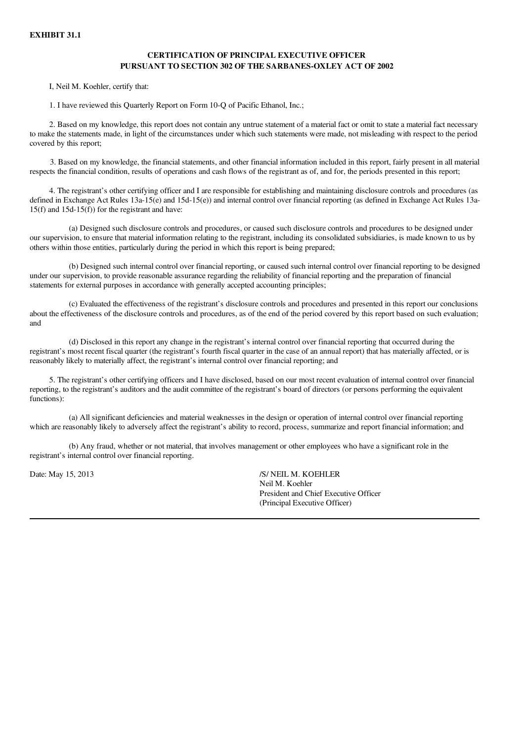**EXHIBIT 31.1**

**CERTIFICATION OF PRINCIPAL EXECUTIVE OFFICER**
**PURSUANT TO SECTION 302 OF THE SARBANES-OXLEY ACT OF 2002**

I, Neil M. Koehler, certify that:

1. I have reviewed this Quarterly Report on Form 10-Q of Pacific Ethanol, Inc.;

2. Based on my knowledge, this report does not contain any untrue statement of a material fact or omit to state a material fact necessary to make the statements made, in light of the circumstances under which such statements were made, not misleading with respect to the period covered by this report;

3. Based on my knowledge, the financial statements, and other financial information included in this report, fairly present in all material respects the financial condition, results of operations and cash flows of the registrant as of, and for, the periods presented in this report;

4. The registrant's other certifying officer and I are responsible for establishing and maintaining disclosure controls and procedures (as defined in Exchange Act Rules 13a-15(e) and 15d-15(e)) and internal control over financial reporting (as defined in Exchange Act Rules 13a-15(f) and 15d-15(f)) for the registrant and have:

(a) Designed such disclosure controls and procedures, or caused such disclosure controls and procedures to be designed under our supervision, to ensure that material information relating to the registrant, including its consolidated subsidiaries, is made known to us by others within those entities, particularly during the period in which this report is being prepared;

(b) Designed such internal control over financial reporting, or caused such internal control over financial reporting to be designed under our supervision, to provide reasonable assurance regarding the reliability of financial reporting and the preparation of financial statements for external purposes in accordance with generally accepted accounting principles;

(c) Evaluated the effectiveness of the registrant's disclosure controls and procedures and presented in this report our conclusions about the effectiveness of the disclosure controls and procedures, as of the end of the period covered by this report based on such evaluation; and

(d) Disclosed in this report any change in the registrant's internal control over financial reporting that occurred during the registrant's most recent fiscal quarter (the registrant's fourth fiscal quarter in the case of an annual report) that has materially affected, or is reasonably likely to materially affect, the registrant's internal control over financial reporting; and

5. The registrant's other certifying officers and I have disclosed, based on our most recent evaluation of internal control over financial reporting, to the registrant's auditors and the audit committee of the registrant's board of directors (or persons performing the equivalent functions):

(a) All significant deficiencies and material weaknesses in the design or operation of internal control over financial reporting which are reasonably likely to adversely affect the registrant's ability to record, process, summarize and report financial information; and

(b) Any fraud, whether or not material, that involves management or other employees who have a significant role in the registrant's internal control over financial reporting.

Date: May 15, 2013

/S/ NEIL M. KOEHLER
Neil M. Koehler
President and Chief Executive Officer
(Principal Executive Officer)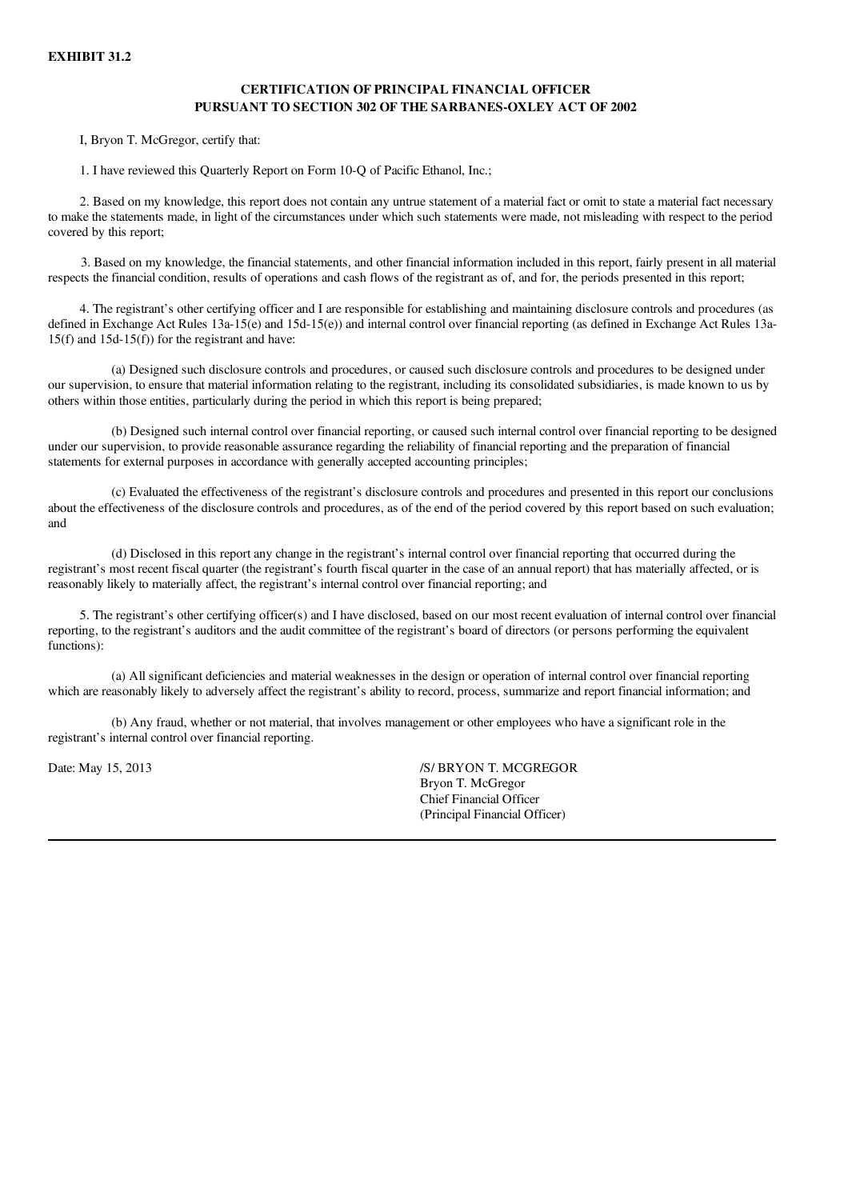**EXHIBIT 31.2**

**CERTIFICATION OF PRINCIPAL FINANCIAL OFFICER**
**PURSUANT TO SECTION 302 OF THE SARBANES-OXLEY ACT OF 2002**

I, Bryon T. McGregor, certify that:

1. I have reviewed this Quarterly Report on Form 10-Q of Pacific Ethanol, Inc.;

2. Based on my knowledge, this report does not contain any untrue statement of a material fact or omit to state a material fact necessary to make the statements made, in light of the circumstances under which such statements were made, not misleading with respect to the period covered by this report;

3. Based on my knowledge, the financial statements, and other financial information included in this report, fairly present in all material respects the financial condition, results of operations and cash flows of the registrant as of, and for, the periods presented in this report;

4. The registrant's other certifying officer and I are responsible for establishing and maintaining disclosure controls and procedures (as defined in Exchange Act Rules 13a-15(e) and 15d-15(e)) and internal control over financial reporting (as defined in Exchange Act Rules 13a-15(f) and 15d-15(f)) for the registrant and have:

(a) Designed such disclosure controls and procedures, or caused such disclosure controls and procedures to be designed under our supervision, to ensure that material information relating to the registrant, including its consolidated subsidiaries, is made known to us by others within those entities, particularly during the period in which this report is being prepared;

(b) Designed such internal control over financial reporting, or caused such internal control over financial reporting to be designed under our supervision, to provide reasonable assurance regarding the reliability of financial reporting and the preparation of financial statements for external purposes in accordance with generally accepted accounting principles;

(c) Evaluated the effectiveness of the registrant's disclosure controls and procedures and presented in this report our conclusions about the effectiveness of the disclosure controls and procedures, as of the end of the period covered by this report based on such evaluation; and

(d) Disclosed in this report any change in the registrant's internal control over financial reporting that occurred during the registrant's most recent fiscal quarter (the registrant's fourth fiscal quarter in the case of an annual report) that has materially affected, or is reasonably likely to materially affect, the registrant's internal control over financial reporting; and

5. The registrant's other certifying officer(s) and I have disclosed, based on our most recent evaluation of internal control over financial reporting, to the registrant's auditors and the audit committee of the registrant's board of directors (or persons performing the equivalent functions):

(a) All significant deficiencies and material weaknesses in the design or operation of internal control over financial reporting which are reasonably likely to adversely affect the registrant's ability to record, process, summarize and report financial information; and

(b) Any fraud, whether or not material, that involves management or other employees who have a significant role in the registrant's internal control over financial reporting.

Date: May 15, 2013

/S/ BRYON T. MCGREGOR
Bryon T. McGregor
Chief Financial Officer
(Principal Financial Officer)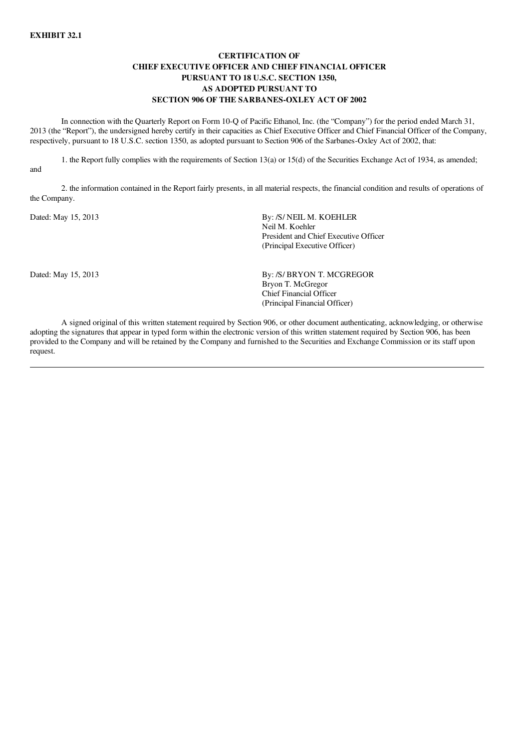**EXHIBIT 32.1**

**CERTIFICATION OF**
**CHIEF EXECUTIVE OFFICER AND CHIEF FINANCIAL OFFICER**
**PURSUANT TO 18 U.S.C. SECTION 1350,**
**AS ADOPTED PURSUANT TO**
**SECTION 906 OF THE SARBANES-OXLEY ACT OF 2002**

In connection with the Quarterly Report on Form 10-Q of Pacific Ethanol, Inc. (the "Company") for the period ended March 31, 2013 (the "Report"), the undersigned hereby certify in their capacities as Chief Executive Officer and Chief Financial Officer of the Company, respectively, pursuant to 18 U.S.C. section 1350, as adopted pursuant to Section 906 of the Sarbanes-Oxley Act of 2002, that:

1. the Report fully complies with the requirements of Section 13(a) or 15(d) of the Securities Exchange Act of 1934, as amended; and

2. the information contained in the Report fairly presents, in all material respects, the financial condition and results of operations of the Company.

Dated: May 15, 2013

By: /S/ NEIL M. KOEHLER
Neil M. Koehler
President and Chief Executive Officer
(Principal Executive Officer)

Dated: May 15, 2013

By: /S/ BRYON T. MCGREGOR
Bryon T. McGregor
Chief Financial Officer
(Principal Financial Officer)

A signed original of this written statement required by Section 906, or other document authenticating, acknowledging, or otherwise adopting the signatures that appear in typed form within the electronic version of this written statement required by Section 906, has been provided to the Company and will be retained by the Company and furnished to the Securities and Exchange Commission or its staff upon request.